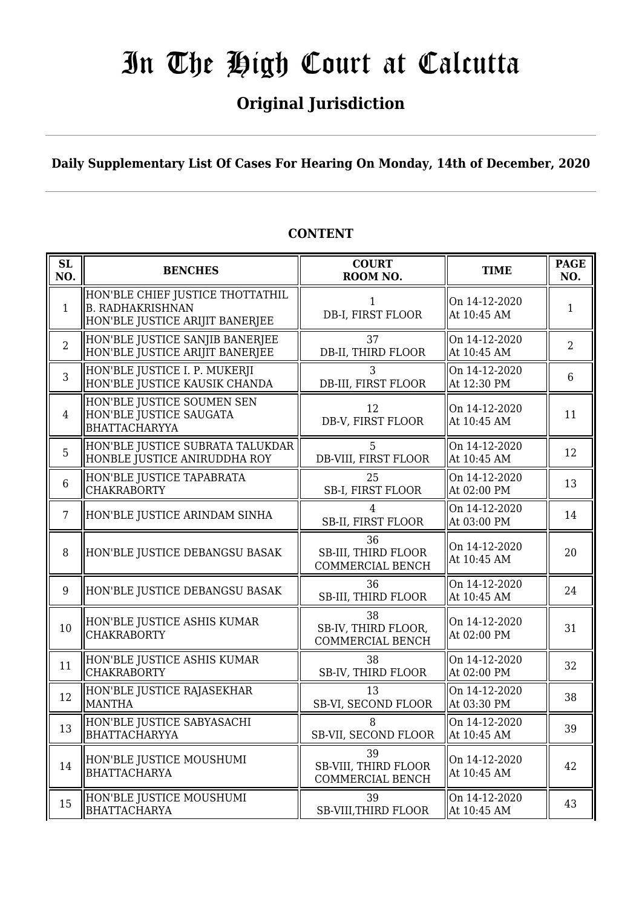# In The High Court at Calcutta

## Original Jurisdiction

**Daily Supplementary List Of Cases For Hearing On Monday, 14th of December, 2020**

**CONTENT**

| SL NO. | BENCHES | COURT ROOM NO. | TIME | PAGE NO. |
|---|---|---|---|---|
| 1 | HON'BLE CHIEF JUSTICE THOTTATHIL B. RADHAKRISHNAN<br>HON'BLE JUSTICE ARIJIT BANERJEE | 1<br>DB-I, FIRST FLOOR | On 14-12-2020<br>At 10:45 AM | 1 |
| 2 | HON'BLE JUSTICE SANJIB BANERJEE<br>HON'BLE JUSTICE ARIJIT BANERJEE | 37<br>DB-II, THIRD FLOOR | On 14-12-2020<br>At 10:45 AM | 2 |
| 3 | HON'BLE JUSTICE I. P. MUKERJI<br>HON'BLE JUSTICE KAUSIK CHANDA | 3<br>DB-III, FIRST FLOOR | On 14-12-2020<br>At 12:30 PM | 6 |
| 4 | HON'BLE JUSTICE SOUMEN SEN<br>HON'BLE JUSTICE SAUGATA BHATTACHARYYA | 12<br>DB-V, FIRST FLOOR | On 14-12-2020<br>At 10:45 AM | 11 |
| 5 | HON'BLE JUSTICE SUBRATA TALUKDAR<br>HONBLE JUSTICE ANIRUDDHA ROY | 5<br>DB-VIII, FIRST FLOOR | On 14-12-2020<br>At 10:45 AM | 12 |
| 6 | HON'BLE JUSTICE TAPABRATA CHAKRABORTY | 25<br>SB-I, FIRST FLOOR | On 14-12-2020<br>At 02:00 PM | 13 |
| 7 | HON'BLE JUSTICE ARINDAM SINHA | 4<br>SB-II, FIRST FLOOR | On 14-12-2020<br>At 03:00 PM | 14 |
| 8 | HON'BLE JUSTICE DEBANGSU BASAK | 36<br>SB-III, THIRD FLOOR<br>COMMERCIAL BENCH | On 14-12-2020<br>At 10:45 AM | 20 |
| 9 | HON'BLE JUSTICE DEBANGSU BASAK | 36<br>SB-III, THIRD FLOOR | On 14-12-2020<br>At 10:45 AM | 24 |
| 10 | HON'BLE JUSTICE ASHIS KUMAR CHAKRABORTY | 38<br>SB-IV, THIRD FLOOR,<br>COMMERCIAL BENCH | On 14-12-2020<br>At 02:00 PM | 31 |
| 11 | HON'BLE JUSTICE ASHIS KUMAR CHAKRABORTY | 38<br>SB-IV, THIRD FLOOR | On 14-12-2020<br>At 02:00 PM | 32 |
| 12 | HON'BLE JUSTICE RAJASEKHAR MANTHA | 13<br>SB-VI, SECOND FLOOR | On 14-12-2020<br>At 03:30 PM | 38 |
| 13 | HON'BLE JUSTICE SABYASACHI BHATTACHARYYA | 8<br>SB-VII, SECOND FLOOR | On 14-12-2020<br>At 10:45 AM | 39 |
| 14 | HON'BLE JUSTICE MOUSHUMI BHATTACHARYA | 39<br>SB-VIII, THIRD FLOOR<br>COMMERCIAL BENCH | On 14-12-2020<br>At 10:45 AM | 42 |
| 15 | HON'BLE JUSTICE MOUSHUMI BHATTACHARYA | 39<br>SB-VIII,THIRD FLOOR | On 14-12-2020<br>At 10:45 AM | 43 |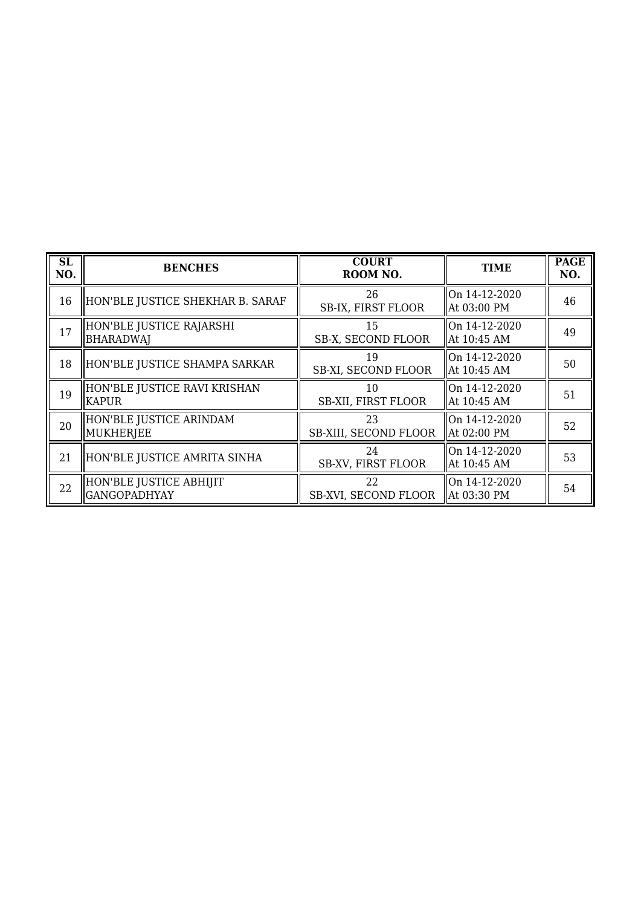| SL NO. | BENCHES | COURT ROOM NO. | TIME | PAGE NO. |
|---|---|---|---|---|
| 16 | HON'BLE JUSTICE SHEKHAR B. SARAF | 26<br>SB-IX, FIRST FLOOR | On 14-12-2020<br>At 03:00 PM | 46 |
| 17 | HON'BLE JUSTICE RAJARSHI BHARADWAJ | 15<br>SB-X, SECOND FLOOR | On 14-12-2020<br>At 10:45 AM | 49 |
| 18 | HON'BLE JUSTICE SHAMPA SARKAR | 19<br>SB-XI, SECOND FLOOR | On 14-12-2020<br>At 10:45 AM | 50 |
| 19 | HON'BLE JUSTICE RAVI KRISHAN KAPUR | 10<br>SB-XII, FIRST FLOOR | On 14-12-2020<br>At 10:45 AM | 51 |
| 20 | HON'BLE JUSTICE ARINDAM MUKHERJEE | 23<br>SB-XIII, SECOND FLOOR | On 14-12-2020<br>At 02:00 PM | 52 |
| 21 | HON'BLE JUSTICE AMRITA SINHA | 24<br>SB-XV, FIRST FLOOR | On 14-12-2020<br>At 10:45 AM | 53 |
| 22 | HON'BLE JUSTICE ABHIJIT GANGOPADHYAY | 22<br>SB-XVI, SECOND FLOOR | On 14-12-2020<br>At 03:30 PM | 54 |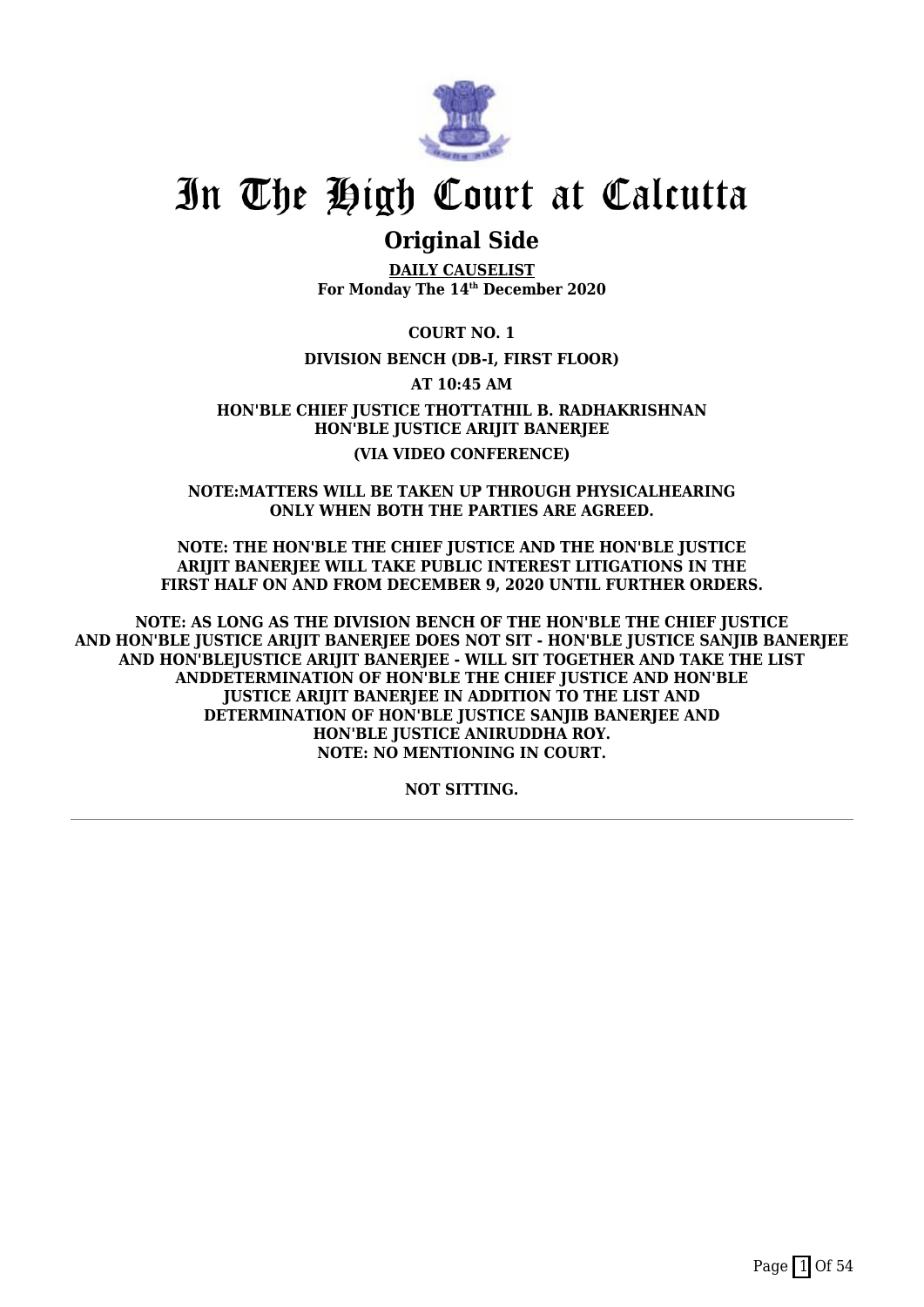# In The High Court at Calcutta

## Original Side

**DAILY CAUSELIST**
**For Monday The 14th December 2020**

**COURT NO. 1**

**DIVISION BENCH (DB-I, FIRST FLOOR)**

**AT 10:45 AM**

**HON'BLE CHIEF JUSTICE THOTTATHIL B. RADHAKRISHNAN**
**HON'BLE JUSTICE ARIJIT BANERJEE**

**(VIA VIDEO CONFERENCE)**

**NOTE:MATTERS WILL BE TAKEN UP THROUGH PHYSICALHEARING ONLY WHEN BOTH THE PARTIES ARE AGREED.**

**NOTE: THE HON'BLE THE CHIEF JUSTICE AND THE HON'BLE JUSTICE ARIJIT BANERJEE WILL TAKE PUBLIC INTEREST LITIGATIONS IN THE FIRST HALF ON AND FROM DECEMBER 9, 2020 UNTIL FURTHER ORDERS.**

**NOTE: AS LONG AS THE DIVISION BENCH OF THE HON'BLE THE CHIEF JUSTICE AND HON'BLE JUSTICE ARIJIT BANERJEE DOES NOT SIT - HON'BLE JUSTICE SANJIB BANERJEE AND HON'BLEJUSTICE ARIJIT BANERJEE - WILL SIT TOGETHER AND TAKE THE LIST ANDDETERMINATION OF HON'BLE THE CHIEF JUSTICE AND HON'BLE JUSTICE ARIJIT BANERJEE IN ADDITION TO THE LIST AND DETERMINATION OF HON'BLE JUSTICE SANJIB BANERJEE AND HON'BLE JUSTICE ANIRUDDHA ROY.**
**NOTE: NO MENTIONING IN COURT.**

**NOT SITTING.**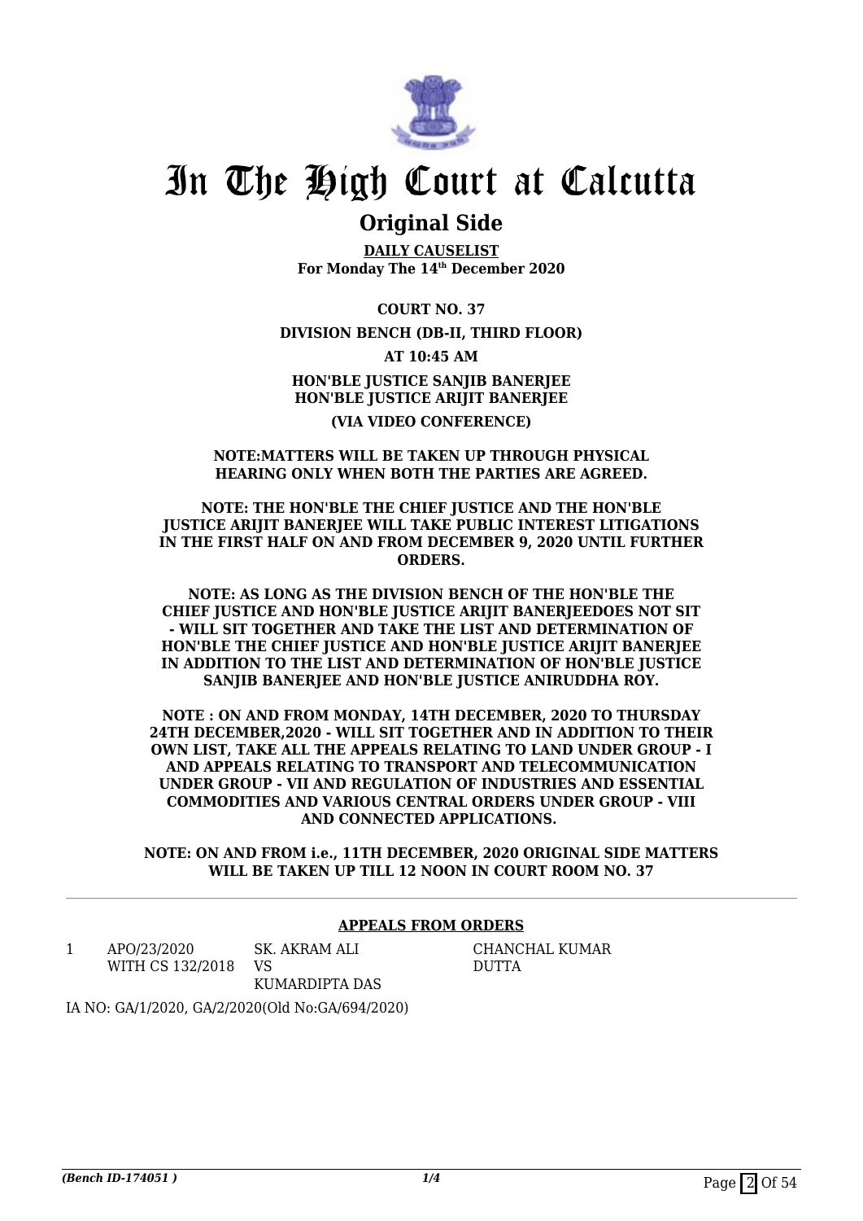# In The High Court at Calcutta

## Original Side

**DAILY CAUSELIST**
**For Monday The 14th December 2020**

**COURT NO. 37**

**DIVISION BENCH (DB-II, THIRD FLOOR)**

**AT 10:45 AM**

**HON'BLE JUSTICE SANJIB BANERJEE**
**HON'BLE JUSTICE ARIJIT BANERJEE**

**(VIA VIDEO CONFERENCE)**

**NOTE:MATTERS WILL BE TAKEN UP THROUGH PHYSICAL HEARING ONLY WHEN BOTH THE PARTIES ARE AGREED.**

**NOTE: THE HON'BLE THE CHIEF JUSTICE AND THE HON'BLE JUSTICE ARIJIT BANERJEE WILL TAKE PUBLIC INTEREST LITIGATIONS IN THE FIRST HALF ON AND FROM DECEMBER 9, 2020 UNTIL FURTHER ORDERS.**

**NOTE: AS LONG AS THE DIVISION BENCH OF THE HON'BLE THE CHIEF JUSTICE AND HON'BLE JUSTICE ARIJIT BANERJEEDOES NOT SIT - WILL SIT TOGETHER AND TAKE THE LIST AND DETERMINATION OF HON'BLE THE CHIEF JUSTICE AND HON'BLE JUSTICE ARIJIT BANERJEE IN ADDITION TO THE LIST AND DETERMINATION OF HON'BLE JUSTICE SANJIB BANERJEE AND HON'BLE JUSTICE ANIRUDDHA ROY.**

**NOTE : ON AND FROM MONDAY, 14TH DECEMBER, 2020 TO THURSDAY 24TH DECEMBER,2020 - WILL SIT TOGETHER AND IN ADDITION TO THEIR OWN LIST, TAKE ALL THE APPEALS RELATING TO LAND UNDER GROUP - I AND APPEALS RELATING TO TRANSPORT AND TELECOMMUNICATION UNDER GROUP - VII AND REGULATION OF INDUSTRIES AND ESSENTIAL COMMODITIES AND VARIOUS CENTRAL ORDERS UNDER GROUP - VIII AND CONNECTED APPLICATIONS.**

**NOTE: ON AND FROM i.e., 11TH DECEMBER, 2020 ORIGINAL SIDE MATTERS WILL BE TAKEN UP TILL 12 NOON IN COURT ROOM NO. 37**

**APPEALS FROM ORDERS**

| | | | |
|---|---|---|---|
| 1 | APO/23/2020 WITH CS 132/2018 | SK. AKRAM ALI VS KUMARDIPTA DAS | CHANCHAL KUMAR DUTTA |

IA NO: GA/1/2020, GA/2/2020(Old No:GA/694/2020)

*(Bench ID-174051 )* 1/4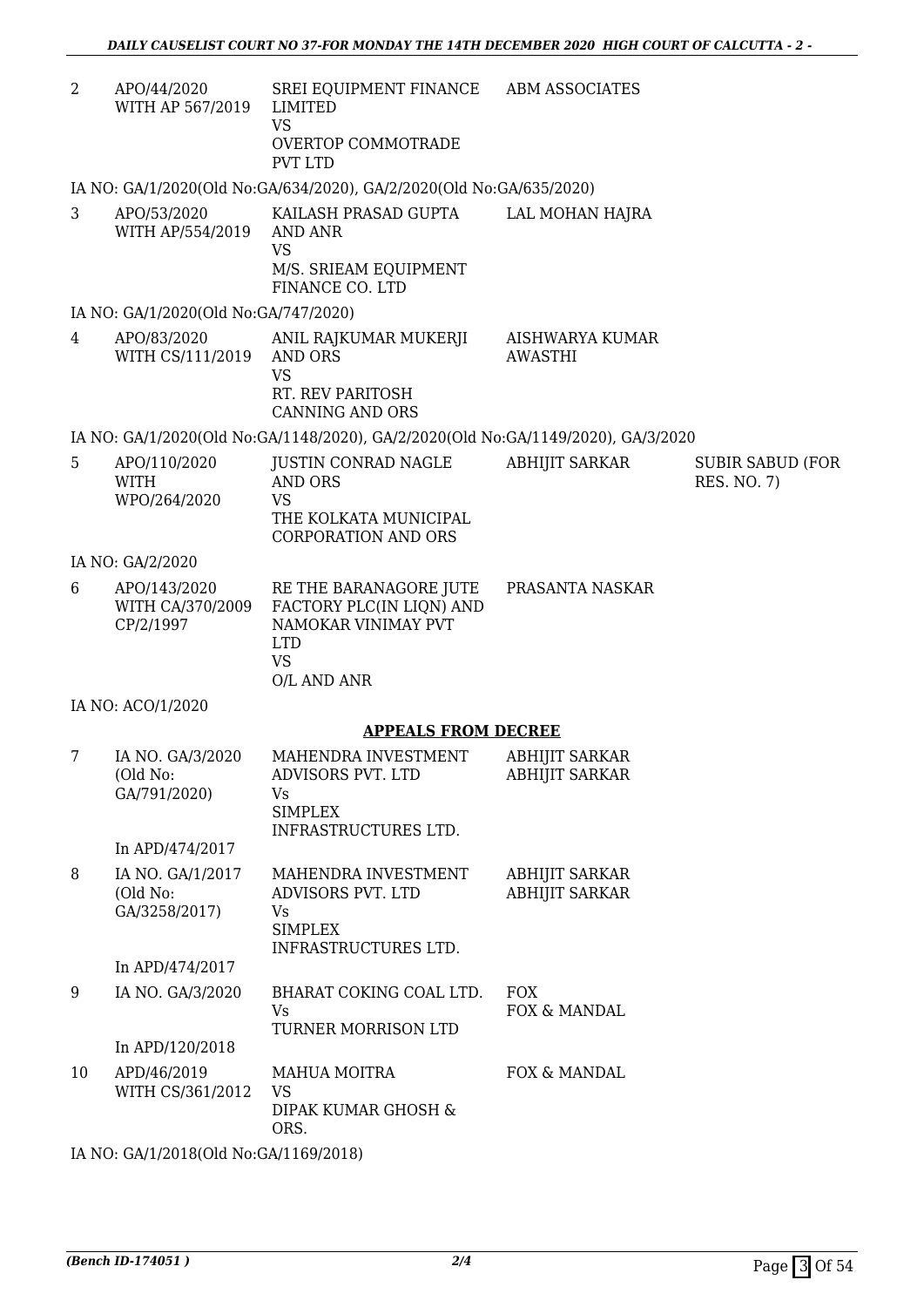| | | | | |
|---|---|---|---|---|
| 2 | APO/44/2020 WITH AP 567/2019 | SREI EQUIPMENT FINANCE LIMITED VS OVERTOP COMMOTRADE PVT LTD | ABM ASSOCIATES | |

IA NO: GA/1/2020(Old No:GA/634/2020), GA/2/2020(Old No:GA/635/2020)

| | | | | |
|---|---|---|---|---|
| 3 | APO/53/2020 WITH AP/554/2019 | KAILASH PRASAD GUPTA AND ANR VS M/S. SRIEAM EQUIPMENT FINANCE CO. LTD | LAL MOHAN HAJRA | |

IA NO: GA/1/2020(Old No:GA/747/2020)

| | | | | |
|---|---|---|---|---|
| 4 | APO/83/2020 WITH CS/111/2019 | ANIL RAJKUMAR MUKERJI AND ORS VS RT. REV PARITOSH CANNING AND ORS | AISHWARYA KUMAR AWASTHI | |

IA NO: GA/1/2020(Old No:GA/1148/2020), GA/2/2020(Old No:GA/1149/2020), GA/3/2020

| | | | | |
|---|---|---|---|---|
| 5 | APO/110/2020 WITH WPO/264/2020 | JUSTIN CONRAD NAGLE AND ORS VS THE KOLKATA MUNICIPAL CORPORATION AND ORS | ABHIJIT SARKAR | SUBIR SABUD (FOR RES. NO. 7) |

IA NO: GA/2/2020

| | | | | |
|---|---|---|---|---|
| 6 | APO/143/2020 WITH CA/370/2009 CP/2/1997 | RE THE BARANAGORE JUTE FACTORY PLC(IN LIQN) AND NAMOKAR VINIMAY PVT LTD VS O/L AND ANR | PRASANTA NASKAR | |

IA NO: ACO/1/2020

## APPEALS FROM DECREE

| | | | | |
|---|---|---|---|---|
| 7 | IA NO. GA/3/2020 (Old No: GA/791/2020) In APD/474/2017 | MAHENDRA INVESTMENT ADVISORS PVT. LTD Vs SIMPLEX INFRASTRUCTURES LTD. | ABHIJIT SARKAR ABHIJIT SARKAR | |
| 8 | IA NO. GA/1/2017 (Old No: GA/3258/2017) In APD/474/2017 | MAHENDRA INVESTMENT ADVISORS PVT. LTD Vs SIMPLEX INFRASTRUCTURES LTD. | ABHIJIT SARKAR ABHIJIT SARKAR | |
| 9 | IA NO. GA/3/2020 In APD/120/2018 | BHARAT COKING COAL LTD. Vs TURNER MORRISON LTD | FOX FOX & MANDAL | |
| 10 | APD/46/2019 WITH CS/361/2012 | MAHUA MOITRA VS DIPAK KUMAR GHOSH & ORS. | FOX & MANDAL | |

IA NO: GA/1/2018(Old No:GA/1169/2018)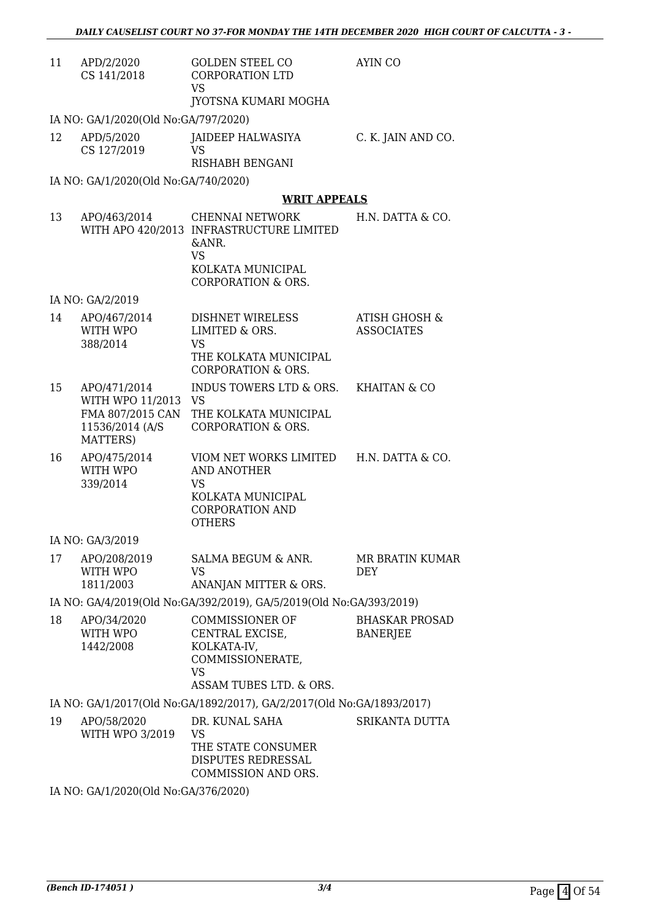| | | | |
|---|---|---|---|
| 11 | APD/2/2020<br>CS 141/2018 | GOLDEN STEEL CO CORPORATION LTD<br>VS<br>JYOTSNA KUMARI MOGHA | AYIN CO |

IA NO: GA/1/2020(Old No:GA/797/2020)

| | | | |
|---|---|---|---|
| 12 | APD/5/2020<br>CS 127/2019 | JAIDEEP HALWASIYA<br>VS<br>RISHABH BENGANI | C. K. JAIN AND CO. |

IA NO: GA/1/2020(Old No:GA/740/2020)

## WRIT APPEALS

| | | | |
|---|---|---|---|
| 13 | APO/463/2014<br>WITH APO 420/2013 | CHENNAI NETWORK INFRASTRUCTURE LIMITED &ANR.<br>VS<br>KOLKATA MUNICIPAL CORPORATION & ORS. | H.N. DATTA & CO. |

IA NO: GA/2/2019

| | | | |
|---|---|---|---|
| 14 | APO/467/2014<br>WITH WPO 388/2014 | DISHNET WIRELESS LIMITED & ORS.<br>VS<br>THE KOLKATA MUNICIPAL CORPORATION & ORS. | ATISH GHOSH & ASSOCIATES |
| 15 | APO/471/2014<br>WITH WPO 11/2013<br>FMA 807/2015 CAN 11536/2014 (A/S MATTERS) | INDUS TOWERS LTD & ORS.<br>VS<br>THE KOLKATA MUNICIPAL CORPORATION & ORS. | KHAITAN & CO |
| 16 | APO/475/2014<br>WITH WPO 339/2014 | VIOM NET WORKS LIMITED AND ANOTHER<br>VS<br>KOLKATA MUNICIPAL CORPORATION AND OTHERS | H.N. DATTA & CO. |

IA NO: GA/3/2019

| | | | |
|---|---|---|---|
| 17 | APO/208/2019<br>WITH WPO 1811/2003 | SALMA BEGUM & ANR.<br>VS<br>ANANJAN MITTER & ORS. | MR BRATIN KUMAR DEY |

IA NO: GA/4/2019(Old No:GA/392/2019), GA/5/2019(Old No:GA/393/2019)

| | | | |
|---|---|---|---|
| 18 | APO/34/2020<br>WITH WPO 1442/2008 | COMMISSIONER OF CENTRAL EXCISE, KOLKATA-IV, COMMISSIONERATE,<br>VS<br>ASSAM TUBES LTD. & ORS. | BHASKAR PROSAD BANERJEE |

IA NO: GA/1/2017(Old No:GA/1892/2017), GA/2/2017(Old No:GA/1893/2017)

| | | | |
|---|---|---|---|
| 19 | APO/58/2020<br>WITH WPO 3/2019 | DR. KUNAL SAHA<br>VS<br>THE STATE CONSUMER DISPUTES REDRESSAL COMMISSION AND ORS. | SRIKANTA DUTTA |

IA NO: GA/1/2020(Old No:GA/376/2020)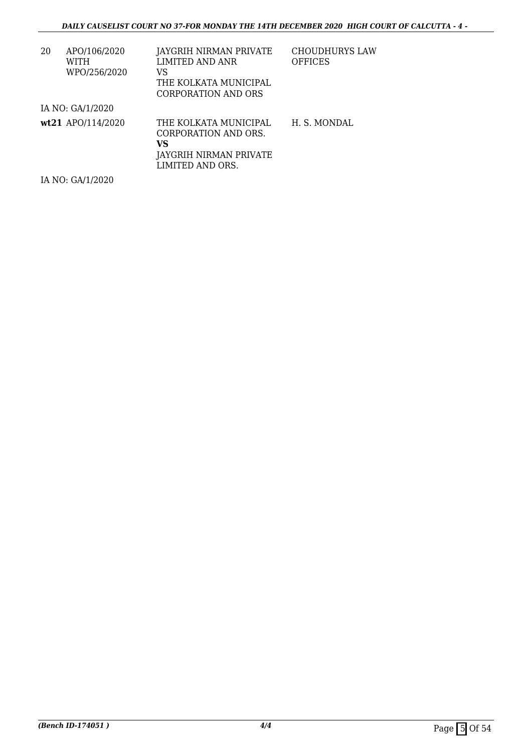| | | | |
|---|---|---|---|
| 20 | APO/106/2020<br>WITH<br>WPO/256/2020 | JAYGRIH NIRMAN PRIVATE LIMITED AND ANR<br>VS<br>THE KOLKATA MUNICIPAL CORPORATION AND ORS | CHOUDHURYS LAW OFFICES |
| | IA NO: GA/1/2020 | | |
| **wt21** | APO/114/2020 | THE KOLKATA MUNICIPAL CORPORATION AND ORS.<br>**VS**<br>JAYGRIH NIRMAN PRIVATE LIMITED AND ORS. | H. S. MONDAL |
| | IA NO: GA/1/2020 | | |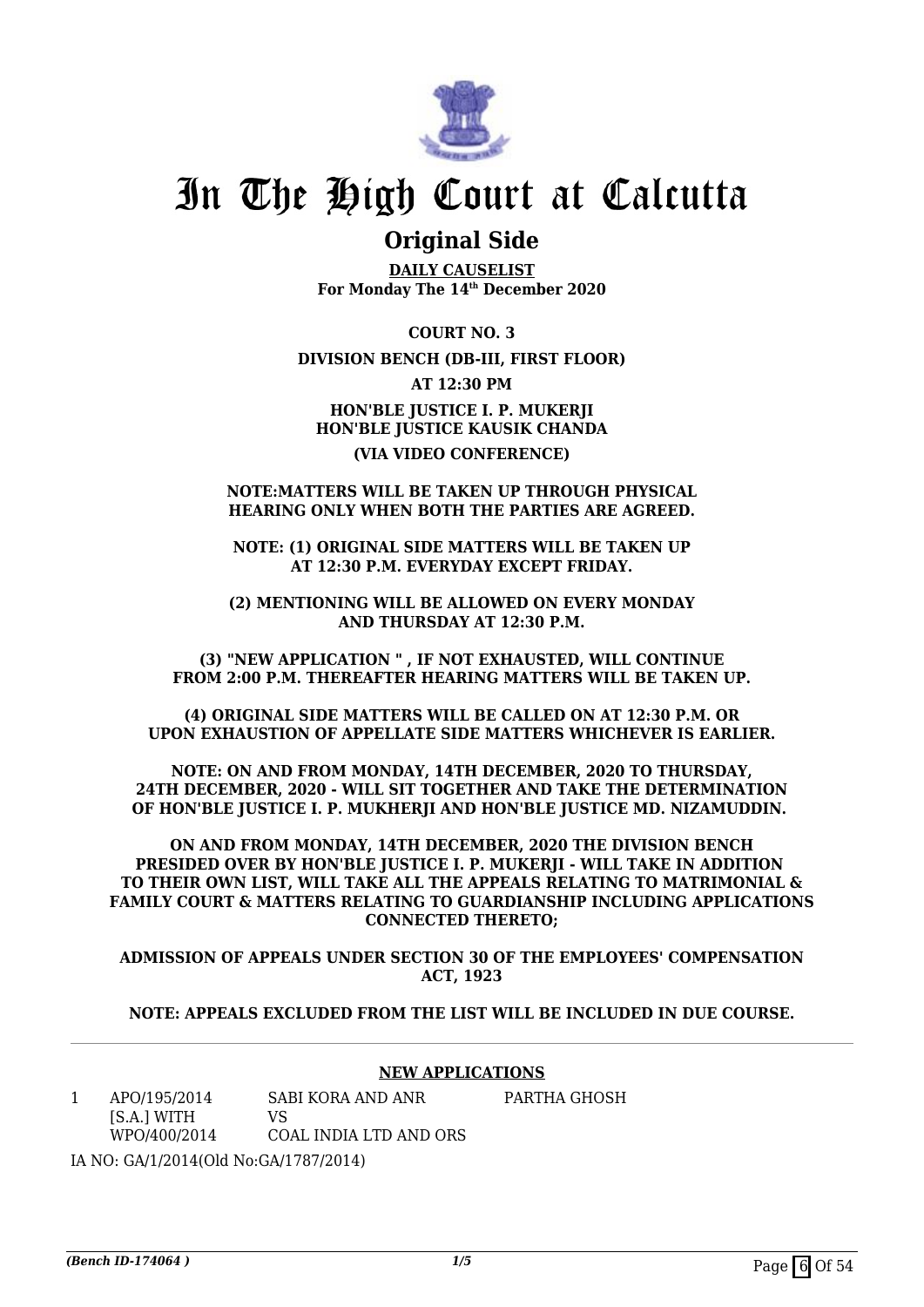# In The High Court at Calcutta

## Original Side

**DAILY CAUSELIST**
**For Monday The 14th December 2020**

**COURT NO. 3**

**DIVISION BENCH (DB-III, FIRST FLOOR)**

**AT 12:30 PM**

**HON'BLE JUSTICE I. P. MUKERJI**
**HON'BLE JUSTICE KAUSIK CHANDA**

**(VIA VIDEO CONFERENCE)**

**NOTE:MATTERS WILL BE TAKEN UP THROUGH PHYSICAL HEARING ONLY WHEN BOTH THE PARTIES ARE AGREED.**

**NOTE: (1) ORIGINAL SIDE MATTERS WILL BE TAKEN UP AT 12:30 P.M. EVERYDAY EXCEPT FRIDAY.**

**(2) MENTIONING WILL BE ALLOWED ON EVERY MONDAY AND THURSDAY AT 12:30 P.M.**

**(3) "NEW APPLICATION " , IF NOT EXHAUSTED, WILL CONTINUE FROM 2:00 P.M. THEREAFTER HEARING MATTERS WILL BE TAKEN UP.**

**(4) ORIGINAL SIDE MATTERS WILL BE CALLED ON AT 12:30 P.M. OR UPON EXHAUSTION OF APPELLATE SIDE MATTERS WHICHEVER IS EARLIER.**

**NOTE: ON AND FROM MONDAY, 14TH DECEMBER, 2020 TO THURSDAY, 24TH DECEMBER, 2020 - WILL SIT TOGETHER AND TAKE THE DETERMINATION OF HON'BLE JUSTICE I. P. MUKHERJI AND HON'BLE JUSTICE MD. NIZAMUDDIN.**

**ON AND FROM MONDAY, 14TH DECEMBER, 2020 THE DIVISION BENCH PRESIDED OVER BY HON'BLE JUSTICE I. P. MUKERJI - WILL TAKE IN ADDITION TO THEIR OWN LIST, WILL TAKE ALL THE APPEALS RELATING TO MATRIMONIAL & FAMILY COURT & MATTERS RELATING TO GUARDIANSHIP INCLUDING APPLICATIONS CONNECTED THERETO;**

**ADMISSION OF APPEALS UNDER SECTION 30 OF THE EMPLOYEES' COMPENSATION ACT, 1923**

**NOTE: APPEALS EXCLUDED FROM THE LIST WILL BE INCLUDED IN DUE COURSE.**

---

**NEW APPLICATIONS**

| | | | |
|---|---|---|---|
| 1 | APO/195/2014 [S.A.] WITH WPO/400/2014 | SABI KORA AND ANR VS COAL INDIA LTD AND ORS | PARTHA GHOSH |

IA NO: GA/1/2014(Old No:GA/1787/2014)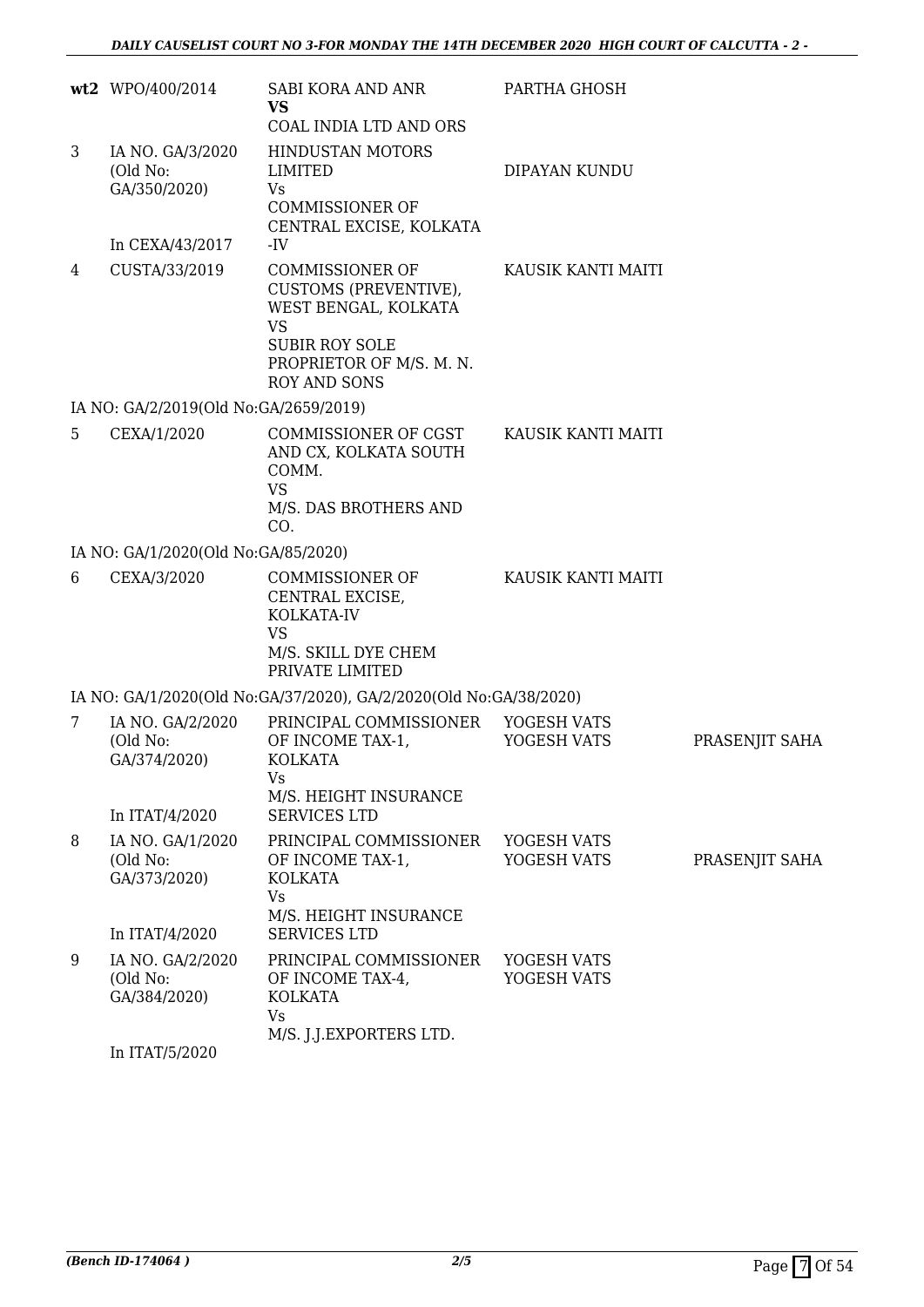| | | | | |
|---|---|---|---|---|
| **wt2** | WPO/400/2014 | SABI KORA AND ANR **VS** COAL INDIA LTD AND ORS | PARTHA GHOSH | |
| 3 | IA NO. GA/3/2020 (Old No: GA/350/2020) In CEXA/43/2017 | HINDUSTAN MOTORS LIMITED Vs COMMISSIONER OF CENTRAL EXCISE, KOLKATA -IV | DIPAYAN KUNDU | |
| 4 | CUSTA/33/2019 | COMMISSIONER OF CUSTOMS (PREVENTIVE), WEST BENGAL, KOLKATA VS SUBIR ROY SOLE PROPRIETOR OF M/S. M. N. ROY AND SONS | KAUSIK KANTI MAITI | |
| | IA NO: GA/2/2019(Old No:GA/2659/2019) | | | |
| 5 | CEXA/1/2020 | COMMISSIONER OF CGST AND CX, KOLKATA SOUTH COMM. VS M/S. DAS BROTHERS AND CO. | KAUSIK KANTI MAITI | |
| | IA NO: GA/1/2020(Old No:GA/85/2020) | | | |
| 6 | CEXA/3/2020 | COMMISSIONER OF CENTRAL EXCISE, KOLKATA-IV VS M/S. SKILL DYE CHEM PRIVATE LIMITED | KAUSIK KANTI MAITI | |
| | IA NO: GA/1/2020(Old No:GA/37/2020), GA/2/2020(Old No:GA/38/2020) | | | |
| 7 | IA NO. GA/2/2020 (Old No: GA/374/2020) In ITAT/4/2020 | PRINCIPAL COMMISSIONER OF INCOME TAX-1, KOLKATA Vs M/S. HEIGHT INSURANCE SERVICES LTD | YOGESH VATS YOGESH VATS | PRASENJIT SAHA |
| 8 | IA NO. GA/1/2020 (Old No: GA/373/2020) In ITAT/4/2020 | PRINCIPAL COMMISSIONER OF INCOME TAX-1, KOLKATA Vs M/S. HEIGHT INSURANCE SERVICES LTD | YOGESH VATS YOGESH VATS | PRASENJIT SAHA |
| 9 | IA NO. GA/2/2020 (Old No: GA/384/2020) In ITAT/5/2020 | PRINCIPAL COMMISSIONER OF INCOME TAX-4, KOLKATA Vs M/S. J.J.EXPORTERS LTD. | YOGESH VATS YOGESH VATS | |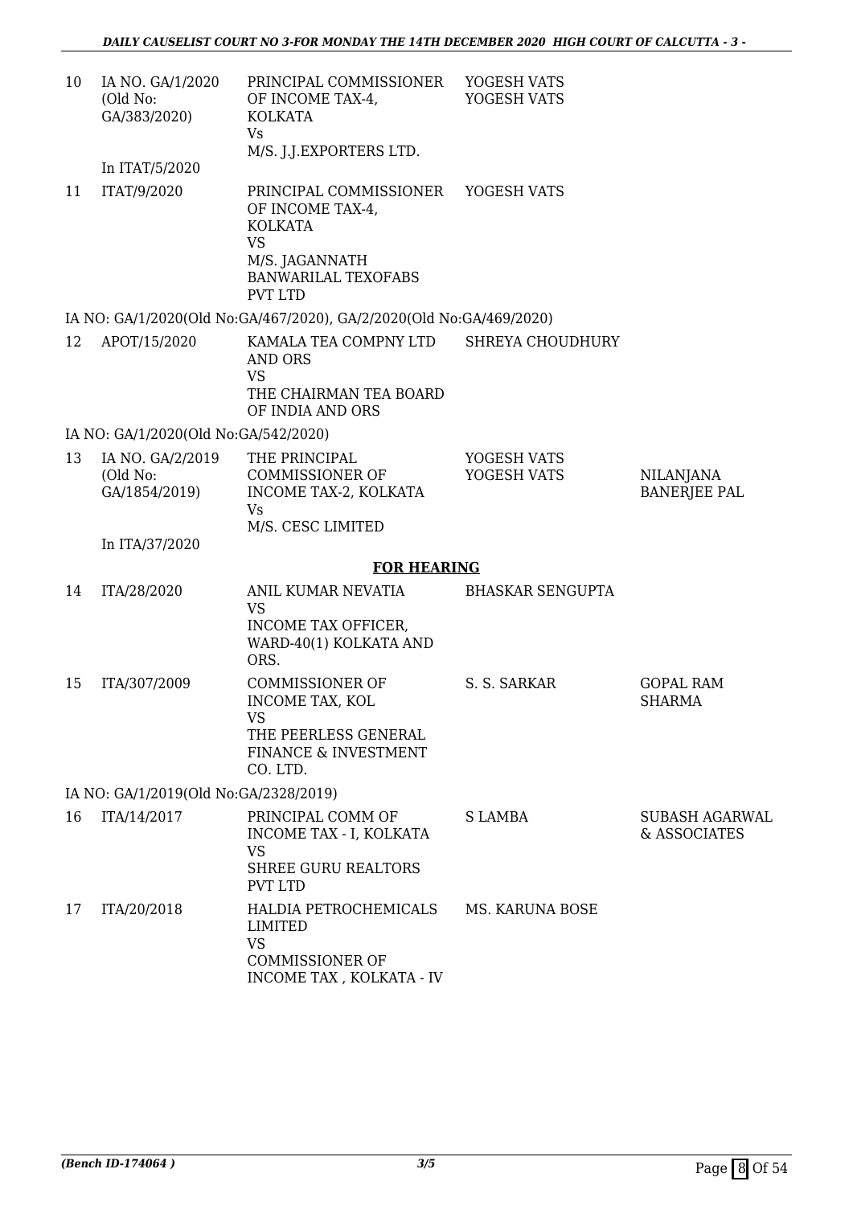| | | | | |
|---|---|---|---|---|
| 10 | IA NO. GA/1/2020 (Old No: GA/383/2020) In ITAT/5/2020 | PRINCIPAL COMMISSIONER OF INCOME TAX-4, KOLKATA Vs M/S. J.J.EXPORTERS LTD. | YOGESH VATS YOGESH VATS | |
| 11 | ITAT/9/2020 | PRINCIPAL COMMISSIONER OF INCOME TAX-4, KOLKATA VS M/S. JAGANNATH BANWARILAL TEXOFABS PVT LTD | YOGESH VATS | |

IA NO: GA/1/2020(Old No:GA/467/2020), GA/2/2020(Old No:GA/469/2020)

| | | | | |
|---|---|---|---|---|
| 12 | APOT/15/2020 | KAMALA TEA COMPNY LTD AND ORS VS THE CHAIRMAN TEA BOARD OF INDIA AND ORS | SHREYA CHOUDHURY | |

IA NO: GA/1/2020(Old No:GA/542/2020)

| | | | | |
|---|---|---|---|---|
| 13 | IA NO. GA/2/2019 (Old No: GA/1854/2019) In ITA/37/2020 | THE PRINCIPAL COMMISSIONER OF INCOME TAX-2, KOLKATA Vs M/S. CESC LIMITED | YOGESH VATS YOGESH VATS | NILANJANA BANERJEE PAL |

## FOR HEARING

| | | | | |
|---|---|---|---|---|
| 14 | ITA/28/2020 | ANIL KUMAR NEVATIA VS INCOME TAX OFFICER, WARD-40(1) KOLKATA AND ORS. | BHASKAR SENGUPTA | |
| 15 | ITA/307/2009 | COMMISSIONER OF INCOME TAX, KOL VS THE PEERLESS GENERAL FINANCE & INVESTMENT CO. LTD. | S. S. SARKAR | GOPAL RAM SHARMA |

IA NO: GA/1/2019(Old No:GA/2328/2019)

| | | | | |
|---|---|---|---|---|
| 16 | ITA/14/2017 | PRINCIPAL COMM OF INCOME TAX - I, KOLKATA VS SHREE GURU REALTORS PVT LTD | S LAMBA | SUBASH AGARWAL & ASSOCIATES |
| 17 | ITA/20/2018 | HALDIA PETROCHEMICALS LIMITED VS COMMISSIONER OF INCOME TAX , KOLKATA - IV | MS. KARUNA BOSE | |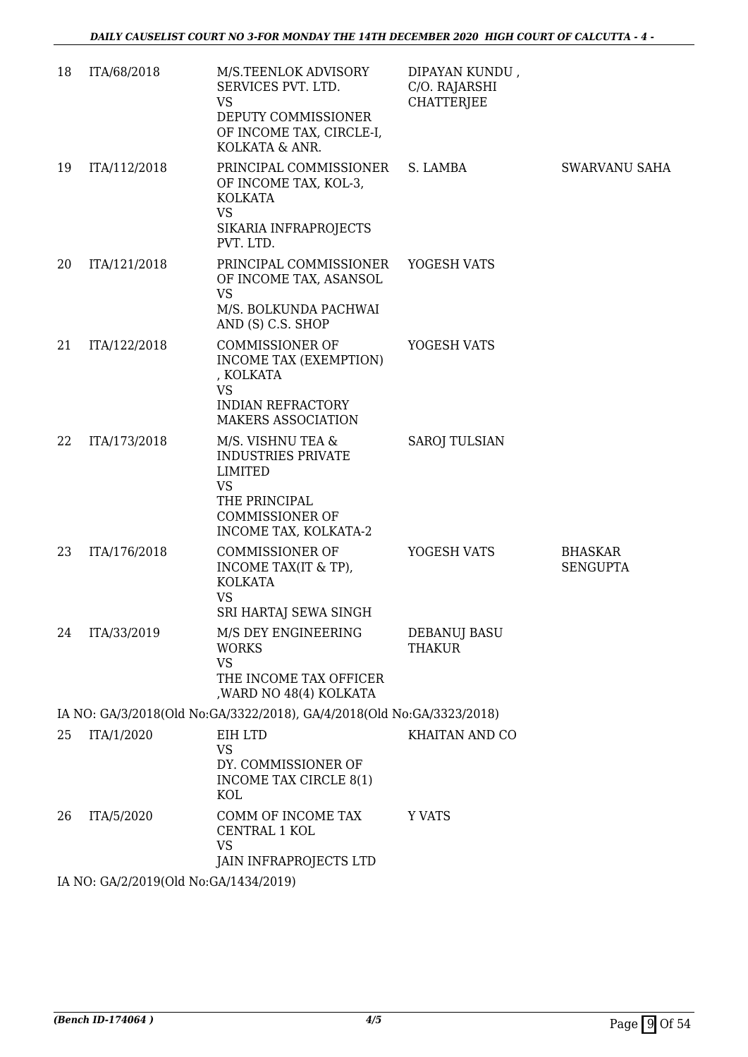| | | | | |
|---|---|---|---|---|
| 18 | ITA/68/2018 | M/S.TEENLOK ADVISORY SERVICES PVT. LTD.<br>VS<br>DEPUTY COMMISSIONER OF INCOME TAX, CIRCLE-I, KOLKATA & ANR. | DIPAYAN KUNDU , C/O. RAJARSHI CHATTERJEE | |
| 19 | ITA/112/2018 | PRINCIPAL COMMISSIONER OF INCOME TAX, KOL-3, KOLKATA<br>VS<br>SIKARIA INFRAPROJECTS PVT. LTD. | S. LAMBA | SWARVANU SAHA |
| 20 | ITA/121/2018 | PRINCIPAL COMMISSIONER OF INCOME TAX, ASANSOL<br>VS<br>M/S. BOLKUNDA PACHWAI AND (S) C.S. SHOP | YOGESH VATS | |
| 21 | ITA/122/2018 | COMMISSIONER OF INCOME TAX (EXEMPTION) , KOLKATA<br>VS<br>INDIAN REFRACTORY MAKERS ASSOCIATION | YOGESH VATS | |
| 22 | ITA/173/2018 | M/S. VISHNU TEA & INDUSTRIES PRIVATE LIMITED<br>VS<br>THE PRINCIPAL COMMISSIONER OF INCOME TAX, KOLKATA-2 | SAROJ TULSIAN | |
| 23 | ITA/176/2018 | COMMISSIONER OF INCOME TAX(IT & TP), KOLKATA<br>VS<br>SRI HARTAJ SEWA SINGH | YOGESH VATS | BHASKAR SENGUPTA |
| 24 | ITA/33/2019 | M/S DEY ENGINEERING WORKS<br>VS<br>THE INCOME TAX OFFICER ,WARD NO 48(4) KOLKATA | DEBANUJ BASU THAKUR | |
| | IA NO: GA/3/2018(Old No:GA/3322/2018), GA/4/2018(Old No:GA/3323/2018) | | | |
| 25 | ITA/1/2020 | EIH LTD<br>VS<br>DY. COMMISSIONER OF INCOME TAX CIRCLE 8(1) KOL | KHAITAN AND CO | |
| 26 | ITA/5/2020 | COMM OF INCOME TAX CENTRAL 1 KOL<br>VS<br>JAIN INFRAPROJECTS LTD | Y VATS | |
| | IA NO: GA/2/2019(Old No:GA/1434/2019) | | | |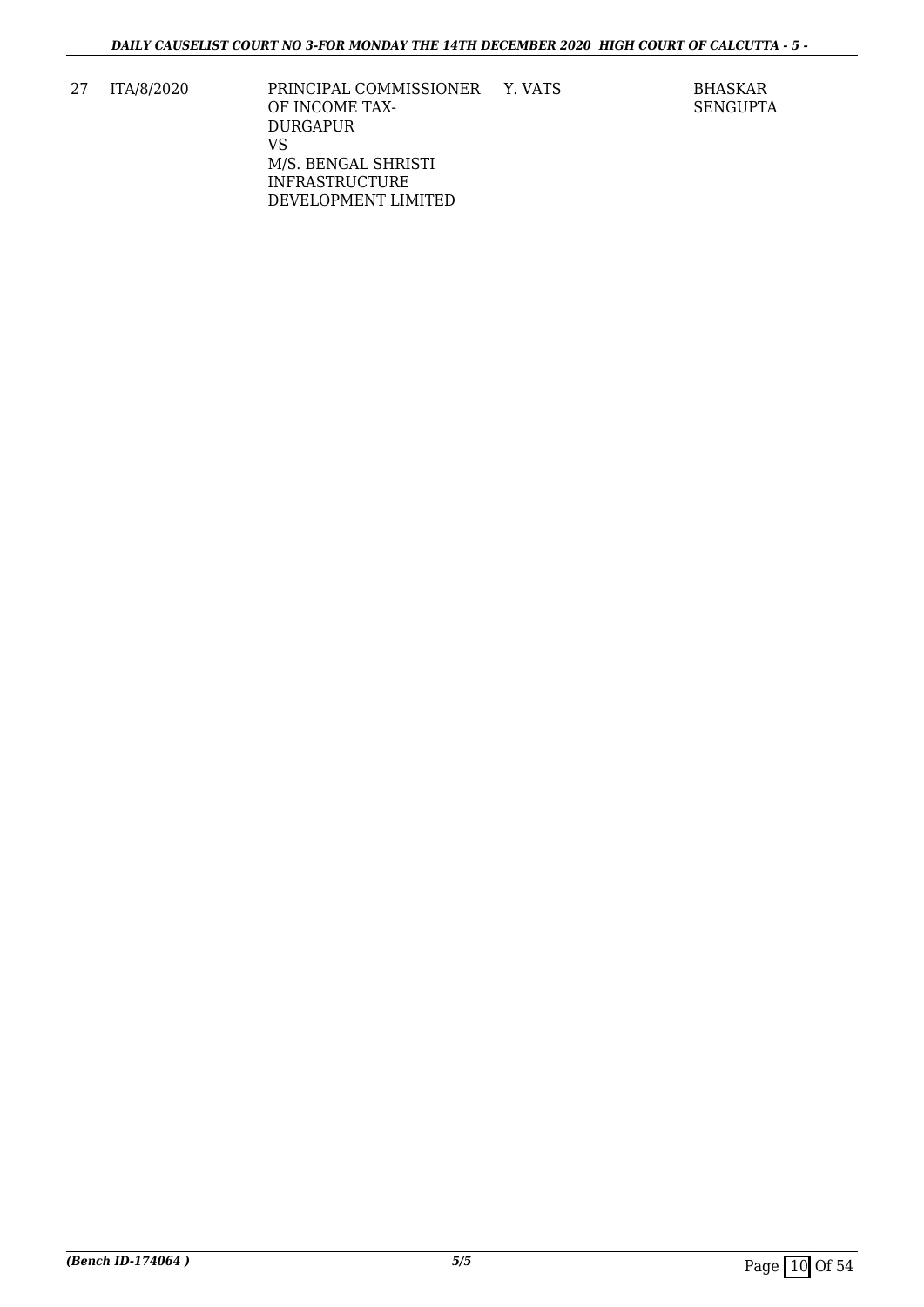| 27 | ITA/8/2020 | PRINCIPAL COMMISSIONER OF INCOME TAX-DURGAPUR<br>VS<br>M/S. BENGAL SHRISTI INFRASTRUCTURE DEVELOPMENT LIMITED | Y. VATS | BHASKAR SENGUPTA |
|---|---|---|---|---|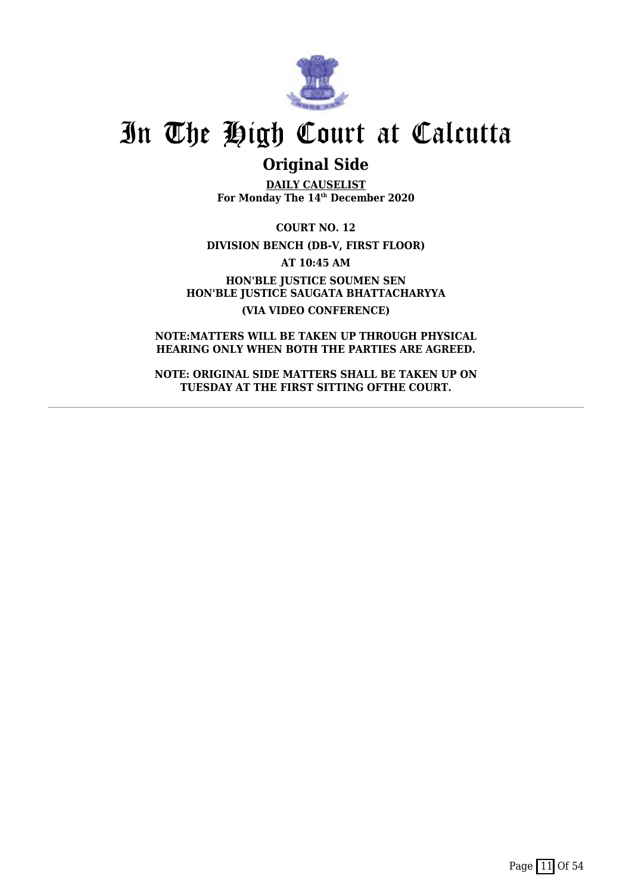# In The High Court at Calcutta

## Original Side

**DAILY CAUSELIST**
**For Monday The 14th December 2020**

**COURT NO. 12**

**DIVISION BENCH (DB-V, FIRST FLOOR)**

**AT 10:45 AM**

**HON'BLE JUSTICE SOUMEN SEN**
**HON'BLE JUSTICE SAUGATA BHATTACHARYYA**

**(VIA VIDEO CONFERENCE)**

**NOTE:MATTERS WILL BE TAKEN UP THROUGH PHYSICAL HEARING ONLY WHEN BOTH THE PARTIES ARE AGREED.**

**NOTE: ORIGINAL SIDE MATTERS SHALL BE TAKEN UP ON TUESDAY AT THE FIRST SITTING OFTHE COURT.**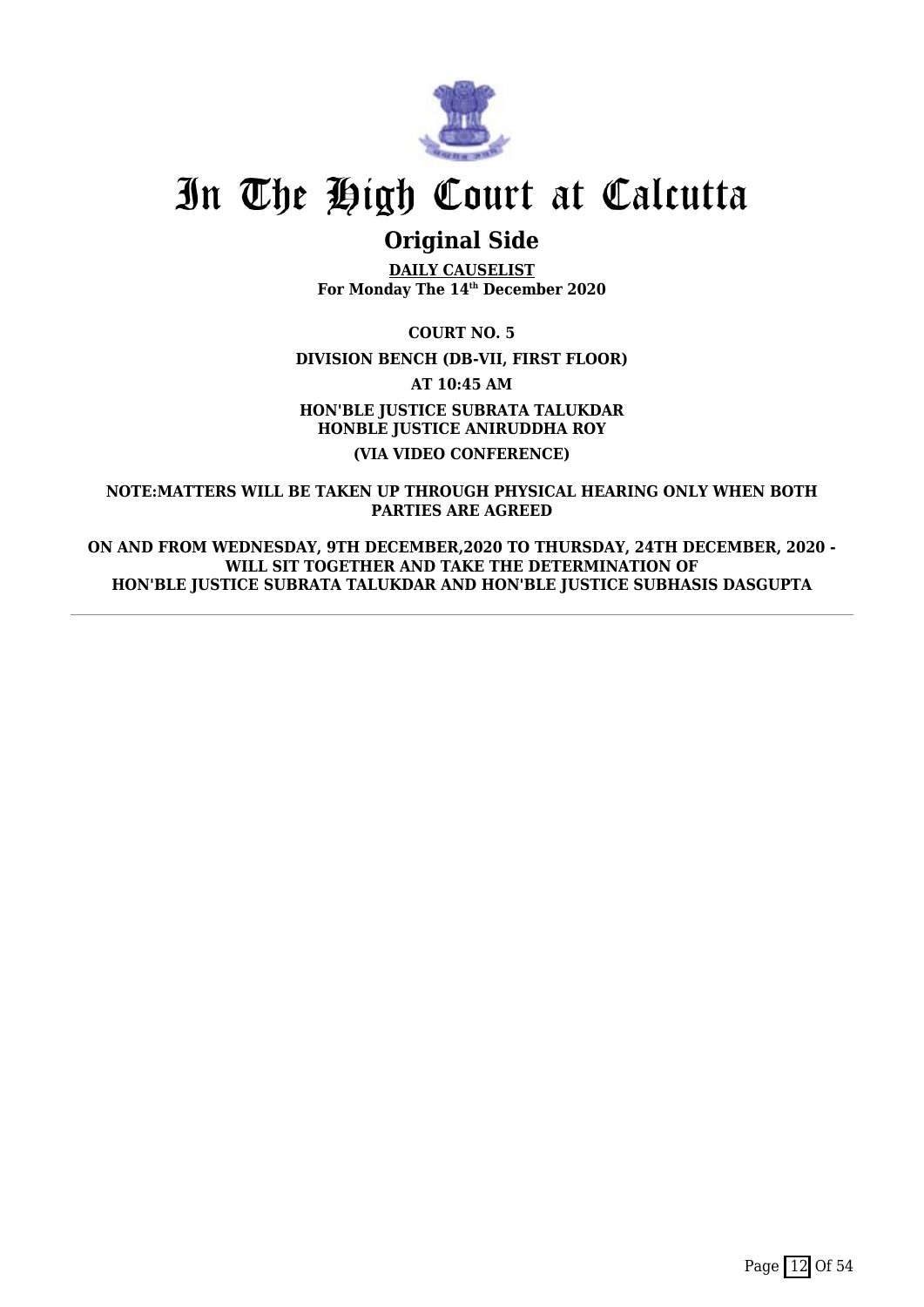# In The High Court at Calcutta

## Original Side

**DAILY CAUSELIST**
**For Monday The 14th December 2020**

**COURT NO. 5**

**DIVISION BENCH (DB-VII, FIRST FLOOR)**

**AT 10:45 AM**

**HON'BLE JUSTICE SUBRATA TALUKDAR**
**HONBLE JUSTICE ANIRUDDHA ROY**

**(VIA VIDEO CONFERENCE)**

**NOTE:MATTERS WILL BE TAKEN UP THROUGH PHYSICAL HEARING ONLY WHEN BOTH PARTIES ARE AGREED**

**ON AND FROM WEDNESDAY, 9TH DECEMBER,2020 TO THURSDAY, 24TH DECEMBER, 2020 - WILL SIT TOGETHER AND TAKE THE DETERMINATION OF HON'BLE JUSTICE SUBRATA TALUKDAR AND HON'BLE JUSTICE SUBHASIS DASGUPTA**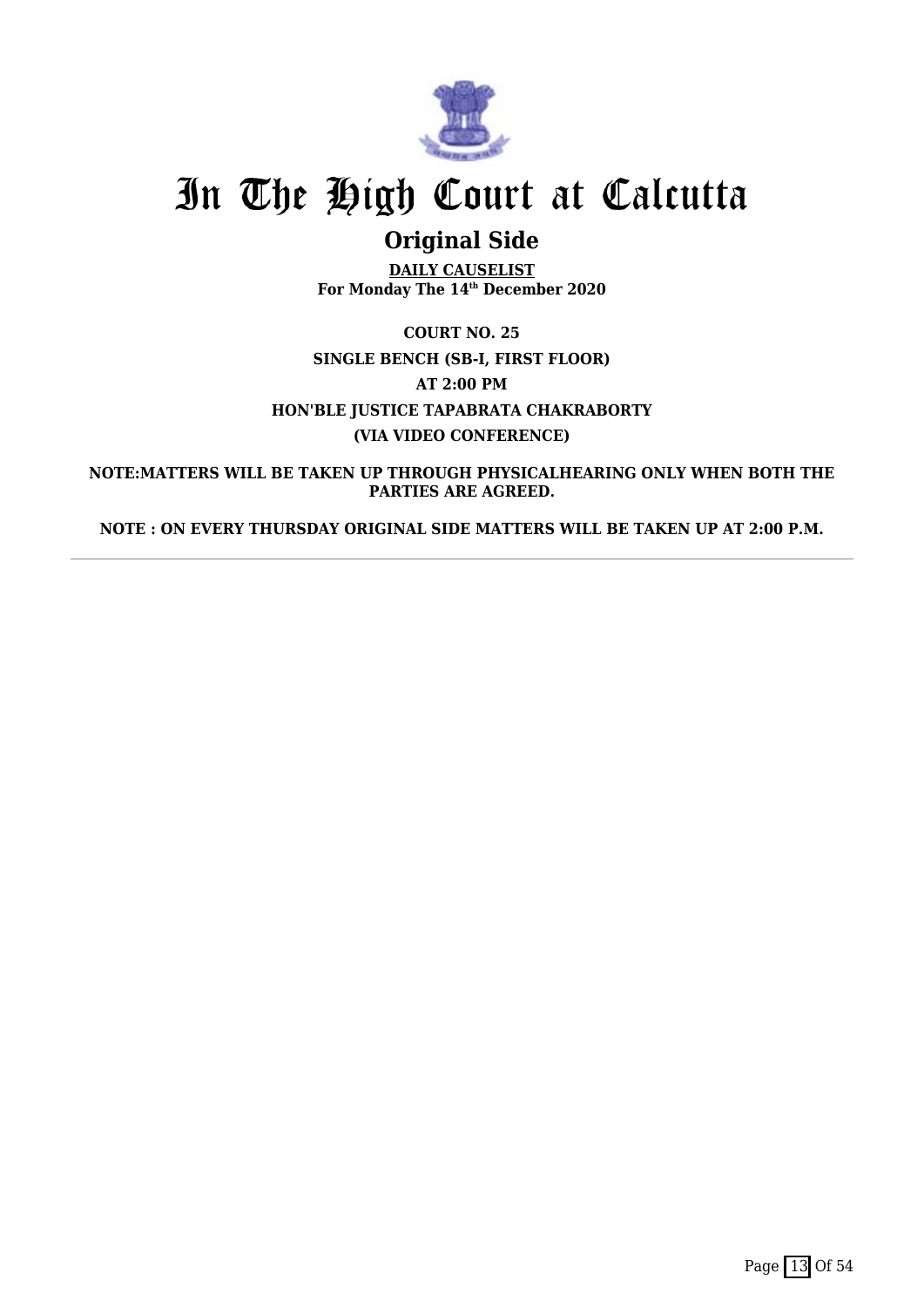# In The High Court at Calcutta

## Original Side

**DAILY CAUSELIST**
**For Monday The 14th December 2020**

**COURT NO. 25**

**SINGLE BENCH (SB-I, FIRST FLOOR)**

**AT 2:00 PM**

**HON'BLE JUSTICE TAPABRATA CHAKRABORTY**

**(VIA VIDEO CONFERENCE)**

**NOTE:MATTERS WILL BE TAKEN UP THROUGH PHYSICALHEARING ONLY WHEN BOTH THE PARTIES ARE AGREED.**

**NOTE : ON EVERY THURSDAY ORIGINAL SIDE MATTERS WILL BE TAKEN UP AT 2:00 P.M.**

---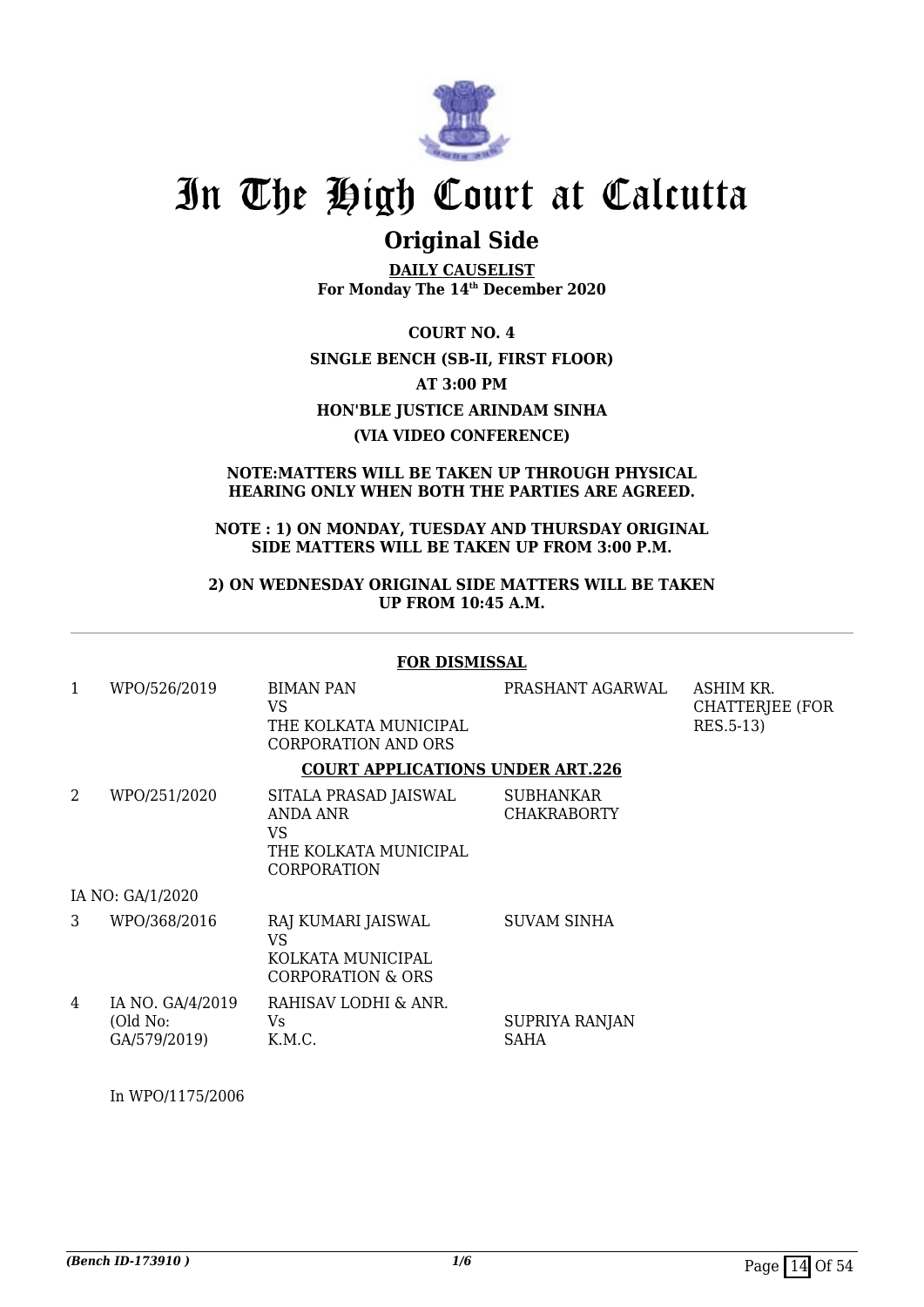# In The High Court at Calcutta

## Original Side

**DAILY CAUSELIST**
**For Monday The 14th December 2020**

**COURT NO. 4**
**SINGLE BENCH (SB-II, FIRST FLOOR)**
**AT 3:00 PM**
**HON'BLE JUSTICE ARINDAM SINHA**
**(VIA VIDEO CONFERENCE)**

**NOTE:MATTERS WILL BE TAKEN UP THROUGH PHYSICAL HEARING ONLY WHEN BOTH THE PARTIES ARE AGREED.**

**NOTE : 1) ON MONDAY, TUESDAY AND THURSDAY ORIGINAL SIDE MATTERS WILL BE TAKEN UP FROM 3:00 P.M.**

**2) ON WEDNESDAY ORIGINAL SIDE MATTERS WILL BE TAKEN UP FROM 10:45 A.M.**

**FOR DISMISSAL**

| | | | | |
|---|---|---|---|---|
| 1 | WPO/526/2019 | BIMAN PAN<br>VS<br>THE KOLKATA MUNICIPAL CORPORATION AND ORS | PRASHANT AGARWAL | ASHIM KR. CHATTERJEE (FOR RES.5-13) |

**COURT APPLICATIONS UNDER ART.226**

| | | | | |
|---|---|---|---|---|
| 2 | WPO/251/2020 | SITALA PRASAD JAISWAL ANDA ANR<br>VS<br>THE KOLKATA MUNICIPAL CORPORATION | SUBHANKAR CHAKRABORTY | |
| | IA NO: GA/1/2020 | | | |
| 3 | WPO/368/2016 | RAJ KUMARI JAISWAL<br>VS<br>KOLKATA MUNICIPAL CORPORATION & ORS | SUVAM SINHA | |
| 4 | IA NO. GA/4/2019<br>(Old No: GA/579/2019) | RAHISAV LODHI & ANR.<br>Vs<br>K.M.C. | SUPRIYA RANJAN SAHA | |

In WPO/1175/2006

*(Bench ID-173910 )* 1/6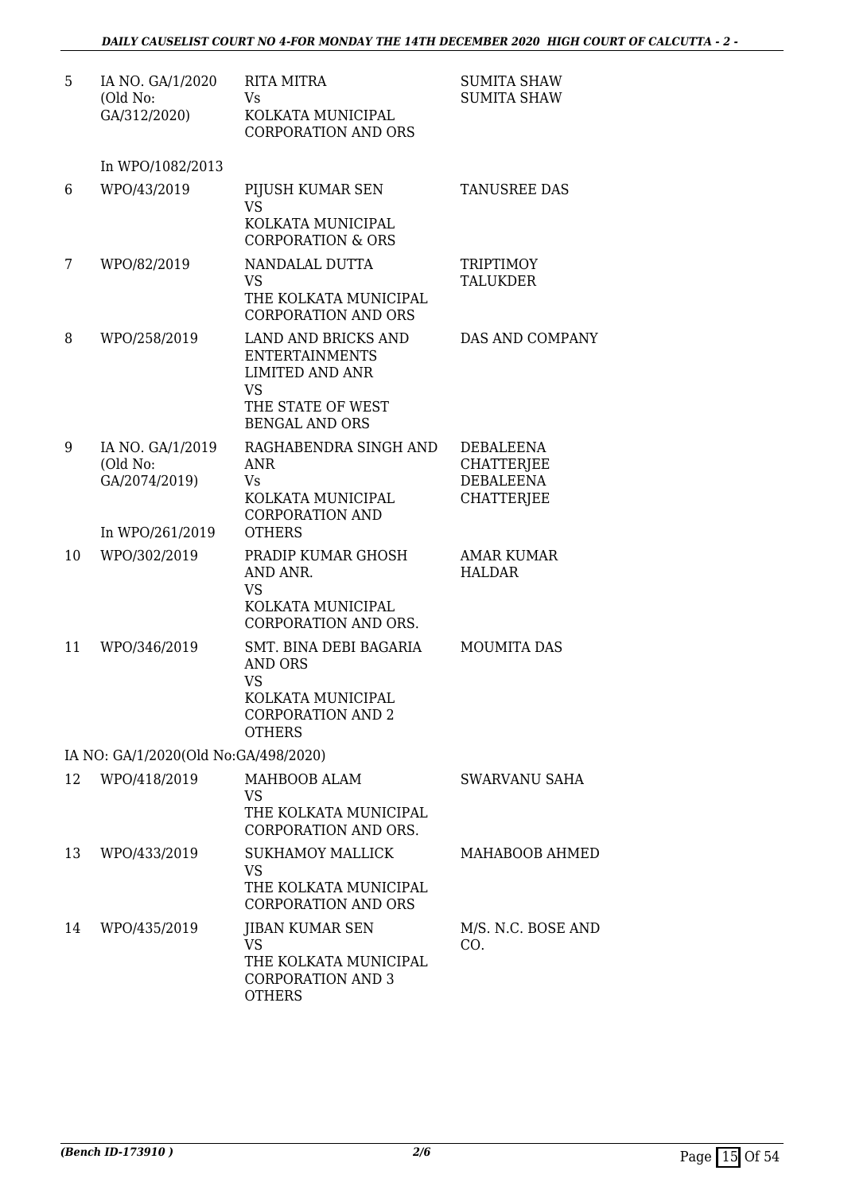| | | | |
|---|---|---|---|
| 5 | IA NO. GA/1/2020 (Old No: GA/312/2020) In WPO/1082/2013 | RITA MITRA Vs KOLKATA MUNICIPAL CORPORATION AND ORS | SUMITA SHAW SUMITA SHAW |
| 6 | WPO/43/2019 | PIJUSH KUMAR SEN VS KOLKATA MUNICIPAL CORPORATION & ORS | TANUSREE DAS |
| 7 | WPO/82/2019 | NANDALAL DUTTA VS THE KOLKATA MUNICIPAL CORPORATION AND ORS | TRIPTIMOY TALUKDER |
| 8 | WPO/258/2019 | LAND AND BRICKS AND ENTERTAINMENTS LIMITED AND ANR VS THE STATE OF WEST BENGAL AND ORS | DAS AND COMPANY |
| 9 | IA NO. GA/1/2019 (Old No: GA/2074/2019) In WPO/261/2019 | RAGHABENDRA SINGH AND ANR Vs KOLKATA MUNICIPAL CORPORATION AND OTHERS | DEBALEENA CHATTERJEE DEBALEENA CHATTERJEE |
| 10 | WPO/302/2019 | PRADIP KUMAR GHOSH AND ANR. VS KOLKATA MUNICIPAL CORPORATION AND ORS. | AMAR KUMAR HALDAR |
| 11 | WPO/346/2019 | SMT. BINA DEBI BAGARIA AND ORS VS KOLKATA MUNICIPAL CORPORATION AND 2 OTHERS | MOUMITA DAS |
| | IA NO: GA/1/2020(Old No:GA/498/2020) | | |
| 12 | WPO/418/2019 | MAHBOOB ALAM VS THE KOLKATA MUNICIPAL CORPORATION AND ORS. | SWARVANU SAHA |
| 13 | WPO/433/2019 | SUKHAMOY MALLICK VS THE KOLKATA MUNICIPAL CORPORATION AND ORS | MAHABOOB AHMED |
| 14 | WPO/435/2019 | JIBAN KUMAR SEN VS THE KOLKATA MUNICIPAL CORPORATION AND 3 OTHERS | M/S. N.C. BOSE AND CO. |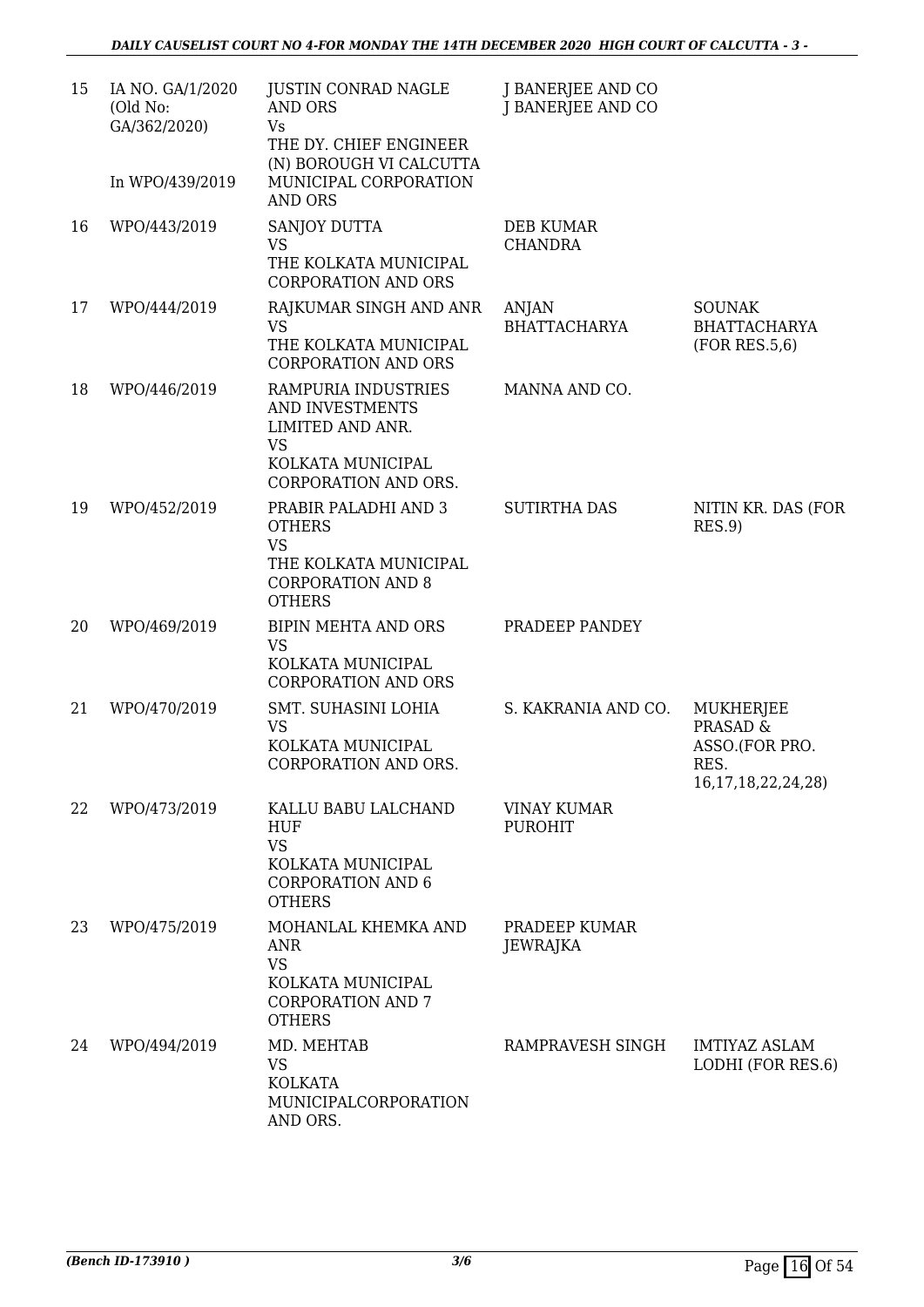| | | | | |
|---|---|---|---|---|
| 15 | IA NO. GA/1/2020 (Old No: GA/362/2020)<br><br>In WPO/439/2019 | JUSTIN CONRAD NAGLE AND ORS<br>Vs<br>THE DY. CHIEF ENGINEER (N) BOROUGH VI CALCUTTA MUNICIPAL CORPORATION AND ORS | J BANERJEE AND CO<br>J BANERJEE AND CO | |
| 16 | WPO/443/2019 | SANJOY DUTTA<br>VS<br>THE KOLKATA MUNICIPAL CORPORATION AND ORS | DEB KUMAR CHANDRA | |
| 17 | WPO/444/2019 | RAJKUMAR SINGH AND ANR<br>VS<br>THE KOLKATA MUNICIPAL CORPORATION AND ORS | ANJAN BHATTACHARYA | SOUNAK BHATTACHARYA (FOR RES.5,6) |
| 18 | WPO/446/2019 | RAMPURIA INDUSTRIES AND INVESTMENTS LIMITED AND ANR.<br>VS<br>KOLKATA MUNICIPAL CORPORATION AND ORS. | MANNA AND CO. | |
| 19 | WPO/452/2019 | PRABIR PALADHI AND 3 OTHERS<br>VS<br>THE KOLKATA MUNICIPAL CORPORATION AND 8 OTHERS | SUTIRTHA DAS | NITIN KR. DAS (FOR RES.9) |
| 20 | WPO/469/2019 | BIPIN MEHTA AND ORS<br>VS<br>KOLKATA MUNICIPAL CORPORATION AND ORS | PRADEEP PANDEY | |
| 21 | WPO/470/2019 | SMT. SUHASINI LOHIA<br>VS<br>KOLKATA MUNICIPAL CORPORATION AND ORS. | S. KAKRANIA AND CO. | MUKHERJEE PRASAD & ASSO.(FOR PRO. RES. 16,17,18,22,24,28) |
| 22 | WPO/473/2019 | KALLU BABU LALCHAND HUF<br>VS<br>KOLKATA MUNICIPAL CORPORATION AND 6 OTHERS | VINAY KUMAR PUROHIT | |
| 23 | WPO/475/2019 | MOHANLAL KHEMKA AND ANR<br>VS<br>KOLKATA MUNICIPAL CORPORATION AND 7 OTHERS | PRADEEP KUMAR JEWRAJKA | |
| 24 | WPO/494/2019 | MD. MEHTAB<br>VS<br>KOLKATA MUNICIPALCORPORATION AND ORS. | RAMPRAVESH SINGH | IMTIYAZ ASLAM LODHI (FOR RES.6) |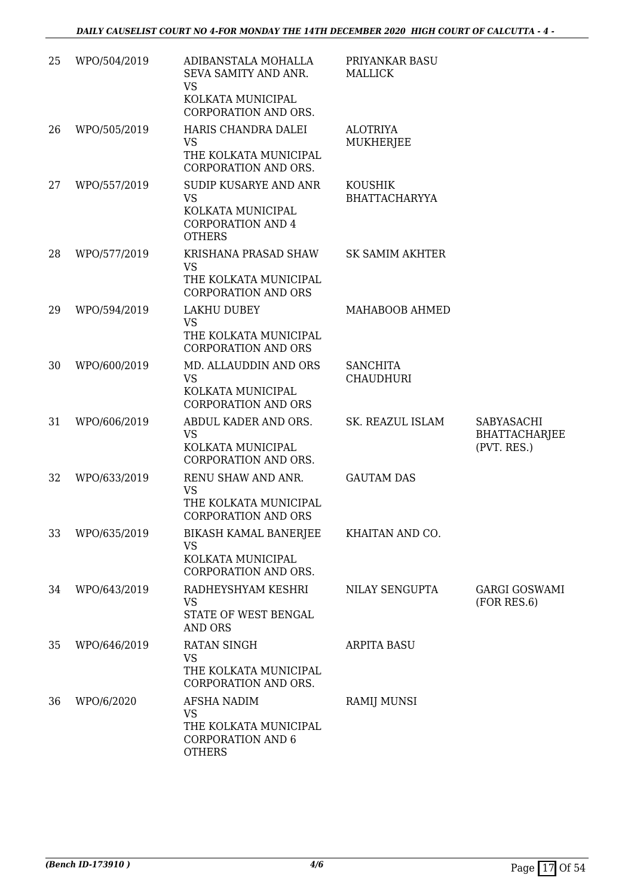| | | | | |
|---|---|---|---|---|
| 25 | WPO/504/2019 | ADIBANSTALA MOHALLA SEVA SAMITY AND ANR. VS KOLKATA MUNICIPAL CORPORATION AND ORS. | PRIYANKAR BASU MALLICK | |
| 26 | WPO/505/2019 | HARIS CHANDRA DALEI VS THE KOLKATA MUNICIPAL CORPORATION AND ORS. | ALOTRIYA MUKHERJEE | |
| 27 | WPO/557/2019 | SUDIP KUSARYE AND ANR VS KOLKATA MUNICIPAL CORPORATION AND 4 OTHERS | KOUSHIK BHATTACHARYYA | |
| 28 | WPO/577/2019 | KRISHANA PRASAD SHAW VS THE KOLKATA MUNICIPAL CORPORATION AND ORS | SK SAMIM AKHTER | |
| 29 | WPO/594/2019 | LAKHU DUBEY VS THE KOLKATA MUNICIPAL CORPORATION AND ORS | MAHABOOB AHMED | |
| 30 | WPO/600/2019 | MD. ALLAUDDIN AND ORS VS KOLKATA MUNICIPAL CORPORATION AND ORS | SANCHITA CHAUDHURI | |
| 31 | WPO/606/2019 | ABDUL KADER AND ORS. VS KOLKATA MUNICIPAL CORPORATION AND ORS. | SK. REAZUL ISLAM | SABYASACHI BHATTACHARJEE (PVT. RES.) |
| 32 | WPO/633/2019 | RENU SHAW AND ANR. VS THE KOLKATA MUNICIPAL CORPORATION AND ORS | GAUTAM DAS | |
| 33 | WPO/635/2019 | BIKASH KAMAL BANERJEE VS KOLKATA MUNICIPAL CORPORATION AND ORS. | KHAITAN AND CO. | |
| 34 | WPO/643/2019 | RADHEYSHYAM KESHRI VS STATE OF WEST BENGAL AND ORS | NILAY SENGUPTA | GARGI GOSWAMI (FOR RES.6) |
| 35 | WPO/646/2019 | RATAN SINGH VS THE KOLKATA MUNICIPAL CORPORATION AND ORS. | ARPITA BASU | |
| 36 | WPO/6/2020 | AFSHA NADIM VS THE KOLKATA MUNICIPAL CORPORATION AND 6 OTHERS | RAMIJ MUNSI | |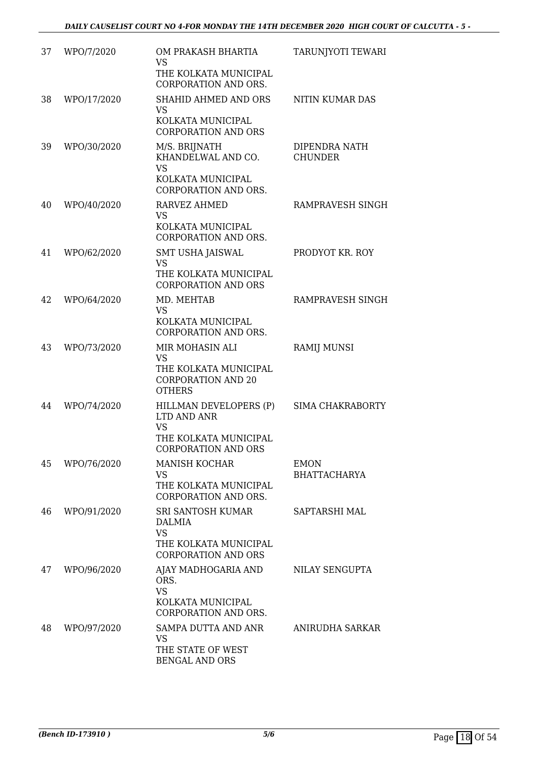| | | | |
|---|---|---|---|
| 37 | WPO/7/2020 | OM PRAKASH BHARTIA<br>VS<br>THE KOLKATA MUNICIPAL CORPORATION AND ORS. | TARUNJYOTI TEWARI |
| 38 | WPO/17/2020 | SHAHID AHMED AND ORS<br>VS<br>KOLKATA MUNICIPAL CORPORATION AND ORS | NITIN KUMAR DAS |
| 39 | WPO/30/2020 | M/S. BRIJNATH KHANDELWAL AND CO.<br>VS<br>KOLKATA MUNICIPAL CORPORATION AND ORS. | DIPENDRA NATH CHUNDER |
| 40 | WPO/40/2020 | RARVEZ AHMED<br>VS<br>KOLKATA MUNICIPAL CORPORATION AND ORS. | RAMPRAVESH SINGH |
| 41 | WPO/62/2020 | SMT USHA JAISWAL<br>VS<br>THE KOLKATA MUNICIPAL CORPORATION AND ORS | PRODYOT KR. ROY |
| 42 | WPO/64/2020 | MD. MEHTAB<br>VS<br>KOLKATA MUNICIPAL CORPORATION AND ORS. | RAMPRAVESH SINGH |
| 43 | WPO/73/2020 | MIR MOHASIN ALI<br>VS<br>THE KOLKATA MUNICIPAL CORPORATION AND 20 OTHERS | RAMIJ MUNSI |
| 44 | WPO/74/2020 | HILLMAN DEVELOPERS (P) LTD AND ANR<br>VS<br>THE KOLKATA MUNICIPAL CORPORATION AND ORS | SIMA CHAKRABORTY |
| 45 | WPO/76/2020 | MANISH KOCHAR<br>VS<br>THE KOLKATA MUNICIPAL CORPORATION AND ORS. | EMON BHATTACHARYA |
| 46 | WPO/91/2020 | SRI SANTOSH KUMAR DALMIA<br>VS<br>THE KOLKATA MUNICIPAL CORPORATION AND ORS | SAPTARSHI MAL |
| 47 | WPO/96/2020 | AJAY MADHOGARIA AND ORS.<br>VS<br>KOLKATA MUNICIPAL CORPORATION AND ORS. | NILAY SENGUPTA |
| 48 | WPO/97/2020 | SAMPA DUTTA AND ANR<br>VS<br>THE STATE OF WEST BENGAL AND ORS | ANIRUDHA SARKAR |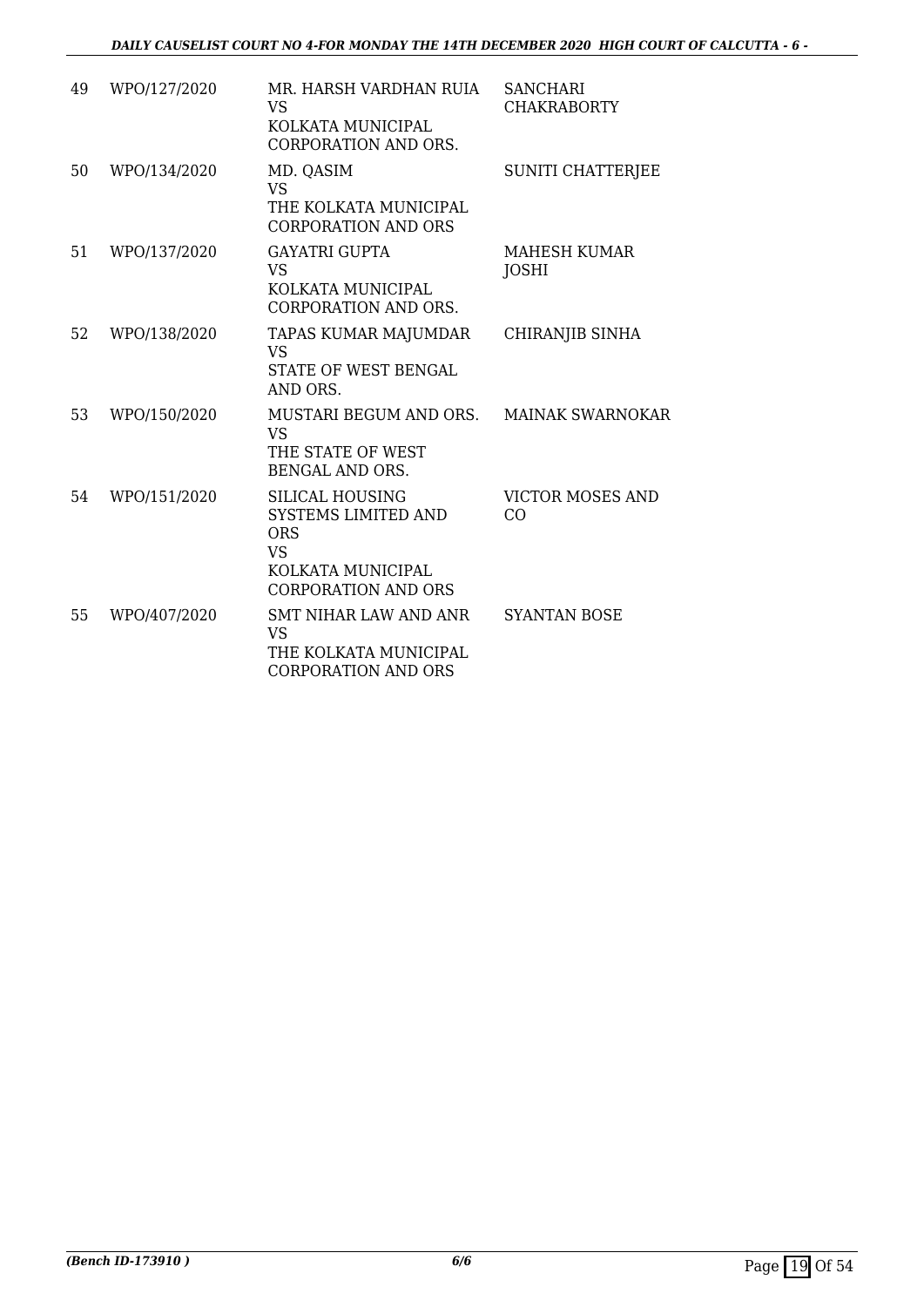| | | | |
|---|---|---|---|
| 49 | WPO/127/2020 | MR. HARSH VARDHAN RUIA<br>VS<br>KOLKATA MUNICIPAL CORPORATION AND ORS. | SANCHARI CHAKRABORTY |
| 50 | WPO/134/2020 | MD. QASIM<br>VS<br>THE KOLKATA MUNICIPAL CORPORATION AND ORS | SUNITI CHATTERJEE |
| 51 | WPO/137/2020 | GAYATRI GUPTA<br>VS<br>KOLKATA MUNICIPAL CORPORATION AND ORS. | MAHESH KUMAR JOSHI |
| 52 | WPO/138/2020 | TAPAS KUMAR MAJUMDAR<br>VS<br>STATE OF WEST BENGAL AND ORS. | CHIRANJIB SINHA |
| 53 | WPO/150/2020 | MUSTARI BEGUM AND ORS.<br>VS<br>THE STATE OF WEST BENGAL AND ORS. | MAINAK SWARNOKAR |
| 54 | WPO/151/2020 | SILICAL HOUSING SYSTEMS LIMITED AND ORS<br>VS<br>KOLKATA MUNICIPAL CORPORATION AND ORS | VICTOR MOSES AND CO |
| 55 | WPO/407/2020 | SMT NIHAR LAW AND ANR<br>VS<br>THE KOLKATA MUNICIPAL CORPORATION AND ORS | SYANTAN BOSE |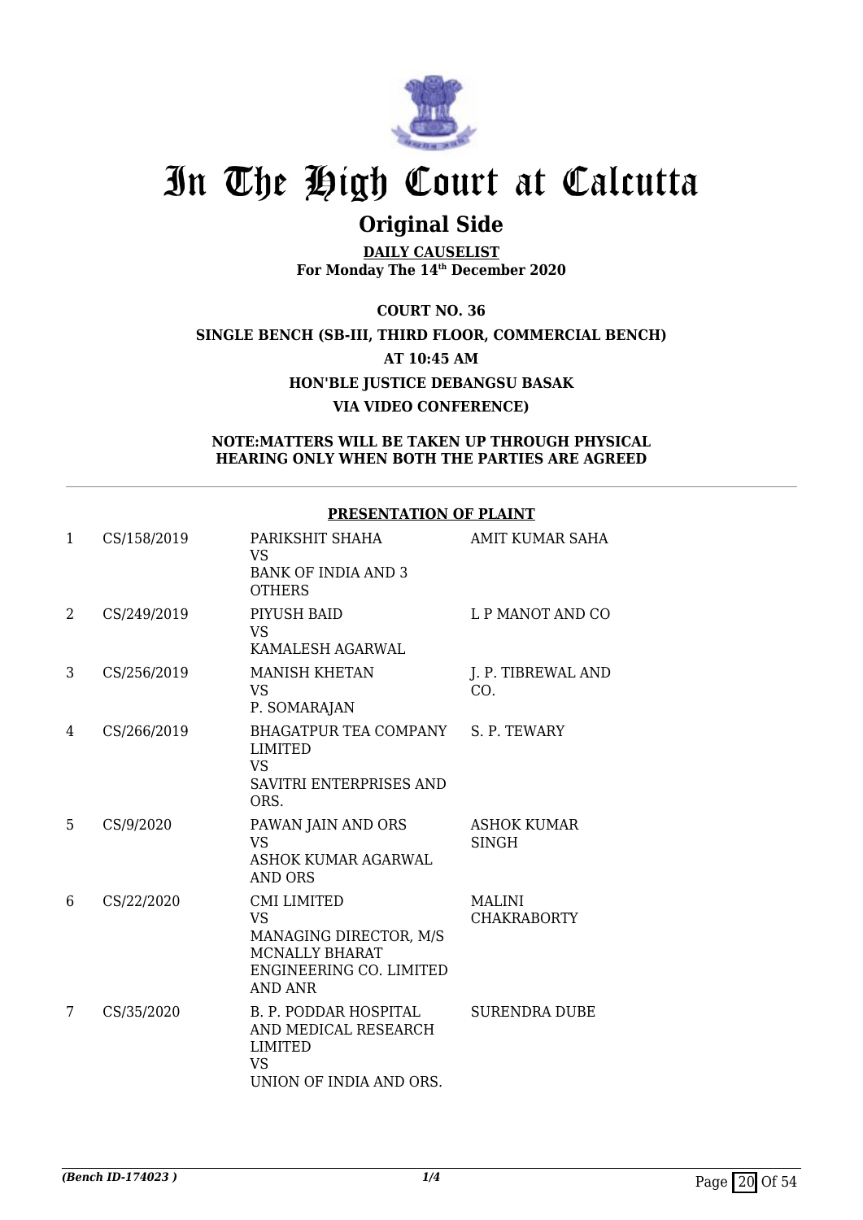# In The High Court at Calcutta

## Original Side

**DAILY CAUSELIST**
**For Monday The 14th December 2020**

**COURT NO. 36**

**SINGLE BENCH (SB-III, THIRD FLOOR, COMMERCIAL BENCH)**

**AT 10:45 AM**

**HON'BLE JUSTICE DEBANGSU BASAK**

**VIA VIDEO CONFERENCE)**

**NOTE:MATTERS WILL BE TAKEN UP THROUGH PHYSICAL HEARING ONLY WHEN BOTH THE PARTIES ARE AGREED**

**PRESENTATION OF PLAINT**

| | | | |
|---|---|---|---|
| 1 | CS/158/2019 | PARIKSHIT SHAHA<br>VS<br>BANK OF INDIA AND 3 OTHERS | AMIT KUMAR SAHA |
| 2 | CS/249/2019 | PIYUSH BAID<br>VS<br>KAMALESH AGARWAL | L P MANOT AND CO |
| 3 | CS/256/2019 | MANISH KHETAN<br>VS<br>P. SOMARAJAN | J. P. TIBREWAL AND CO. |
| 4 | CS/266/2019 | BHAGATPUR TEA COMPANY LIMITED<br>VS<br>SAVITRI ENTERPRISES AND ORS. | S. P. TEWARY |
| 5 | CS/9/2020 | PAWAN JAIN AND ORS<br>VS<br>ASHOK KUMAR AGARWAL AND ORS | ASHOK KUMAR SINGH |
| 6 | CS/22/2020 | CMI LIMITED<br>VS<br>MANAGING DIRECTOR, M/S MCNALLY BHARAT ENGINEERING CO. LIMITED AND ANR | MALINI CHAKRABORTY |
| 7 | CS/35/2020 | B. P. PODDAR HOSPITAL AND MEDICAL RESEARCH LIMITED<br>VS<br>UNION OF INDIA AND ORS. | SURENDRA DUBE |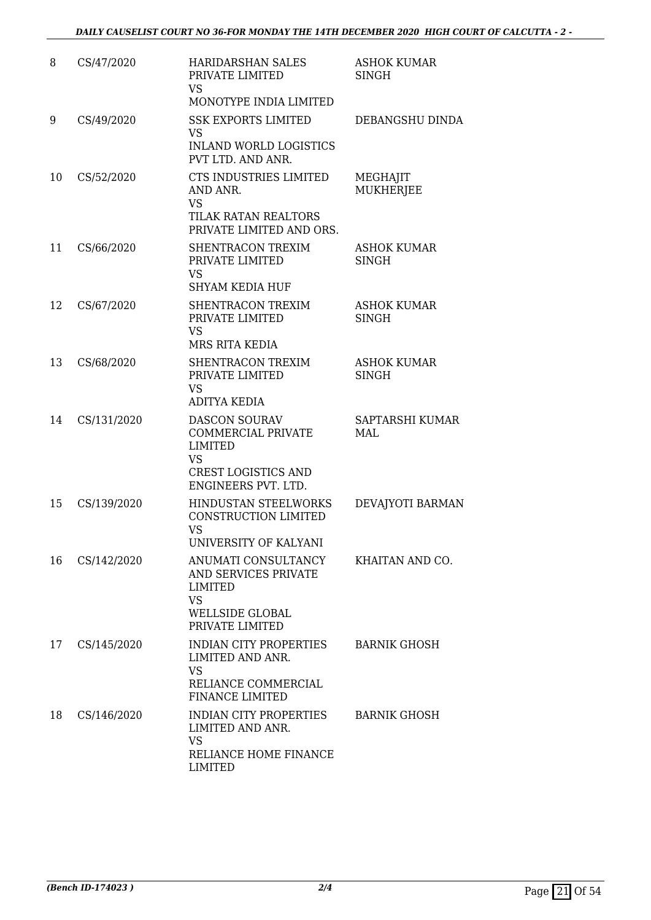| | | | |
|---|---|---|---|
| 8 | CS/47/2020 | HARIDARSHAN SALES PRIVATE LIMITED VS MONOTYPE INDIA LIMITED | ASHOK KUMAR SINGH |
| 9 | CS/49/2020 | SSK EXPORTS LIMITED VS INLAND WORLD LOGISTICS PVT LTD. AND ANR. | DEBANGSHU DINDA |
| 10 | CS/52/2020 | CTS INDUSTRIES LIMITED AND ANR. VS TILAK RATAN REALTORS PRIVATE LIMITED AND ORS. | MEGHAJIT MUKHERJEE |
| 11 | CS/66/2020 | SHENTRACON TREXIM PRIVATE LIMITED VS SHYAM KEDIA HUF | ASHOK KUMAR SINGH |
| 12 | CS/67/2020 | SHENTRACON TREXIM PRIVATE LIMITED VS MRS RITA KEDIA | ASHOK KUMAR SINGH |
| 13 | CS/68/2020 | SHENTRACON TREXIM PRIVATE LIMITED VS ADITYA KEDIA | ASHOK KUMAR SINGH |
| 14 | CS/131/2020 | DASCON SOURAV COMMERCIAL PRIVATE LIMITED VS CREST LOGISTICS AND ENGINEERS PVT. LTD. | SAPTARSHI KUMAR MAL |
| 15 | CS/139/2020 | HINDUSTAN STEELWORKS CONSTRUCTION LIMITED VS UNIVERSITY OF KALYANI | DEVAJYOTI BARMAN |
| 16 | CS/142/2020 | ANUMATI CONSULTANCY AND SERVICES PRIVATE LIMITED VS WELLSIDE GLOBAL PRIVATE LIMITED | KHAITAN AND CO. |
| 17 | CS/145/2020 | INDIAN CITY PROPERTIES LIMITED AND ANR. VS RELIANCE COMMERCIAL FINANCE LIMITED | BARNIK GHOSH |
| 18 | CS/146/2020 | INDIAN CITY PROPERTIES LIMITED AND ANR. VS RELIANCE HOME FINANCE LIMITED | BARNIK GHOSH |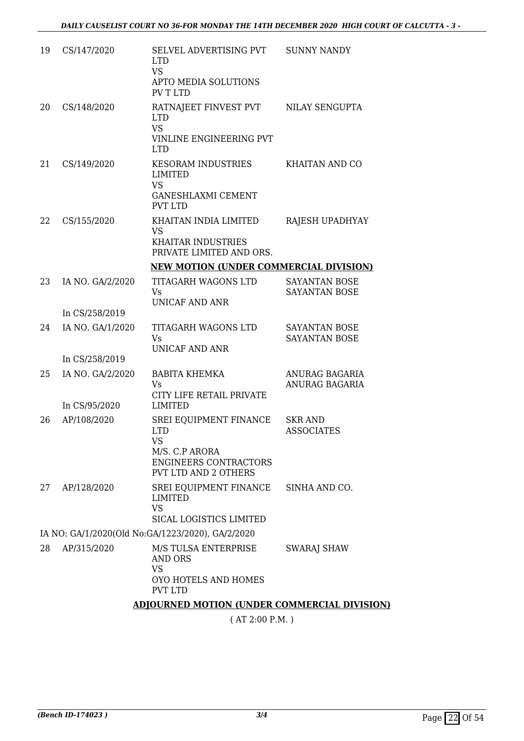| | | | |
|---|---|---|---|
| 19 | CS/147/2020 | SELVEL ADVERTISING PVT LTD VS APTO MEDIA SOLUTIONS PV T LTD | SUNNY NANDY |
| 20 | CS/148/2020 | RATNAJEET FINVEST PVT LTD VS VINLINE ENGINEERING PVT LTD | NILAY SENGUPTA |
| 21 | CS/149/2020 | KESORAM INDUSTRIES LIMITED VS GANESHLAXMI CEMENT PVT LTD | KHAITAN AND CO |
| 22 | CS/155/2020 | KHAITAN INDIA LIMITED VS KHAITAR INDUSTRIES PRIVATE LIMITED AND ORS. | RAJESH UPADHYAY |

**NEW MOTION (UNDER COMMERCIAL DIVISION)**

| | | | |
|---|---|---|---|
| 23 | IA NO. GA/2/2020 In CS/258/2019 | TITAGARH WAGONS LTD Vs UNICAF AND ANR | SAYANTAN BOSE SAYANTAN BOSE |
| 24 | IA NO. GA/1/2020 In CS/258/2019 | TITAGARH WAGONS LTD Vs UNICAF AND ANR | SAYANTAN BOSE SAYANTAN BOSE |
| 25 | IA NO. GA/2/2020 In CS/95/2020 | BABITA KHEMKA Vs CITY LIFE RETAIL PRIVATE LIMITED | ANURAG BAGARIA ANURAG BAGARIA |
| 26 | AP/108/2020 | SREI EQUIPMENT FINANCE LTD VS M/S. C.P ARORA ENGINEERS CONTRACTORS PVT LTD AND 2 OTHERS | SKR AND ASSOCIATES |
| 27 | AP/128/2020 | SREI EQUIPMENT FINANCE LIMITED VS SICAL LOGISTICS LIMITED | SINHA AND CO. |

IA NO: GA/1/2020(Old No:GA/1223/2020), GA/2/2020

| | | | |
|---|---|---|---|
| 28 | AP/315/2020 | M/S TULSA ENTERPRISE AND ORS VS OYO HOTELS AND HOMES PVT LTD | SWARAJ SHAW |

**ADJOURNED MOTION (UNDER COMMERCIAL DIVISION)**

( AT 2:00 P.M. )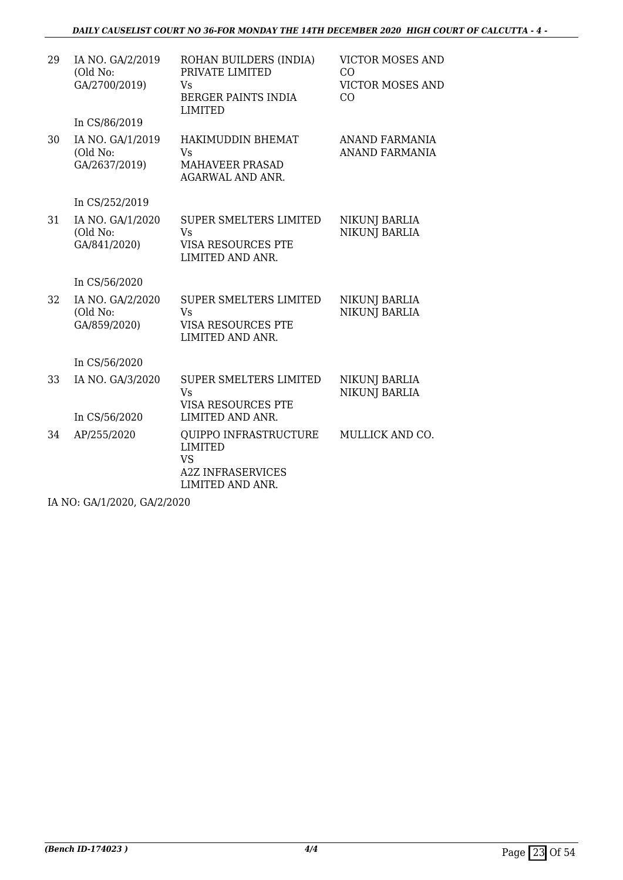| | | | |
|---|---|---|---|
| 29 | IA NO. GA/2/2019 (Old No: GA/2700/2019)<br><br>In CS/86/2019 | ROHAN BUILDERS (INDIA) PRIVATE LIMITED<br>Vs<br>BERGER PAINTS INDIA LIMITED | VICTOR MOSES AND CO<br>VICTOR MOSES AND CO |
| 30 | IA NO. GA/1/2019 (Old No: GA/2637/2019)<br><br>In CS/252/2019 | HAKIMUDDIN BHEMAT<br>Vs<br>MAHAVEER PRASAD AGARWAL AND ANR. | ANAND FARMANIA<br>ANAND FARMANIA |
| 31 | IA NO. GA/1/2020 (Old No: GA/841/2020)<br><br>In CS/56/2020 | SUPER SMELTERS LIMITED<br>Vs<br>VISA RESOURCES PTE LIMITED AND ANR. | NIKUNJ BARLIA<br>NIKUNJ BARLIA |
| 32 | IA NO. GA/2/2020 (Old No: GA/859/2020)<br><br>In CS/56/2020 | SUPER SMELTERS LIMITED<br>Vs<br>VISA RESOURCES PTE LIMITED AND ANR. | NIKUNJ BARLIA<br>NIKUNJ BARLIA |
| 33 | IA NO. GA/3/2020<br><br>In CS/56/2020 | SUPER SMELTERS LIMITED<br>Vs<br>VISA RESOURCES PTE LIMITED AND ANR. | NIKUNJ BARLIA<br>NIKUNJ BARLIA |
| 34 | AP/255/2020 | QUIPPO INFRASTRUCTURE LIMITED<br>VS<br>A2Z INFRASERVICES LIMITED AND ANR. | MULLICK AND CO. |

IA NO: GA/1/2020, GA/2/2020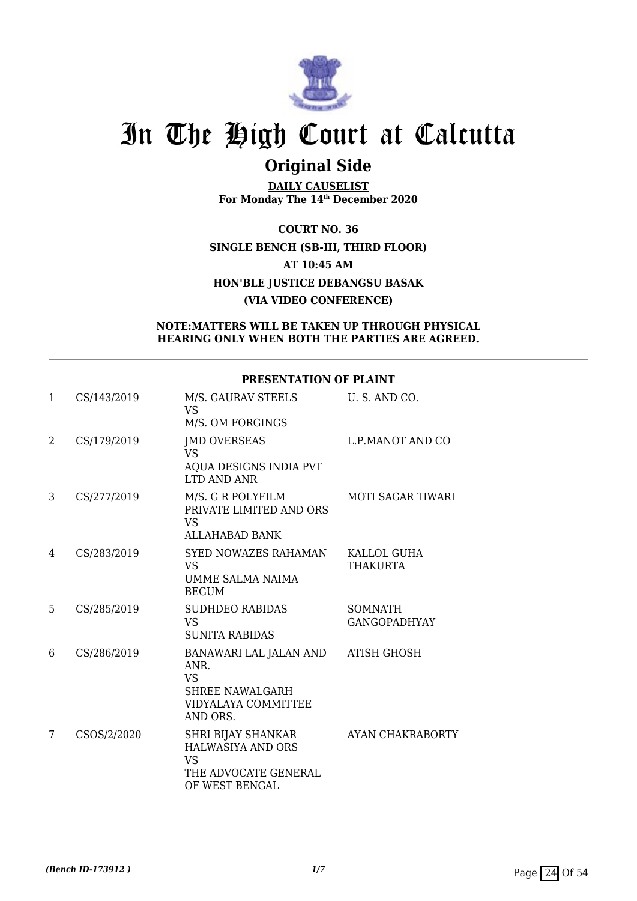# In The High Court at Calcutta

## Original Side

**DAILY CAUSELIST**
**For Monday The 14th December 2020**

**COURT NO. 36**
**SINGLE BENCH (SB-III, THIRD FLOOR)**
**AT 10:45 AM**
**HON'BLE JUSTICE DEBANGSU BASAK**
**(VIA VIDEO CONFERENCE)**

**NOTE:MATTERS WILL BE TAKEN UP THROUGH PHYSICAL HEARING ONLY WHEN BOTH THE PARTIES ARE AGREED.**

### PRESENTATION OF PLAINT

| | | | |
|---|---|---|---|
| 1 | CS/143/2019 | M/S. GAURAV STEELS<br>VS<br>M/S. OM FORGINGS | U. S. AND CO. |
| 2 | CS/179/2019 | JMD OVERSEAS<br>VS<br>AQUA DESIGNS INDIA PVT LTD AND ANR | L.P.MANOT AND CO |
| 3 | CS/277/2019 | M/S. G R POLYFILM PRIVATE LIMITED AND ORS<br>VS<br>ALLAHABAD BANK | MOTI SAGAR TIWARI |
| 4 | CS/283/2019 | SYED NOWAZES RAHAMAN<br>VS<br>UMME SALMA NAIMA BEGUM | KALLOL GUHA THAKURTA |
| 5 | CS/285/2019 | SUDHDEO RABIDAS<br>VS<br>SUNITA RABIDAS | SOMNATH GANGOPADHYAY |
| 6 | CS/286/2019 | BANAWARI LAL JALAN AND ANR.<br>VS<br>SHREE NAWALGARH VIDYALAYA COMMITTEE AND ORS. | ATISH GHOSH |
| 7 | CSOS/2/2020 | SHRI BIJAY SHANKAR HALWASIYA AND ORS<br>VS<br>THE ADVOCATE GENERAL OF WEST BENGAL | AYAN CHAKRABORTY |

*(Bench ID-173912 )* 1/7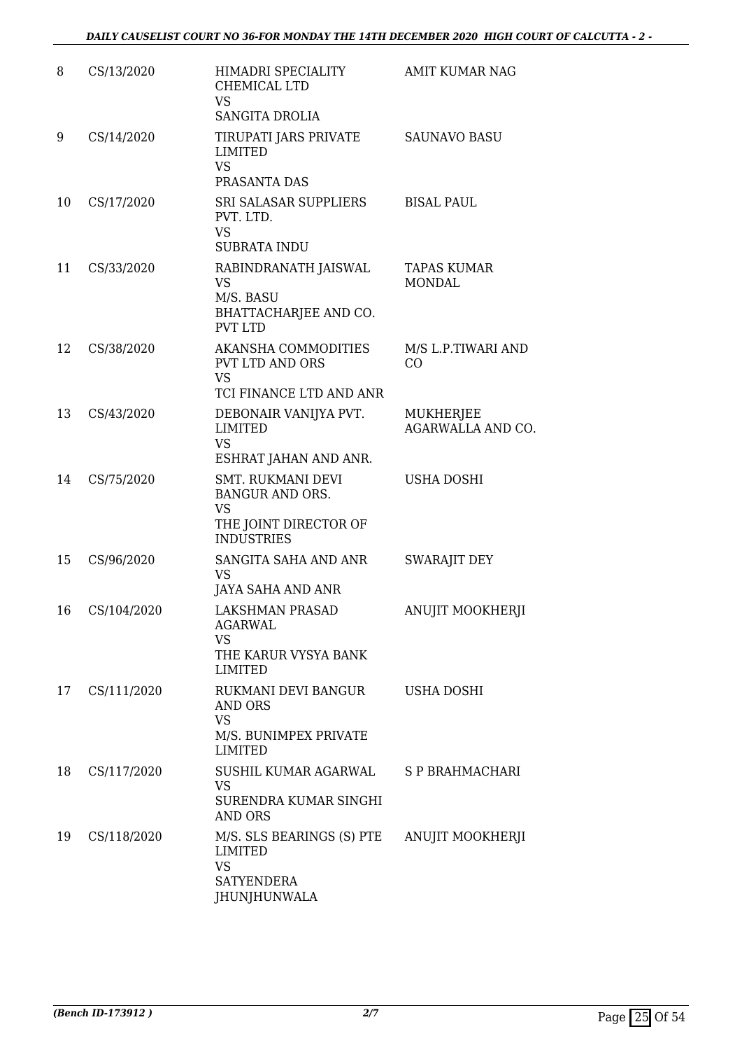| | | | |
|---|---|---|---|
| 8 | CS/13/2020 | HIMADRI SPECIALITY CHEMICAL LTD<br>VS<br>SANGITA DROLIA | AMIT KUMAR NAG |
| 9 | CS/14/2020 | TIRUPATI JARS PRIVATE LIMITED<br>VS<br>PRASANTA DAS | SAUNAVO BASU |
| 10 | CS/17/2020 | SRI SALASAR SUPPLIERS PVT. LTD.<br>VS<br>SUBRATA INDU | BISAL PAUL |
| 11 | CS/33/2020 | RABINDRANATH JAISWAL<br>VS<br>M/S. BASU BHATTACHARJEE AND CO. PVT LTD | TAPAS KUMAR MONDAL |
| 12 | CS/38/2020 | AKANSHA COMMODITIES PVT LTD AND ORS<br>VS<br>TCI FINANCE LTD AND ANR | M/S L.P.TIWARI AND CO |
| 13 | CS/43/2020 | DEBONAIR VANIJYA PVT. LIMITED<br>VS<br>ESHRAT JAHAN AND ANR. | MUKHERJEE AGARWALLA AND CO. |
| 14 | CS/75/2020 | SMT. RUKMANI DEVI BANGUR AND ORS.<br>VS<br>THE JOINT DIRECTOR OF INDUSTRIES | USHA DOSHI |
| 15 | CS/96/2020 | SANGITA SAHA AND ANR<br>VS<br>JAYA SAHA AND ANR | SWARAJIT DEY |
| 16 | CS/104/2020 | LAKSHMAN PRASAD AGARWAL<br>VS<br>THE KARUR VYSYA BANK LIMITED | ANUJIT MOOKHERJI |
| 17 | CS/111/2020 | RUKMANI DEVI BANGUR AND ORS<br>VS<br>M/S. BUNIMPEX PRIVATE LIMITED | USHA DOSHI |
| 18 | CS/117/2020 | SUSHIL KUMAR AGARWAL<br>VS<br>SURENDRA KUMAR SINGHI AND ORS | S P BRAHMACHARI |
| 19 | CS/118/2020 | M/S. SLS BEARINGS (S) PTE LIMITED<br>VS<br>SATYENDERA JHUNJHUNWALA | ANUJIT MOOKHERJI |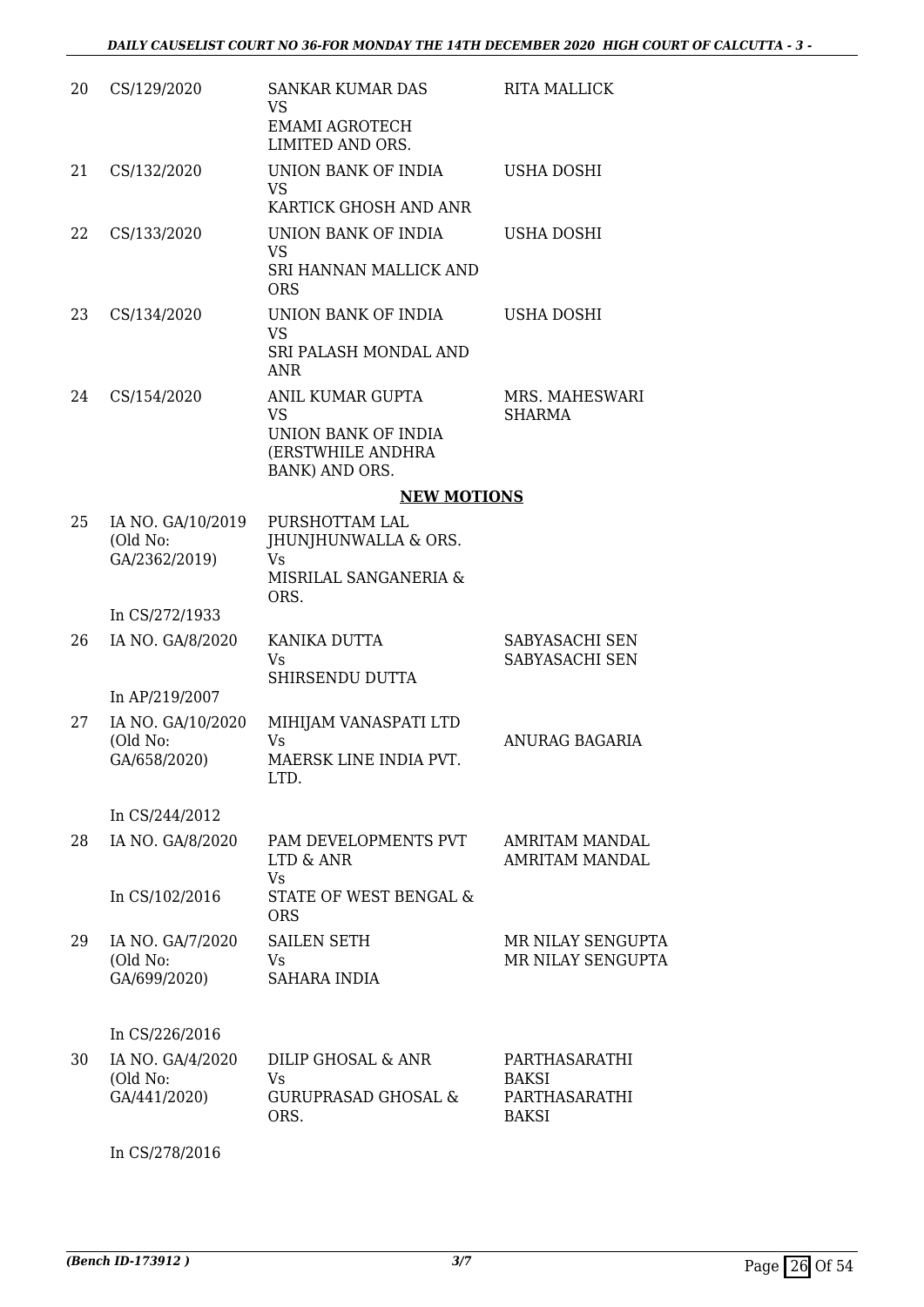| | | | |
|---|---|---|---|
| 20 | CS/129/2020 | SANKAR KUMAR DAS<br>VS<br>EMAMI AGROTECH LIMITED AND ORS. | RITA MALLICK |
| 21 | CS/132/2020 | UNION BANK OF INDIA<br>VS<br>KARTICK GHOSH AND ANR | USHA DOSHI |
| 22 | CS/133/2020 | UNION BANK OF INDIA<br>VS<br>SRI HANNAN MALLICK AND ORS | USHA DOSHI |
| 23 | CS/134/2020 | UNION BANK OF INDIA<br>VS<br>SRI PALASH MONDAL AND ANR | USHA DOSHI |
| 24 | CS/154/2020 | ANIL KUMAR GUPTA<br>VS<br>UNION BANK OF INDIA (ERSTWHILE ANDHRA BANK) AND ORS. | MRS. MAHESWARI SHARMA |

**NEW MOTIONS**

| | | | |
|---|---|---|---|
| 25 | IA NO. GA/10/2019 (Old No: GA/2362/2019)<br><br>In CS/272/1933 | PURSHOTTAM LAL JHUNJHUNWALLA & ORS.<br>Vs<br>MISRILAL SANGANERIA & ORS. | |
| 26 | IA NO. GA/8/2020<br><br>In AP/219/2007 | KANIKA DUTTA<br>Vs<br>SHIRSENDU DUTTA | SABYASACHI SEN<br>SABYASACHI SEN |
| 27 | IA NO. GA/10/2020 (Old No: GA/658/2020)<br><br>In CS/244/2012 | MIHIJAM VANASPATI LTD<br>Vs<br>MAERSK LINE INDIA PVT. LTD. | ANURAG BAGARIA |
| 28 | IA NO. GA/8/2020<br><br>In CS/102/2016 | PAM DEVELOPMENTS PVT LTD & ANR<br>Vs<br>STATE OF WEST BENGAL & ORS | AMRITAM MANDAL<br>AMRITAM MANDAL |
| 29 | IA NO. GA/7/2020 (Old No: GA/699/2020)<br><br>In CS/226/2016 | SAILEN SETH<br>Vs<br>SAHARA INDIA | MR NILAY SENGUPTA<br>MR NILAY SENGUPTA |
| 30 | IA NO. GA/4/2020 (Old No: GA/441/2020)<br><br>In CS/278/2016 | DILIP GHOSAL & ANR<br>Vs<br>GURUPRASAD GHOSAL & ORS. | PARTHASARATHI BAKSI<br>PARTHASARATHI BAKSI |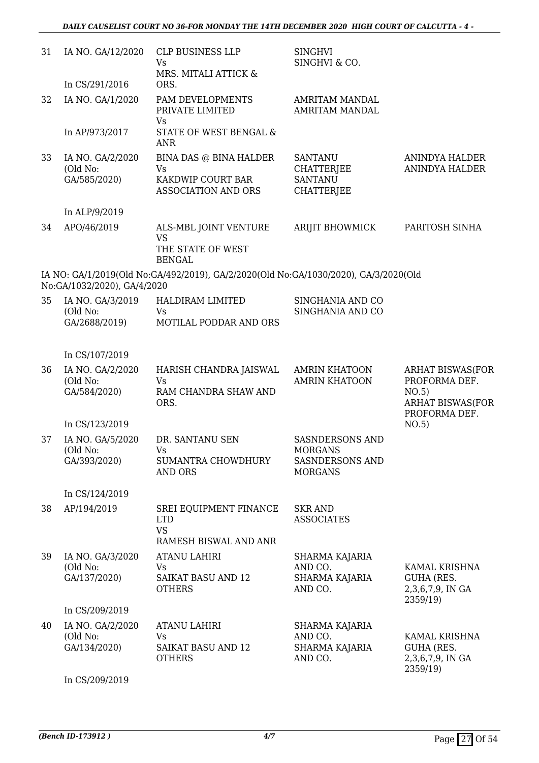| | | | | |
|---|---|---|---|---|
| 31 | IA NO. GA/12/2020<br><br>In CS/291/2016 | CLP BUSINESS LLP<br>Vs<br>MRS. MITALI ATTICK & ORS. | SINGHVI<br>SINGHVI & CO. | |
| 32 | IA NO. GA/1/2020<br><br>In AP/973/2017 | PAM DEVELOPMENTS PRIVATE LIMITED<br>Vs<br>STATE OF WEST BENGAL & ANR | AMRITAM MANDAL<br>AMRITAM MANDAL | |
| 33 | IA NO. GA/2/2020<br>(Old No: GA/585/2020)<br><br>In ALP/9/2019 | BINA DAS @ BINA HALDER<br>Vs<br>KAKDWIP COURT BAR ASSOCIATION AND ORS | SANTANU CHATTERJEE<br>SANTANU CHATTERJEE | ANINDYA HALDER<br>ANINDYA HALDER |
| 34 | APO/46/2019 | ALS-MBL JOINT VENTURE<br>VS<br>THE STATE OF WEST BENGAL | ARIJIT BHOWMICK | PARITOSH SINHA |

IA NO: GA/1/2019(Old No:GA/492/2019), GA/2/2020(Old No:GA/1030/2020), GA/3/2020(Old No:GA/1032/2020), GA/4/2020

| | | | | |
|---|---|---|---|---|
| 35 | IA NO. GA/3/2019<br>(Old No: GA/2688/2019)<br><br>In CS/107/2019 | HALDIRAM LIMITED<br>Vs<br>MOTILAL PODDAR AND ORS | SINGHANIA AND CO<br>SINGHANIA AND CO | |
| 36 | IA NO. GA/2/2020<br>(Old No: GA/584/2020)<br><br>In CS/123/2019 | HARISH CHANDRA JAISWAL<br>Vs<br>RAM CHANDRA SHAW AND ORS. | AMRIN KHATOON<br>AMRIN KHATOON | ARHAT BISWAS(FOR PROFORMA DEF. NO.5)<br>ARHAT BISWAS(FOR PROFORMA DEF. NO.5) |
| 37 | IA NO. GA/5/2020<br>(Old No: GA/393/2020)<br><br>In CS/124/2019 | DR. SANTANU SEN<br>Vs<br>SUMANTRA CHOWDHURY AND ORS | SASNDERSONS AND MORGANS<br>SASNDERSONS AND MORGANS | |
| 38 | AP/194/2019 | SREI EQUIPMENT FINANCE LTD<br>VS<br>RAMESH BISWAL AND ANR | SKR AND ASSOCIATES | |
| 39 | IA NO. GA/3/2020<br>(Old No: GA/137/2020)<br><br>In CS/209/2019 | ATANU LAHIRI<br>Vs<br>SAIKAT BASU AND 12 OTHERS | SHARMA KAJARIA AND CO.<br>SHARMA KAJARIA AND CO. | KAMAL KRISHNA GUHA (RES. 2,3,6,7,9, IN GA 2359/19) |
| 40 | IA NO. GA/2/2020<br>(Old No: GA/134/2020)<br><br>In CS/209/2019 | ATANU LAHIRI<br>Vs<br>SAIKAT BASU AND 12 OTHERS | SHARMA KAJARIA AND CO.<br>SHARMA KAJARIA AND CO. | KAMAL KRISHNA GUHA (RES. 2,3,6,7,9, IN GA 2359/19) |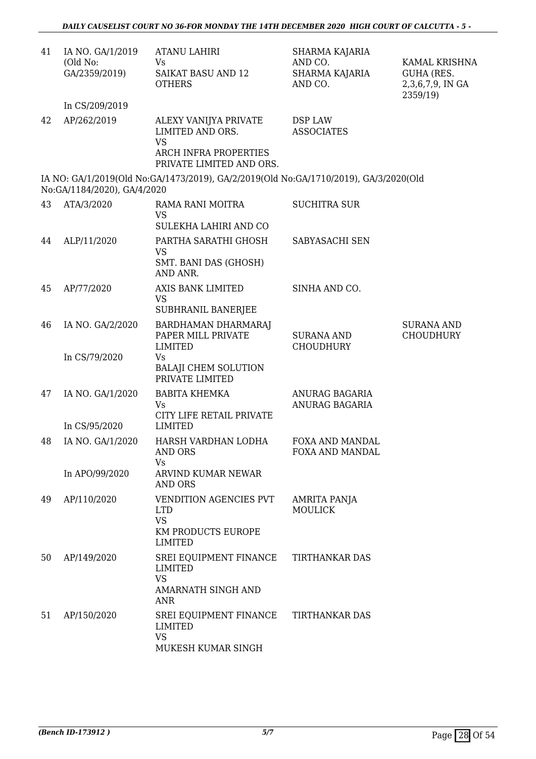| | | | | |
|---|---|---|---|---|
| 41 | IA NO. GA/1/2019 (Old No: GA/2359/2019)<br><br>In CS/209/2019 | ATANU LAHIRI<br>Vs<br>SAIKAT BASU AND 12 OTHERS | SHARMA KAJARIA AND CO.<br>SHARMA KAJARIA AND CO. | KAMAL KRISHNA GUHA (RES. 2,3,6,7,9, IN GA 2359/19) |
| 42 | AP/262/2019 | ALEXY VANIJYA PRIVATE LIMITED AND ORS.<br>VS<br>ARCH INFRA PROPERTIES PRIVATE LIMITED AND ORS. | DSP LAW ASSOCIATES | |
| | IA NO: GA/1/2019(Old No:GA/1473/2019), GA/2/2019(Old No:GA/1710/2019), GA/3/2020(Old No:GA/1184/2020), GA/4/2020 | | | |
| 43 | ATA/3/2020 | RAMA RANI MOITRA<br>VS<br>SULEKHA LAHIRI AND CO | SUCHITRA SUR | |
| 44 | ALP/11/2020 | PARTHA SARATHI GHOSH<br>VS<br>SMT. BANI DAS (GHOSH) AND ANR. | SABYASACHI SEN | |
| 45 | AP/77/2020 | AXIS BANK LIMITED<br>VS<br>SUBHRANIL BANERJEE | SINHA AND CO. | |
| 46 | IA NO. GA/2/2020<br><br>In CS/79/2020 | BARDHAMAN DHARMARAJ PAPER MILL PRIVATE LIMITED<br>Vs<br>BALAJI CHEM SOLUTION PRIVATE LIMITED | SURANA AND CHOUDHURY | SURANA AND CHOUDHURY |
| 47 | IA NO. GA/1/2020<br><br>In CS/95/2020 | BABITA KHEMKA<br>Vs<br>CITY LIFE RETAIL PRIVATE LIMITED | ANURAG BAGARIA<br>ANURAG BAGARIA | |
| 48 | IA NO. GA/1/2020<br><br>In APO/99/2020 | HARSH VARDHAN LODHA AND ORS<br>Vs<br>ARVIND KUMAR NEWAR AND ORS | FOXA AND MANDAL<br>FOXA AND MANDAL | |
| 49 | AP/110/2020 | VENDITION AGENCIES PVT LTD<br>VS<br>KM PRODUCTS EUROPE LIMITED | AMRITA PANJA MOULICK | |
| 50 | AP/149/2020 | SREI EQUIPMENT FINANCE LIMITED<br>VS<br>AMARNATH SINGH AND ANR | TIRTHANKAR DAS | |
| 51 | AP/150/2020 | SREI EQUIPMENT FINANCE LIMITED<br>VS<br>MUKESH KUMAR SINGH | TIRTHANKAR DAS | |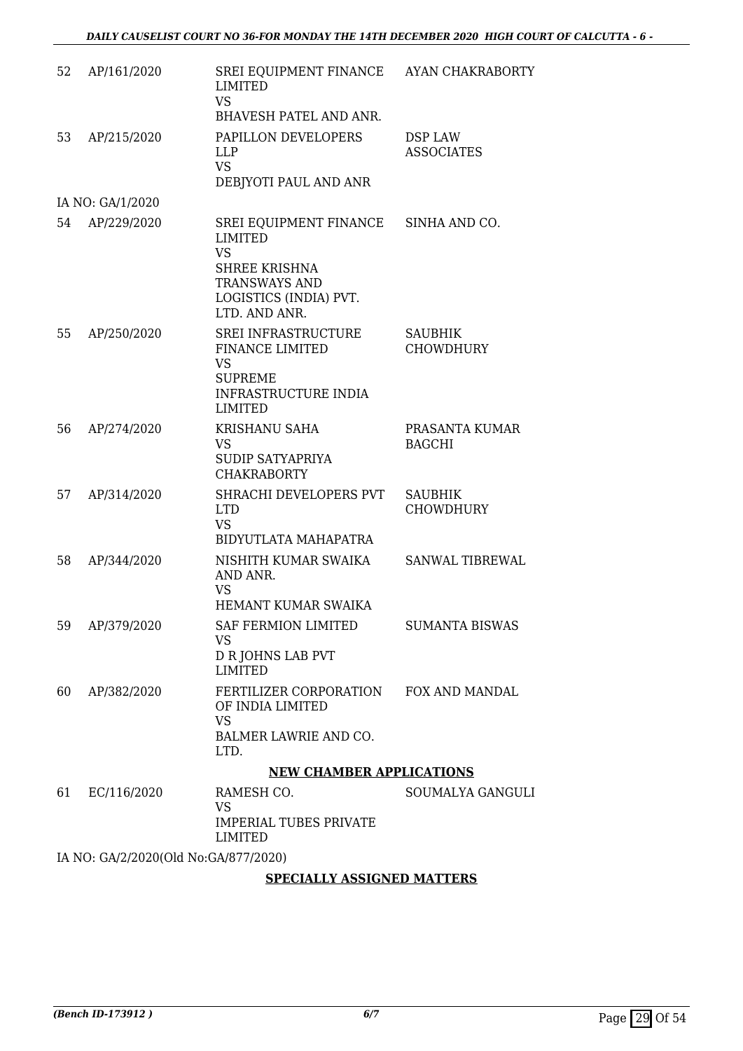| | | | |
|---|---|---|---|
| 52 | AP/161/2020 | SREI EQUIPMENT FINANCE LIMITED<br>VS<br>BHAVESH PATEL AND ANR. | AYAN CHAKRABORTY |
| 53 | AP/215/2020 | PAPILLON DEVELOPERS LLP<br>VS<br>DEBJYOTI PAUL AND ANR | DSP LAW ASSOCIATES |
| IA NO: GA/1/2020 | | | |
| 54 | AP/229/2020 | SREI EQUIPMENT FINANCE LIMITED<br>VS<br>SHREE KRISHNA TRANSWAYS AND LOGISTICS (INDIA) PVT. LTD. AND ANR. | SINHA AND CO. |
| 55 | AP/250/2020 | SREI INFRASTRUCTURE FINANCE LIMITED<br>VS<br>SUPREME INFRASTRUCTURE INDIA LIMITED | SAUBHIK CHOWDHURY |
| 56 | AP/274/2020 | KRISHANU SAHA<br>VS<br>SUDIP SATYAPRIYA CHAKRABORTY | PRASANTA KUMAR BAGCHI |
| 57 | AP/314/2020 | SHRACHI DEVELOPERS PVT LTD<br>VS<br>BIDYUTLATA MAHAPATRA | SAUBHIK CHOWDHURY |
| 58 | AP/344/2020 | NISHITH KUMAR SWAIKA AND ANR.<br>VS<br>HEMANT KUMAR SWAIKA | SANWAL TIBREWAL |
| 59 | AP/379/2020 | SAF FERMION LIMITED<br>VS<br>D R JOHNS LAB PVT LIMITED | SUMANTA BISWAS |
| 60 | AP/382/2020 | FERTILIZER CORPORATION OF INDIA LIMITED<br>VS<br>BALMER LAWRIE AND CO. LTD. | FOX AND MANDAL |

**NEW CHAMBER APPLICATIONS**

| | | | |
|---|---|---|---|
| 61 | EC/116/2020 | RAMESH CO.<br>VS<br>IMPERIAL TUBES PRIVATE LIMITED | SOUMALYA GANGULI |

IA NO: GA/2/2020(Old No:GA/877/2020)

**SPECIALLY ASSIGNED MATTERS**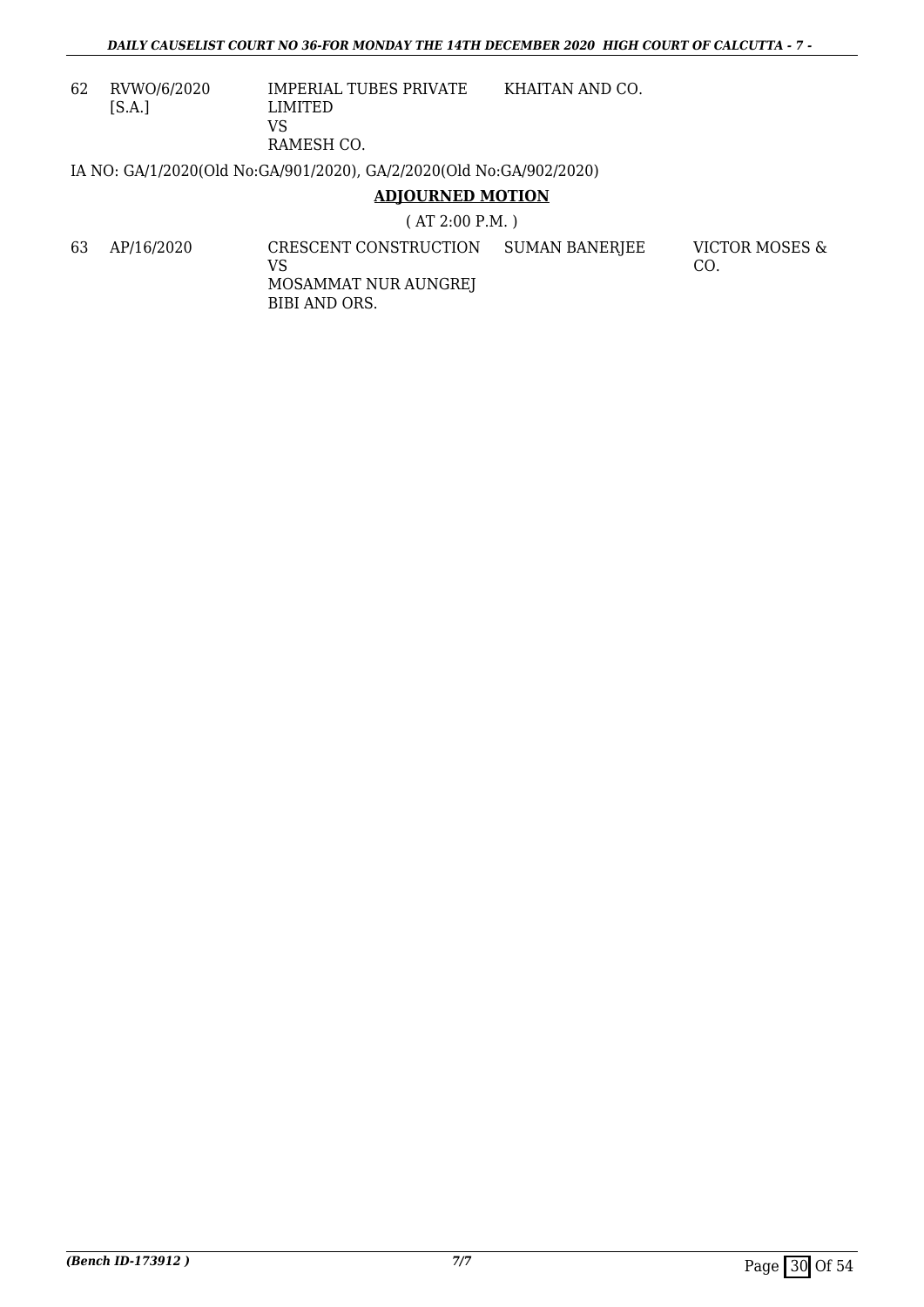| | | | | |
|---|---|---|---|---|
| 62 | RVWO/6/2020 [S.A.] | IMPERIAL TUBES PRIVATE LIMITED VS RAMESH CO. | KHAITAN AND CO. | |

IA NO: GA/1/2020(Old No:GA/901/2020), GA/2/2020(Old No:GA/902/2020)

**ADJOURNED MOTION**

( AT 2:00 P.M. )

| | | | | |
|---|---|---|---|---|
| 63 | AP/16/2020 | CRESCENT CONSTRUCTION VS MOSAMMAT NUR AUNGREJ BIBI AND ORS. | SUMAN BANERJEE | VICTOR MOSES & CO. |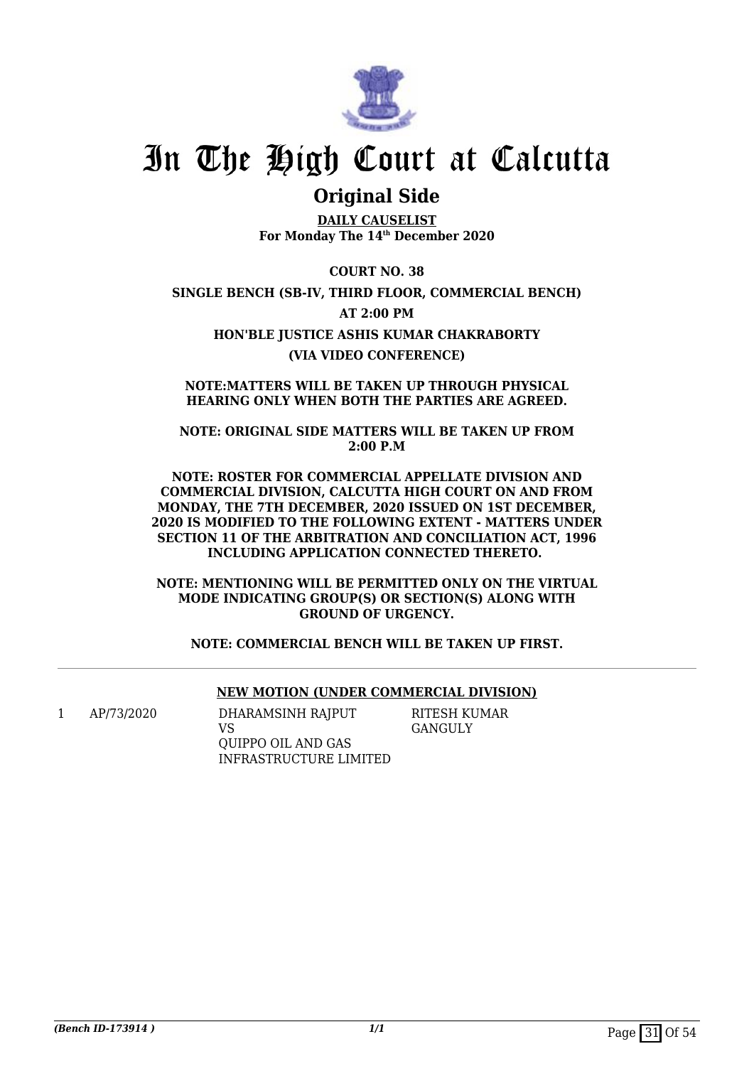# In The High Court at Calcutta

## Original Side

**DAILY CAUSELIST**
**For Monday The 14th December 2020**

**COURT NO. 38**

**SINGLE BENCH (SB-IV, THIRD FLOOR, COMMERCIAL BENCH)**

**AT 2:00 PM**

**HON'BLE JUSTICE ASHIS KUMAR CHAKRABORTY**

**(VIA VIDEO CONFERENCE)**

**NOTE:MATTERS WILL BE TAKEN UP THROUGH PHYSICAL HEARING ONLY WHEN BOTH THE PARTIES ARE AGREED.**

**NOTE: ORIGINAL SIDE MATTERS WILL BE TAKEN UP FROM 2:00 P.M**

**NOTE: ROSTER FOR COMMERCIAL APPELLATE DIVISION AND COMMERCIAL DIVISION, CALCUTTA HIGH COURT ON AND FROM MONDAY, THE 7TH DECEMBER, 2020 ISSUED ON 1ST DECEMBER, 2020 IS MODIFIED TO THE FOLLOWING EXTENT - MATTERS UNDER SECTION 11 OF THE ARBITRATION AND CONCILIATION ACT, 1996 INCLUDING APPLICATION CONNECTED THERETO.**

**NOTE: MENTIONING WILL BE PERMITTED ONLY ON THE VIRTUAL MODE INDICATING GROUP(S) OR SECTION(S) ALONG WITH GROUND OF URGENCY.**

**NOTE: COMMERCIAL BENCH WILL BE TAKEN UP FIRST.**

---

**NEW MOTION (UNDER COMMERCIAL DIVISION)**

| | | | |
|---|---|---|---|
| 1 | AP/73/2020 | DHARAMSINH RAJPUT<br>VS<br>QUIPPO OIL AND GAS INFRASTRUCTURE LIMITED | RITESH KUMAR GANGULY |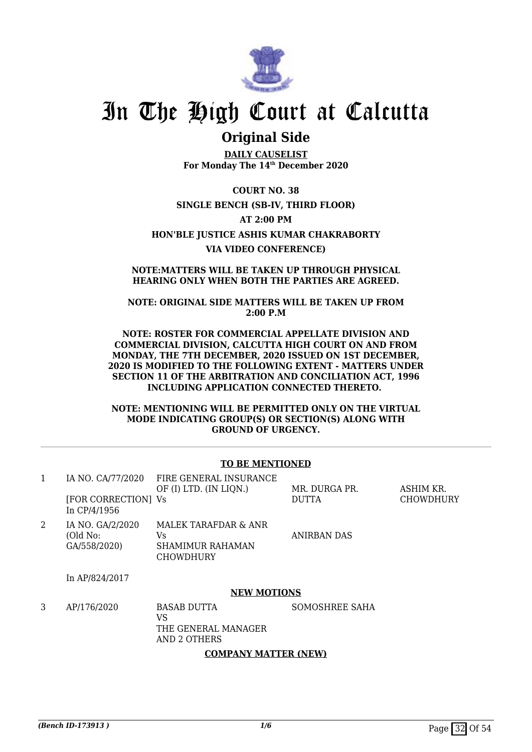# In The High Court at Calcutta

## Original Side

**DAILY CAUSELIST**
**For Monday The 14th December 2020**

**COURT NO. 38**

**SINGLE BENCH (SB-IV, THIRD FLOOR)**

**AT 2:00 PM**

**HON'BLE JUSTICE ASHIS KUMAR CHAKRABORTY**

**VIA VIDEO CONFERENCE)**

**NOTE:MATTERS WILL BE TAKEN UP THROUGH PHYSICAL HEARING ONLY WHEN BOTH THE PARTIES ARE AGREED.**

**NOTE: ORIGINAL SIDE MATTERS WILL BE TAKEN UP FROM 2:00 P.M**

**NOTE: ROSTER FOR COMMERCIAL APPELLATE DIVISION AND COMMERCIAL DIVISION, CALCUTTA HIGH COURT ON AND FROM MONDAY, THE 7TH DECEMBER, 2020 ISSUED ON 1ST DECEMBER, 2020 IS MODIFIED TO THE FOLLOWING EXTENT - MATTERS UNDER SECTION 11 OF THE ARBITRATION AND CONCILIATION ACT, 1996 INCLUDING APPLICATION CONNECTED THERETO.**

**NOTE: MENTIONING WILL BE PERMITTED ONLY ON THE VIRTUAL MODE INDICATING GROUP(S) OR SECTION(S) ALONG WITH GROUND OF URGENCY.**

**TO BE MENTIONED**

| | | | | |
|---|---|---|---|---|
| 1 | IA NO. CA/77/2020<br>[FOR CORRECTION]<br>In CP/4/1956 | FIRE GENERAL INSURANCE OF (I) LTD. (IN LIQN.)<br>Vs | MR. DURGA PR. DUTTA | ASHIM KR. CHOWDHURY |
| 2 | IA NO. GA/2/2020<br>(Old No: GA/558/2020)<br>In AP/824/2017 | MALEK TARAFDAR & ANR<br>Vs<br>SHAMIMUR RAHAMAN CHOWDHURY | ANIRBAN DAS | |

**NEW MOTIONS**

| | | | | |
|---|---|---|---|---|
| 3 | AP/176/2020 | BASAB DUTTA<br>VS<br>THE GENERAL MANAGER AND 2 OTHERS | SOMOSHREE SAHA | |

**COMPANY MATTER (NEW)**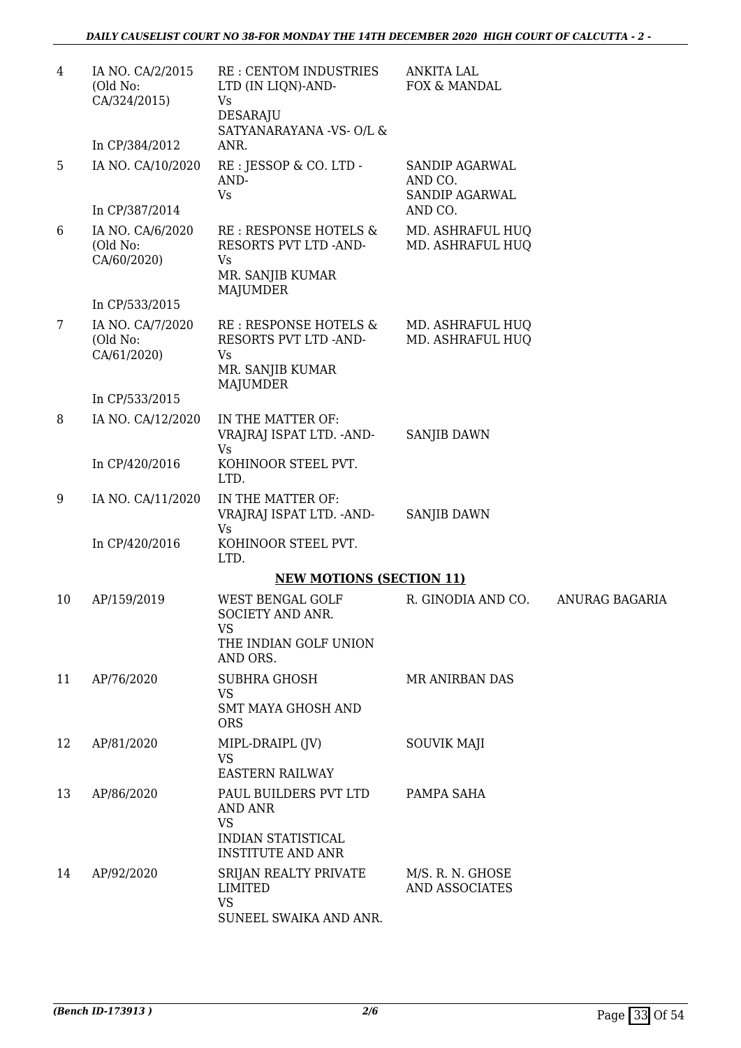| | | | | |
|---|---|---|---|---|
| 4 | IA NO. CA/2/2015 (Old No: CA/324/2015)<br><br>In CP/384/2012 | RE : CENTOM INDUSTRIES LTD (IN LIQN)-AND- Vs DESARAJU SATYANARAYANA -VS- O/L & ANR. | ANKITA LAL FOX & MANDAL | |
| 5 | IA NO. CA/10/2020<br><br>In CP/387/2014 | RE : JESSOP & CO. LTD -AND- Vs | SANDIP AGARWAL AND CO. SANDIP AGARWAL AND CO. | |
| 6 | IA NO. CA/6/2020 (Old No: CA/60/2020)<br><br>In CP/533/2015 | RE : RESPONSE HOTELS & RESORTS PVT LTD -AND- Vs MR. SANJIB KUMAR MAJUMDER | MD. ASHRAFUL HUQ MD. ASHRAFUL HUQ | |
| 7 | IA NO. CA/7/2020 (Old No: CA/61/2020)<br><br>In CP/533/2015 | RE : RESPONSE HOTELS & RESORTS PVT LTD -AND- Vs MR. SANJIB KUMAR MAJUMDER | MD. ASHRAFUL HUQ MD. ASHRAFUL HUQ | |
| 8 | IA NO. CA/12/2020<br><br>In CP/420/2016 | IN THE MATTER OF: VRAJRAJ ISPAT LTD. -AND- Vs KOHINOOR STEEL PVT. LTD. | SANJIB DAWN | |
| 9 | IA NO. CA/11/2020<br><br>In CP/420/2016 | IN THE MATTER OF: VRAJRAJ ISPAT LTD. -AND- Vs KOHINOOR STEEL PVT. LTD. | SANJIB DAWN | |

**NEW MOTIONS (SECTION 11)**

| | | | | |
|---|---|---|---|---|
| 10 | AP/159/2019 | WEST BENGAL GOLF SOCIETY AND ANR. VS THE INDIAN GOLF UNION AND ORS. | R. GINODIA AND CO. | ANURAG BAGARIA |
| 11 | AP/76/2020 | SUBHRA GHOSH VS SMT MAYA GHOSH AND ORS | MR ANIRBAN DAS | |
| 12 | AP/81/2020 | MIPL-DRAIPL (JV) VS EASTERN RAILWAY | SOUVIK MAJI | |
| 13 | AP/86/2020 | PAUL BUILDERS PVT LTD AND ANR VS INDIAN STATISTICAL INSTITUTE AND ANR | PAMPA SAHA | |
| 14 | AP/92/2020 | SRIJAN REALTY PRIVATE LIMITED VS SUNEEL SWAIKA AND ANR. | M/S. R. N. GHOSE AND ASSOCIATES | |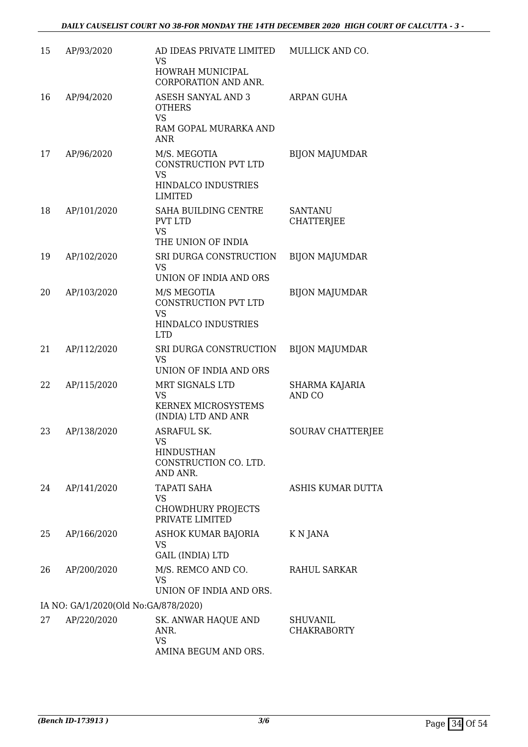| | | | |
|---|---|---|---|
| 15 | AP/93/2020 | AD IDEAS PRIVATE LIMITED<br>VS<br>HOWRAH MUNICIPAL CORPORATION AND ANR. | MULLICK AND CO. |
| 16 | AP/94/2020 | ASESH SANYAL AND 3 OTHERS<br>VS<br>RAM GOPAL MURARKA AND ANR | ARPAN GUHA |
| 17 | AP/96/2020 | M/S. MEGOTIA CONSTRUCTION PVT LTD<br>VS<br>HINDALCO INDUSTRIES LIMITED | BIJON MAJUMDAR |
| 18 | AP/101/2020 | SAHA BUILDING CENTRE PVT LTD<br>VS<br>THE UNION OF INDIA | SANTANU CHATTERJEE |
| 19 | AP/102/2020 | SRI DURGA CONSTRUCTION<br>VS<br>UNION OF INDIA AND ORS | BIJON MAJUMDAR |
| 20 | AP/103/2020 | M/S MEGOTIA CONSTRUCTION PVT LTD<br>VS<br>HINDALCO INDUSTRIES LTD | BIJON MAJUMDAR |
| 21 | AP/112/2020 | SRI DURGA CONSTRUCTION<br>VS<br>UNION OF INDIA AND ORS | BIJON MAJUMDAR |
| 22 | AP/115/2020 | MRT SIGNALS LTD<br>VS<br>KERNEX MICROSYSTEMS (INDIA) LTD AND ANR | SHARMA KAJARIA AND CO |
| 23 | AP/138/2020 | ASRAFUL SK.<br>VS<br>HINDUSTHAN CONSTRUCTION CO. LTD. AND ANR. | SOURAV CHATTERJEE |
| 24 | AP/141/2020 | TAPATI SAHA<br>VS<br>CHOWDHURY PROJECTS PRIVATE LIMITED | ASHIS KUMAR DUTTA |
| 25 | AP/166/2020 | ASHOK KUMAR BAJORIA<br>VS<br>GAIL (INDIA) LTD | K N JANA |
| 26 | AP/200/2020 | M/S. REMCO AND CO.<br>VS<br>UNION OF INDIA AND ORS. | RAHUL SARKAR |
| | IA NO: GA/1/2020(Old No:GA/878/2020) | | |
| 27 | AP/220/2020 | SK. ANWAR HAQUE AND ANR.<br>VS<br>AMINA BEGUM AND ORS. | SHUVANIL CHAKRABORTY |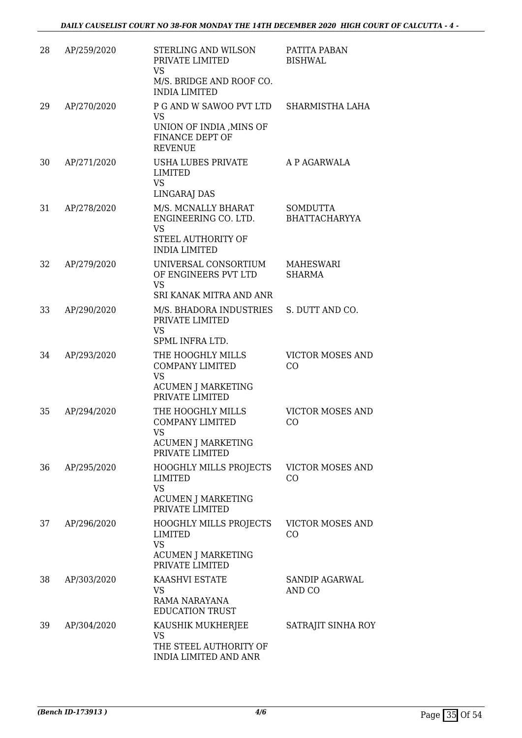| | | | |
|---|---|---|---|
| 28 | AP/259/2020 | STERLING AND WILSON PRIVATE LIMITED<br>VS<br>M/S. BRIDGE AND ROOF CO. INDIA LIMITED | PATITA PABAN BISHWAL |
| 29 | AP/270/2020 | P G AND W SAWOO PVT LTD<br>VS<br>UNION OF INDIA ,MINS OF FINANCE DEPT OF REVENUE | SHARMISTHA LAHA |
| 30 | AP/271/2020 | USHA LUBES PRIVATE LIMITED<br>VS<br>LINGARAJ DAS | A P AGARWALA |
| 31 | AP/278/2020 | M/S. MCNALLY BHARAT ENGINEERING CO. LTD.<br>VS<br>STEEL AUTHORITY OF INDIA LIMITED | SOMDUTTA BHATTACHARYYA |
| 32 | AP/279/2020 | UNIVERSAL CONSORTIUM OF ENGINEERS PVT LTD<br>VS<br>SRI KANAK MITRA AND ANR | MAHESWARI SHARMA |
| 33 | AP/290/2020 | M/S. BHADORA INDUSTRIES PRIVATE LIMITED<br>VS<br>SPML INFRA LTD. | S. DUTT AND CO. |
| 34 | AP/293/2020 | THE HOOGHLY MILLS COMPANY LIMITED<br>VS<br>ACUMEN J MARKETING PRIVATE LIMITED | VICTOR MOSES AND CO |
| 35 | AP/294/2020 | THE HOOGHLY MILLS COMPANY LIMITED<br>VS<br>ACUMEN J MARKETING PRIVATE LIMITED | VICTOR MOSES AND CO |
| 36 | AP/295/2020 | HOOGHLY MILLS PROJECTS LIMITED<br>VS<br>ACUMEN J MARKETING PRIVATE LIMITED | VICTOR MOSES AND CO |
| 37 | AP/296/2020 | HOOGHLY MILLS PROJECTS LIMITED<br>VS<br>ACUMEN J MARKETING PRIVATE LIMITED | VICTOR MOSES AND CO |
| 38 | AP/303/2020 | KAASHVI ESTATE<br>VS<br>RAMA NARAYANA EDUCATION TRUST | SANDIP AGARWAL AND CO |
| 39 | AP/304/2020 | KAUSHIK MUKHERJEE<br>VS<br>THE STEEL AUTHORITY OF INDIA LIMITED AND ANR | SATRAJIT SINHA ROY |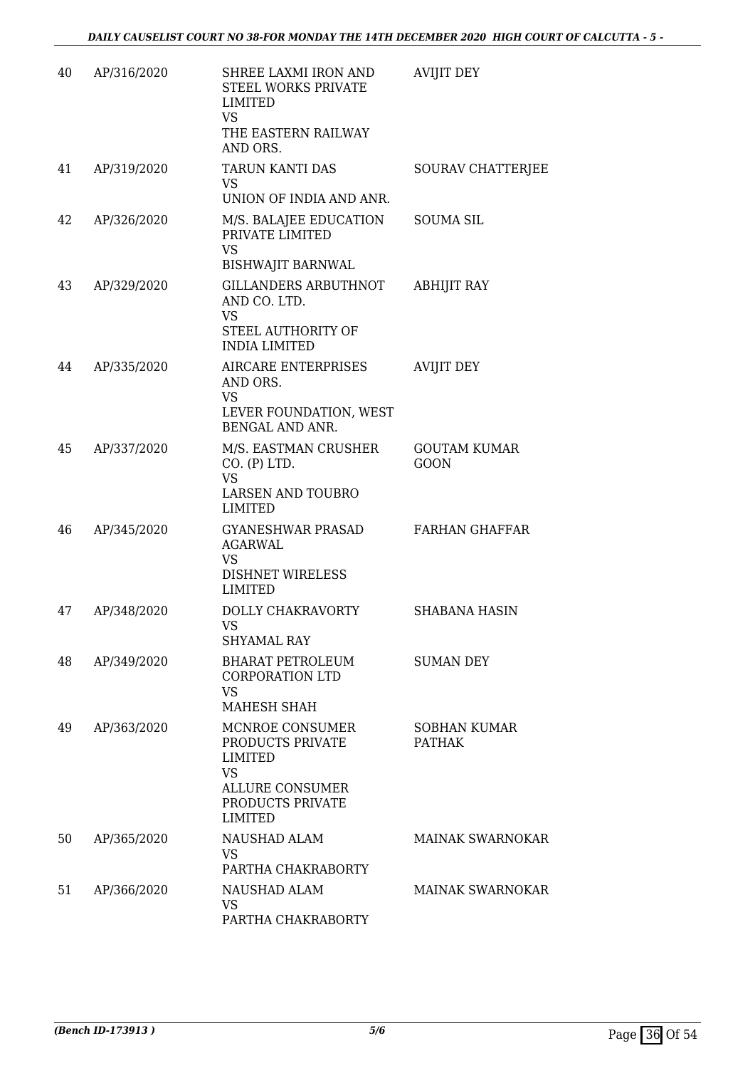| | | | |
|---|---|---|---|
| 40 | AP/316/2020 | SHREE LAXMI IRON AND STEEL WORKS PRIVATE LIMITED<br>VS<br>THE EASTERN RAILWAY AND ORS. | AVIJIT DEY |
| 41 | AP/319/2020 | TARUN KANTI DAS<br>VS<br>UNION OF INDIA AND ANR. | SOURAV CHATTERJEE |
| 42 | AP/326/2020 | M/S. BALAJEE EDUCATION PRIVATE LIMITED<br>VS<br>BISHWAJIT BARNWAL | SOUMA SIL |
| 43 | AP/329/2020 | GILLANDERS ARBUTHNOT AND CO. LTD.<br>VS<br>STEEL AUTHORITY OF INDIA LIMITED | ABHIJIT RAY |
| 44 | AP/335/2020 | AIRCARE ENTERPRISES AND ORS.<br>VS<br>LEVER FOUNDATION, WEST BENGAL AND ANR. | AVIJIT DEY |
| 45 | AP/337/2020 | M/S. EASTMAN CRUSHER CO. (P) LTD.<br>VS<br>LARSEN AND TOUBRO LIMITED | GOUTAM KUMAR GOON |
| 46 | AP/345/2020 | GYANESHWAR PRASAD AGARWAL<br>VS<br>DISHNET WIRELESS LIMITED | FARHAN GHAFFAR |
| 47 | AP/348/2020 | DOLLY CHAKRAVORTY<br>VS<br>SHYAMAL RAY | SHABANA HASIN |
| 48 | AP/349/2020 | BHARAT PETROLEUM CORPORATION LTD<br>VS<br>MAHESH SHAH | SUMAN DEY |
| 49 | AP/363/2020 | MCNROE CONSUMER PRODUCTS PRIVATE LIMITED<br>VS<br>ALLURE CONSUMER PRODUCTS PRIVATE LIMITED | SOBHAN KUMAR PATHAK |
| 50 | AP/365/2020 | NAUSHAD ALAM<br>VS<br>PARTHA CHAKRABORTY | MAINAK SWARNOKAR |
| 51 | AP/366/2020 | NAUSHAD ALAM<br>VS<br>PARTHA CHAKRABORTY | MAINAK SWARNOKAR |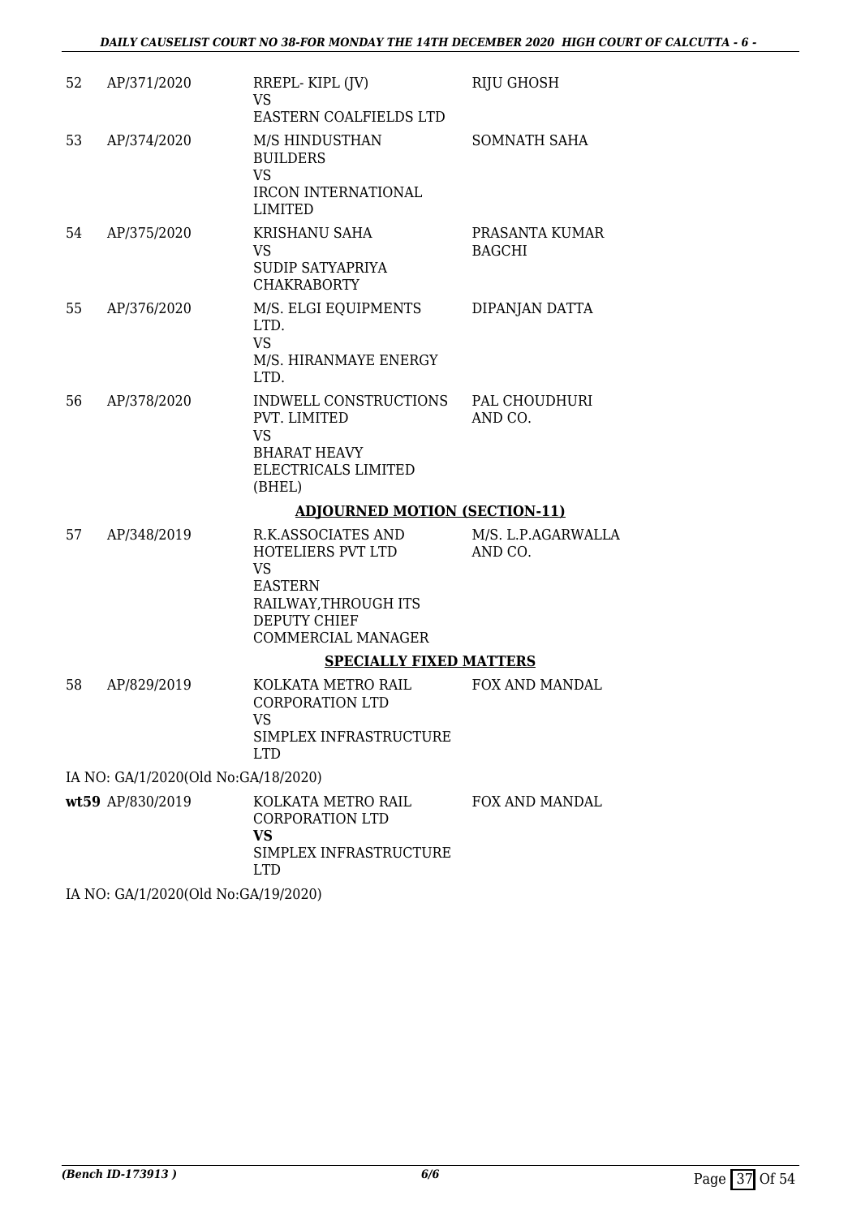| | | | |
|---|---|---|---|
| 52 | AP/371/2020 | RREPL- KIPL (JV)<br>VS<br>EASTERN COALFIELDS LTD | RIJU GHOSH |
| 53 | AP/374/2020 | M/S HINDUSTHAN BUILDERS<br>VS<br>IRCON INTERNATIONAL LIMITED | SOMNATH SAHA |
| 54 | AP/375/2020 | KRISHANU SAHA<br>VS<br>SUDIP SATYAPRIYA CHAKRABORTY | PRASANTA KUMAR BAGCHI |
| 55 | AP/376/2020 | M/S. ELGI EQUIPMENTS LTD.<br>VS<br>M/S. HIRANMAYE ENERGY LTD. | DIPANJAN DATTA |
| 56 | AP/378/2020 | INDWELL CONSTRUCTIONS PVT. LIMITED<br>VS<br>BHARAT HEAVY ELECTRICALS LIMITED (BHEL) | PAL CHOUDHURI AND CO. |

**ADJOURNED MOTION (SECTION-11)**

| | | | |
|---|---|---|---|
| 57 | AP/348/2019 | R.K.ASSOCIATES AND HOTELIERS PVT LTD<br>VS<br>EASTERN RAILWAY,THROUGH ITS DEPUTY CHIEF COMMERCIAL MANAGER | M/S. L.P.AGARWALLA AND CO. |

**SPECIALLY FIXED MATTERS**

| | | | |
|---|---|---|---|
| 58 | AP/829/2019 | KOLKATA METRO RAIL CORPORATION LTD<br>VS<br>SIMPLEX INFRASTRUCTURE LTD | FOX AND MANDAL |

IA NO: GA/1/2020(Old No:GA/18/2020)

| | | | |
|---|---|---|---|
| **wt59** | AP/830/2019 | KOLKATA METRO RAIL CORPORATION LTD<br>**VS**<br>SIMPLEX INFRASTRUCTURE LTD | FOX AND MANDAL |

IA NO: GA/1/2020(Old No:GA/19/2020)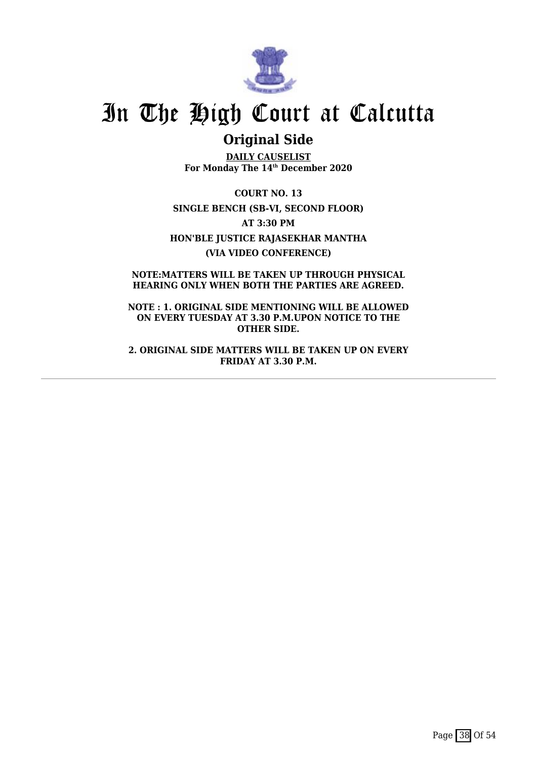# In The High Court at Calcutta

## Original Side

**DAILY CAUSELIST**
**For Monday The 14th December 2020**

**COURT NO. 13**

**SINGLE BENCH (SB-VI, SECOND FLOOR)**

**AT 3:30 PM**

**HON'BLE JUSTICE RAJASEKHAR MANTHA**

**(VIA VIDEO CONFERENCE)**

**NOTE:MATTERS WILL BE TAKEN UP THROUGH PHYSICAL HEARING ONLY WHEN BOTH THE PARTIES ARE AGREED.**

**NOTE : 1. ORIGINAL SIDE MENTIONING WILL BE ALLOWED ON EVERY TUESDAY AT 3.30 P.M.UPON NOTICE TO THE OTHER SIDE.**

**2. ORIGINAL SIDE MATTERS WILL BE TAKEN UP ON EVERY FRIDAY AT 3.30 P.M.**

---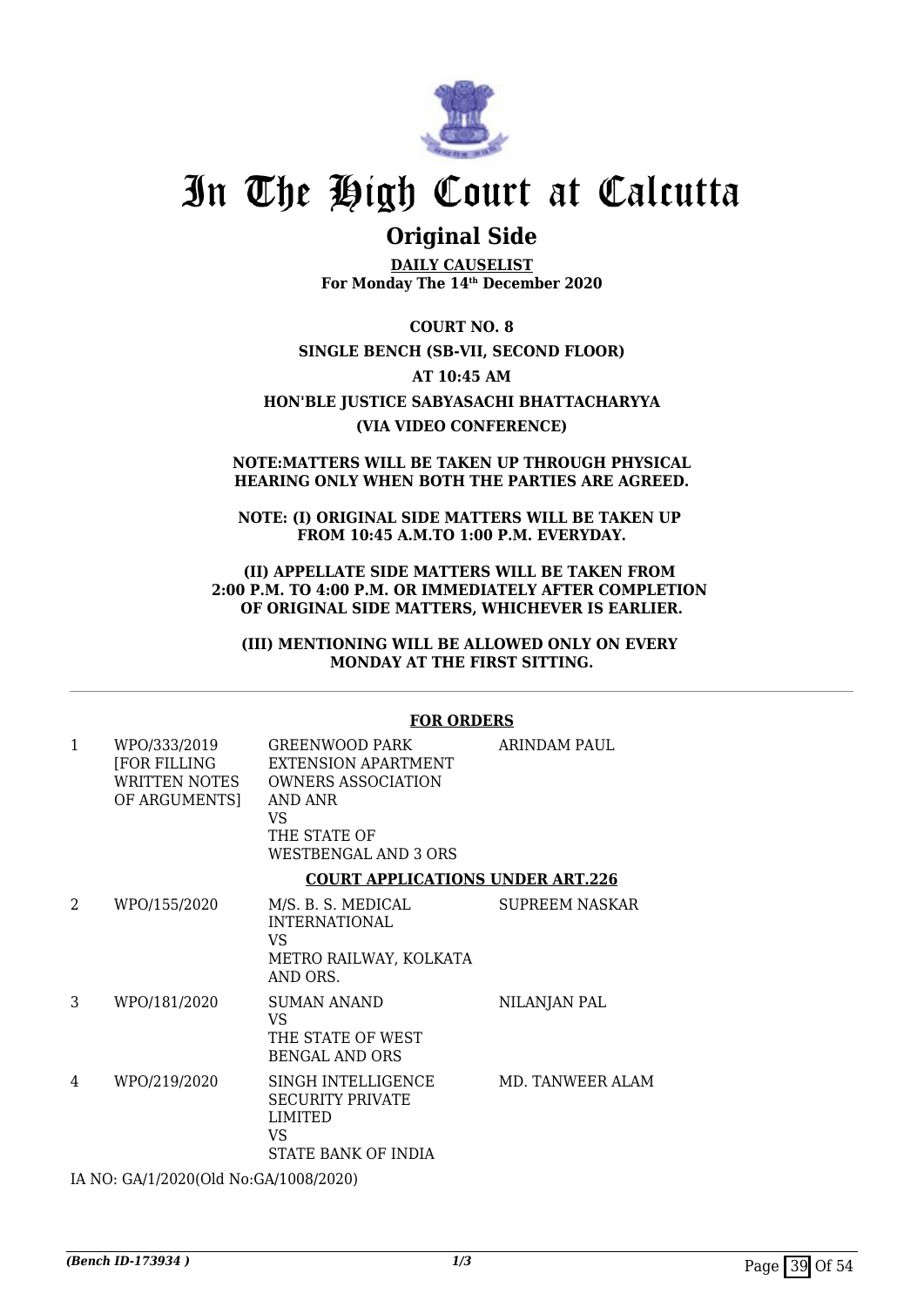# In The High Court at Calcutta

## Original Side

**DAILY CAUSELIST**
**For Monday The 14th December 2020**

**COURT NO. 8**

**SINGLE BENCH (SB-VII, SECOND FLOOR)**

**AT 10:45 AM**

**HON'BLE JUSTICE SABYASACHI BHATTACHARYYA**

**(VIA VIDEO CONFERENCE)**

**NOTE:MATTERS WILL BE TAKEN UP THROUGH PHYSICAL HEARING ONLY WHEN BOTH THE PARTIES ARE AGREED.**

**NOTE: (I) ORIGINAL SIDE MATTERS WILL BE TAKEN UP FROM 10:45 A.M.TO 1:00 P.M. EVERYDAY.**

**(II) APPELLATE SIDE MATTERS WILL BE TAKEN FROM 2:00 P.M. TO 4:00 P.M. OR IMMEDIATELY AFTER COMPLETION OF ORIGINAL SIDE MATTERS, WHICHEVER IS EARLIER.**

**(III) MENTIONING WILL BE ALLOWED ONLY ON EVERY MONDAY AT THE FIRST SITTING.**

**FOR ORDERS**

| | | | |
|---|---|---|---|
| 1 | WPO/333/2019 [FOR FILLING WRITTEN NOTES OF ARGUMENTS] | GREENWOOD PARK EXTENSION APARTMENT OWNERS ASSOCIATION AND ANR VS THE STATE OF WESTBENGAL AND 3 ORS | ARINDAM PAUL |

**COURT APPLICATIONS UNDER ART.226**

| | | | |
|---|---|---|---|
| 2 | WPO/155/2020 | M/S. B. S. MEDICAL INTERNATIONAL VS METRO RAILWAY, KOLKATA AND ORS. | SUPREEM NASKAR |
| 3 | WPO/181/2020 | SUMAN ANAND VS THE STATE OF WEST BENGAL AND ORS | NILANJAN PAL |
| 4 | WPO/219/2020 | SINGH INTELLIGENCE SECURITY PRIVATE LIMITED VS STATE BANK OF INDIA | MD. TANWEER ALAM |

IA NO: GA/1/2020(Old No:GA/1008/2020)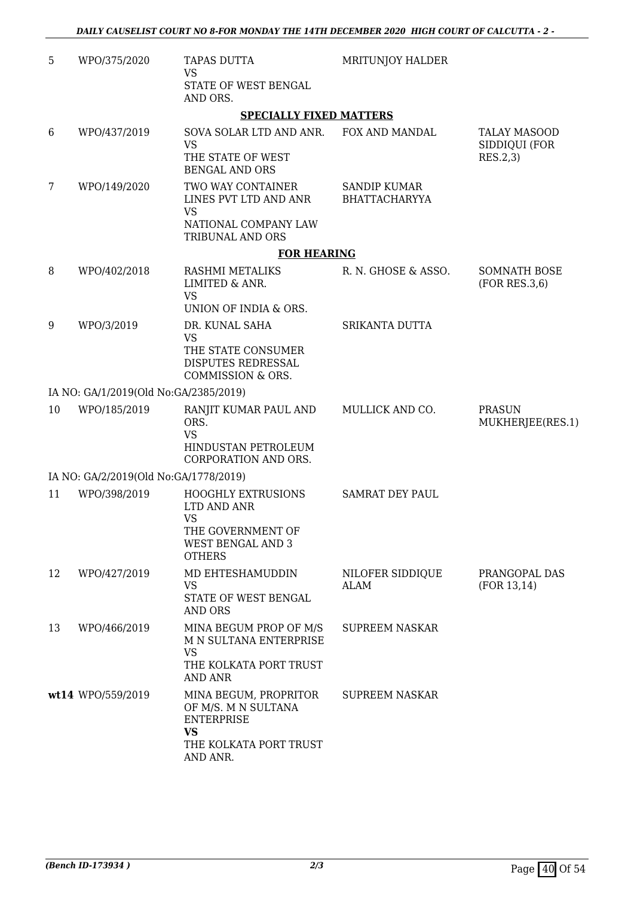| | | | | |
|---|---|---|---|---|
| 5 | WPO/375/2020 | TAPAS DUTTA<br>VS<br>STATE OF WEST BENGAL AND ORS. | MRITUNJOY HALDER | |

**SPECIALLY FIXED MATTERS**

| | | | | |
|---|---|---|---|---|
| 6 | WPO/437/2019 | SOVA SOLAR LTD AND ANR.<br>VS<br>THE STATE OF WEST BENGAL AND ORS | FOX AND MANDAL | TALAY MASOOD SIDDIQUI (FOR RES.2,3) |
| 7 | WPO/149/2020 | TWO WAY CONTAINER LINES PVT LTD AND ANR<br>VS<br>NATIONAL COMPANY LAW TRIBUNAL AND ORS | SANDIP KUMAR BHATTACHARYYA | |

**FOR HEARING**

| | | | | |
|---|---|---|---|---|
| 8 | WPO/402/2018 | RASHMI METALIKS LIMITED & ANR.<br>VS<br>UNION OF INDIA & ORS. | R. N. GHOSE & ASSO. | SOMNATH BOSE (FOR RES.3,6) |
| 9 | WPO/3/2019 | DR. KUNAL SAHA<br>VS<br>THE STATE CONSUMER DISPUTES REDRESSAL COMMISSION & ORS. | SRIKANTA DUTTA | |

IA NO: GA/1/2019(Old No:GA/2385/2019)

| | | | | |
|---|---|---|---|---|
| 10 | WPO/185/2019 | RANJIT KUMAR PAUL AND ORS.<br>VS<br>HINDUSTAN PETROLEUM CORPORATION AND ORS. | MULLICK AND CO. | PRASUN MUKHERJEE(RES.1) |

IA NO: GA/2/2019(Old No:GA/1778/2019)

| | | | | |
|---|---|---|---|---|
| 11 | WPO/398/2019 | HOOGHLY EXTRUSIONS LTD AND ANR<br>VS<br>THE GOVERNMENT OF WEST BENGAL AND 3 OTHERS | SAMRAT DEY PAUL | |
| 12 | WPO/427/2019 | MD EHTESHAMUDDIN<br>VS<br>STATE OF WEST BENGAL AND ORS | NILOFER SIDDIQUE ALAM | PRANGOPAL DAS (FOR 13,14) |
| 13 | WPO/466/2019 | MINA BEGUM PROP OF M/S M N SULTANA ENTERPRISE<br>VS<br>THE KOLKATA PORT TRUST AND ANR | SUPREEM NASKAR | |
| **wt**14 | WPO/559/2019 | MINA BEGUM, PROPRITOR OF M/S. M N SULTANA ENTERPRISE<br>**VS**<br>THE KOLKATA PORT TRUST AND ANR. | SUPREEM NASKAR | |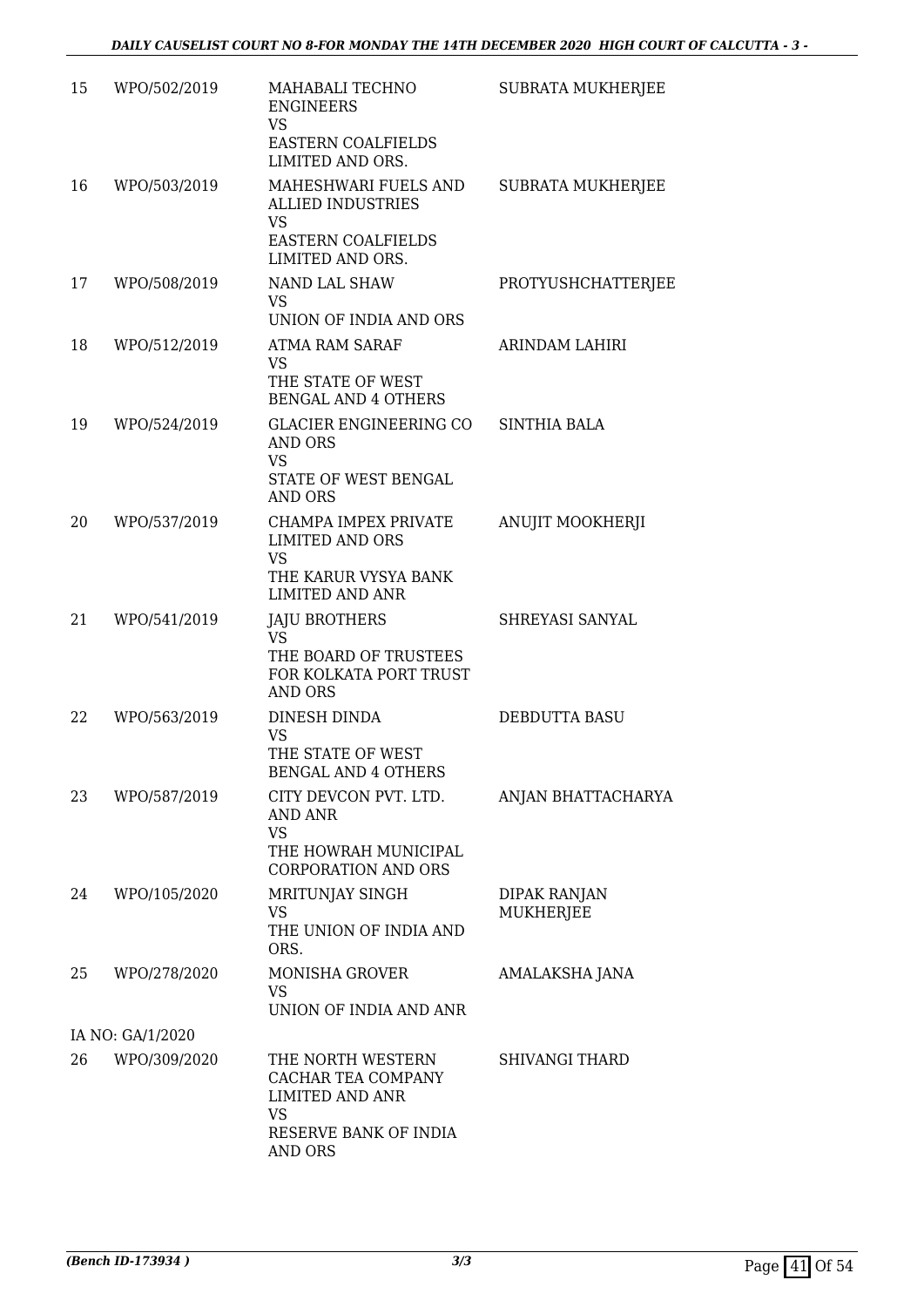| | | | |
|---|---|---|---|
| 15 | WPO/502/2019 | MAHABALI TECHNO ENGINEERS<br>VS<br>EASTERN COALFIELDS LIMITED AND ORS. | SUBRATA MUKHERJEE |
| 16 | WPO/503/2019 | MAHESHWARI FUELS AND ALLIED INDUSTRIES<br>VS<br>EASTERN COALFIELDS LIMITED AND ORS. | SUBRATA MUKHERJEE |
| 17 | WPO/508/2019 | NAND LAL SHAW<br>VS<br>UNION OF INDIA AND ORS | PROTYUSHCHATTERJEE |
| 18 | WPO/512/2019 | ATMA RAM SARAF<br>VS<br>THE STATE OF WEST BENGAL AND 4 OTHERS | ARINDAM LAHIRI |
| 19 | WPO/524/2019 | GLACIER ENGINEERING CO AND ORS<br>VS<br>STATE OF WEST BENGAL AND ORS | SINTHIA BALA |
| 20 | WPO/537/2019 | CHAMPA IMPEX PRIVATE LIMITED AND ORS<br>VS<br>THE KARUR VYSYA BANK LIMITED AND ANR | ANUJIT MOOKHERJI |
| 21 | WPO/541/2019 | JAJU BROTHERS<br>VS<br>THE BOARD OF TRUSTEES FOR KOLKATA PORT TRUST AND ORS | SHREYASI SANYAL |
| 22 | WPO/563/2019 | DINESH DINDA<br>VS<br>THE STATE OF WEST BENGAL AND 4 OTHERS | DEBDUTTA BASU |
| 23 | WPO/587/2019 | CITY DEVCON PVT. LTD. AND ANR<br>VS<br>THE HOWRAH MUNICIPAL CORPORATION AND ORS | ANJAN BHATTACHARYA |
| 24 | WPO/105/2020 | MRITUNJAY SINGH<br>VS<br>THE UNION OF INDIA AND ORS. | DIPAK RANJAN MUKHERJEE |
| 25 | WPO/278/2020 | MONISHA GROVER<br>VS<br>UNION OF INDIA AND ANR | AMALAKSHA JANA |
| | IA NO: GA/1/2020 | | |
| 26 | WPO/309/2020 | THE NORTH WESTERN CACHAR TEA COMPANY LIMITED AND ANR<br>VS<br>RESERVE BANK OF INDIA AND ORS | SHIVANGI THARD |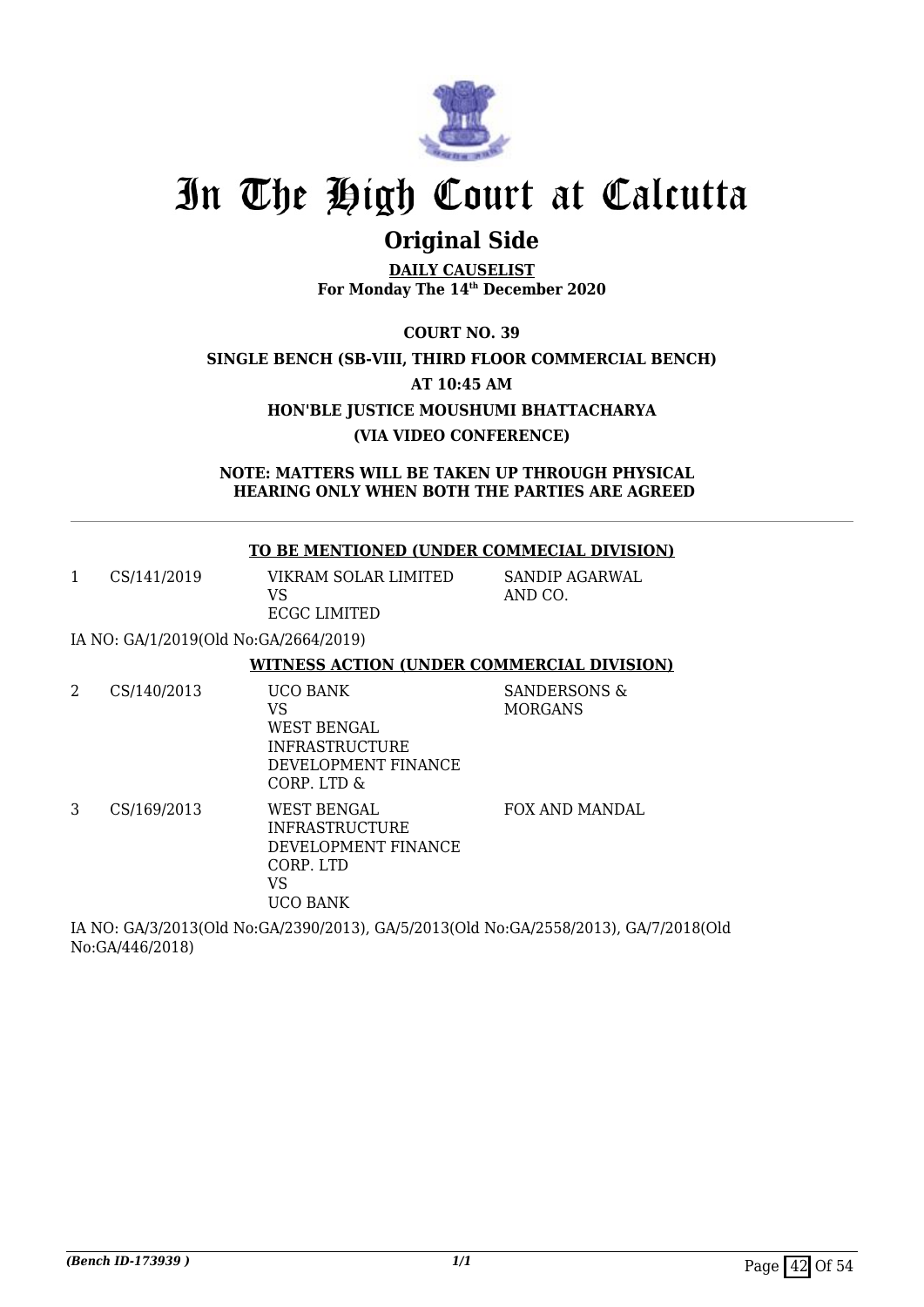# In The High Court at Calcutta

## Original Side

**DAILY CAUSELIST**
**For Monday The 14th December 2020**

**COURT NO. 39**

**SINGLE BENCH (SB-VIII, THIRD FLOOR COMMERCIAL BENCH)**

**AT 10:45 AM**

**HON'BLE JUSTICE MOUSHUMI BHATTACHARYA**

**(VIA VIDEO CONFERENCE)**

**NOTE: MATTERS WILL BE TAKEN UP THROUGH PHYSICAL HEARING ONLY WHEN BOTH THE PARTIES ARE AGREED**

---

**TO BE MENTIONED (UNDER COMMECIAL DIVISION)**

| | | | |
|---|---|---|---|
| 1 | CS/141/2019 | VIKRAM SOLAR LIMITED VS ECGC LIMITED | SANDIP AGARWAL AND CO. |

IA NO: GA/1/2019(Old No:GA/2664/2019)

**WITNESS ACTION (UNDER COMMERCIAL DIVISION)**

| | | | |
|---|---|---|---|
| 2 | CS/140/2013 | UCO BANK VS WEST BENGAL INFRASTRUCTURE DEVELOPMENT FINANCE CORP. LTD & | SANDERSONS & MORGANS |
| 3 | CS/169/2013 | WEST BENGAL INFRASTRUCTURE DEVELOPMENT FINANCE CORP. LTD VS UCO BANK | FOX AND MANDAL |

IA NO: GA/3/2013(Old No:GA/2390/2013), GA/5/2013(Old No:GA/2558/2013), GA/7/2018(Old No:GA/446/2018)

*(Bench ID-173939 )*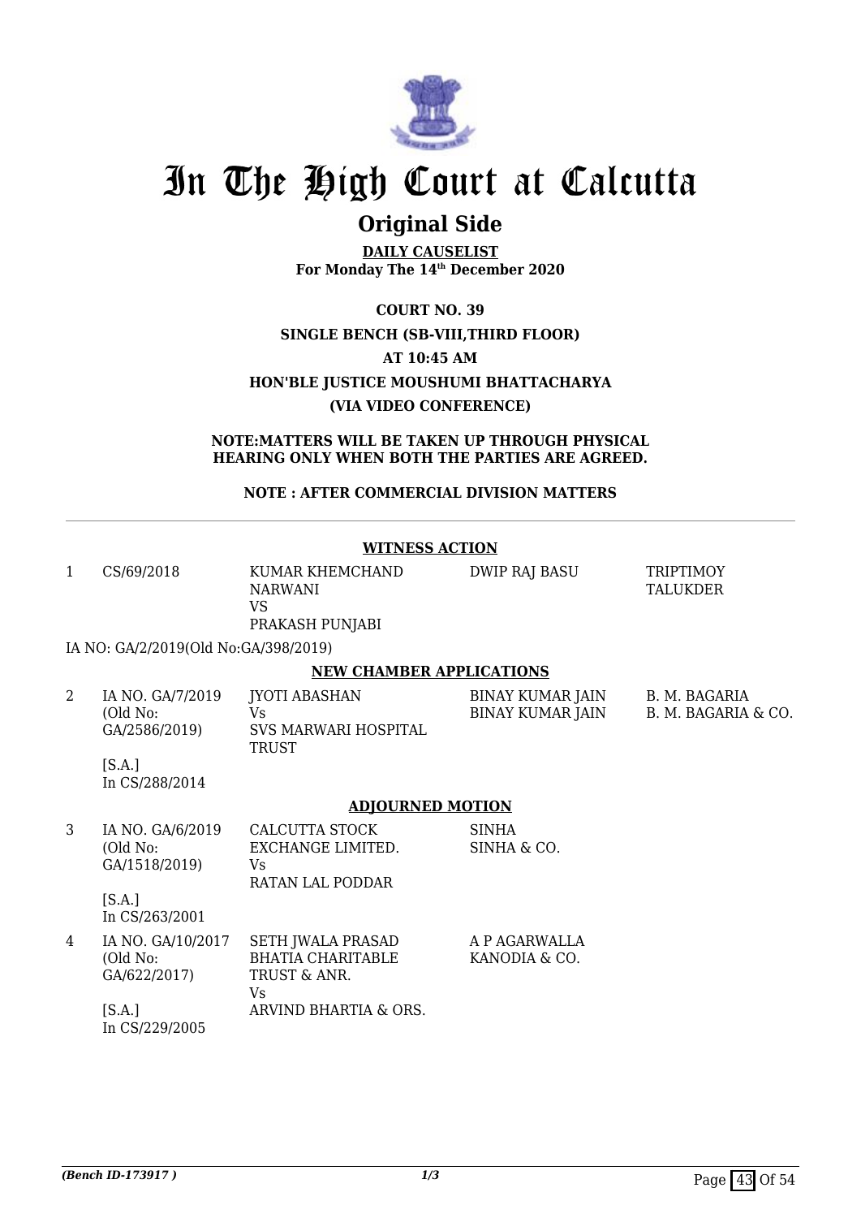# In The High Court at Calcutta

## Original Side

**DAILY CAUSELIST**
**For Monday The 14th December 2020**

**COURT NO. 39**

**SINGLE BENCH (SB-VIII,THIRD FLOOR)**

**AT 10:45 AM**

**HON'BLE JUSTICE MOUSHUMI BHATTACHARYA**

**(VIA VIDEO CONFERENCE)**

**NOTE:MATTERS WILL BE TAKEN UP THROUGH PHYSICAL HEARING ONLY WHEN BOTH THE PARTIES ARE AGREED.**

**NOTE : AFTER COMMERCIAL DIVISION MATTERS**

**WITNESS ACTION**

| | | | | |
|---|---|---|---|---|
| 1 | CS/69/2018 | KUMAR KHEMCHAND NARWANI VS PRAKASH PUNJABI | DWIP RAJ BASU | TRIPTIMOY TALUKDER |

IA NO: GA/2/2019(Old No:GA/398/2019)

**NEW CHAMBER APPLICATIONS**

| | | | | |
|---|---|---|---|---|
| 2 | IA NO. GA/7/2019 (Old No: GA/2586/2019) [S.A.] In CS/288/2014 | JYOTI ABASHAN Vs SVS MARWARI HOSPITAL TRUST | BINAY KUMAR JAIN BINAY KUMAR JAIN | B. M. BAGARIA B. M. BAGARIA & CO. |

**ADJOURNED MOTION**

| | | | | |
|---|---|---|---|---|
| 3 | IA NO. GA/6/2019 (Old No: GA/1518/2019) [S.A.] In CS/263/2001 | CALCUTTA STOCK EXCHANGE LIMITED. Vs RATAN LAL PODDAR | SINHA SINHA & CO. | |
| 4 | IA NO. GA/10/2017 (Old No: GA/622/2017) [S.A.] In CS/229/2005 | SETH JWALA PRASAD BHATIA CHARITABLE TRUST & ANR. Vs ARVIND BHARTIA & ORS. | A P AGARWALLA KANODIA & CO. | |

*(Bench ID-173917 )*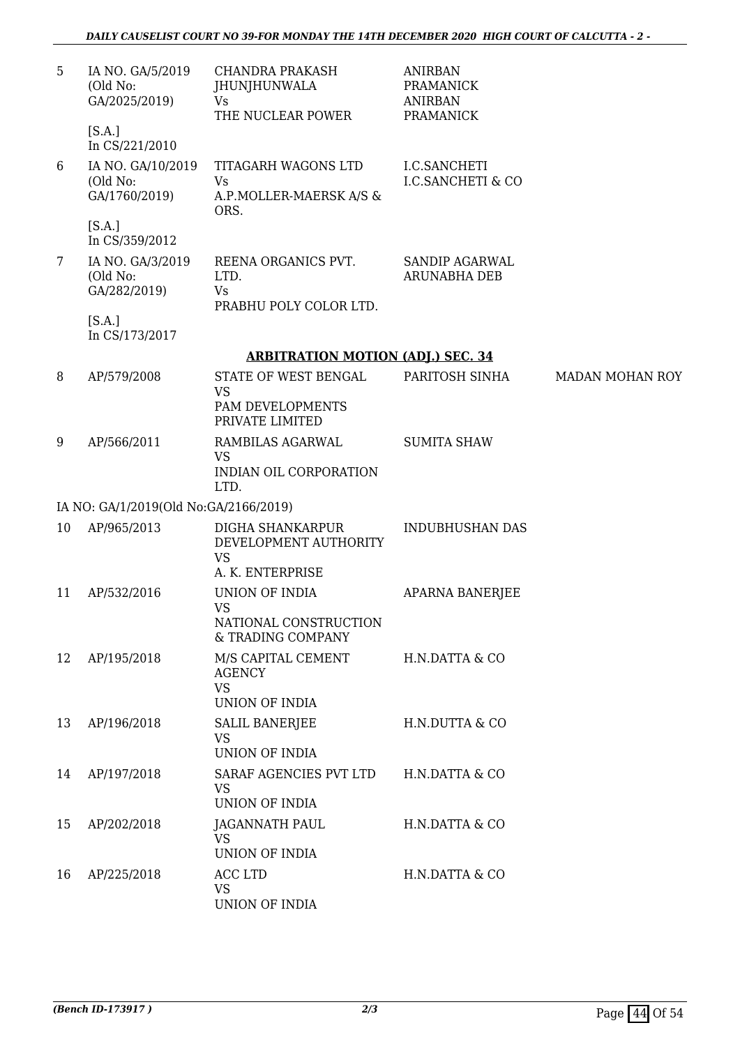| | | | | |
|---|---|---|---|---|
| 5 | IA NO. GA/5/2019 (Old No: GA/2025/2019) [S.A.] In CS/221/2010 | CHANDRA PRAKASH JHUNJHUNWALA Vs THE NUCLEAR POWER | ANIRBAN PRAMANICK ANIRBAN PRAMANICK | |
| 6 | IA NO. GA/10/2019 (Old No: GA/1760/2019) [S.A.] In CS/359/2012 | TITAGARH WAGONS LTD Vs A.P.MOLLER-MAERSK A/S & ORS. | I.C.SANCHETI I.C.SANCHETI & CO | |
| 7 | IA NO. GA/3/2019 (Old No: GA/282/2019) [S.A.] In CS/173/2017 | REENA ORGANICS PVT. LTD. Vs PRABHU POLY COLOR LTD. | SANDIP AGARWAL ARUNABHA DEB | |

## ARBITRATION MOTION (ADJ.) SEC. 34

| | | | | |
|---|---|---|---|---|
| 8 | AP/579/2008 | STATE OF WEST BENGAL VS PAM DEVELOPMENTS PRIVATE LIMITED | PARITOSH SINHA | MADAN MOHAN ROY |
| 9 | AP/566/2011 | RAMBILAS AGARWAL VS INDIAN OIL CORPORATION LTD. | SUMITA SHAW | |

IA NO: GA/1/2019(Old No:GA/2166/2019)

| | | | | |
|---|---|---|---|---|
| 10 | AP/965/2013 | DIGHA SHANKARPUR DEVELOPMENT AUTHORITY VS A. K. ENTERPRISE | INDUBHUSHAN DAS | |
| 11 | AP/532/2016 | UNION OF INDIA VS NATIONAL CONSTRUCTION & TRADING COMPANY | APARNA BANERJEE | |
| 12 | AP/195/2018 | M/S CAPITAL CEMENT AGENCY VS UNION OF INDIA | H.N.DATTA & CO | |
| 13 | AP/196/2018 | SALIL BANERJEE VS UNION OF INDIA | H.N.DUTTA & CO | |
| 14 | AP/197/2018 | SARAF AGENCIES PVT LTD VS UNION OF INDIA | H.N.DATTA & CO | |
| 15 | AP/202/2018 | JAGANNATH PAUL VS UNION OF INDIA | H.N.DATTA & CO | |
| 16 | AP/225/2018 | ACC LTD VS UNION OF INDIA | H.N.DATTA & CO | |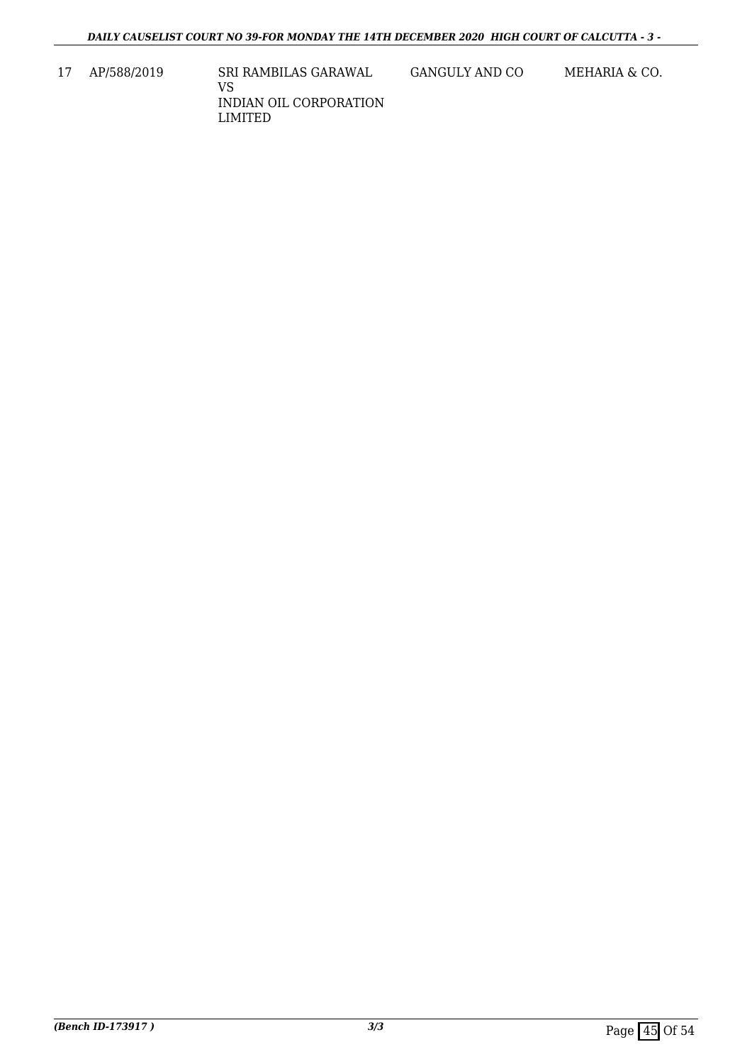| | | | | |
|---|---|---|---|---|
| 17 | AP/588/2019 | SRI RAMBILAS GARAWAL<br>VS<br>INDIAN OIL CORPORATION LIMITED | GANGULY AND CO | MEHARIA & CO. |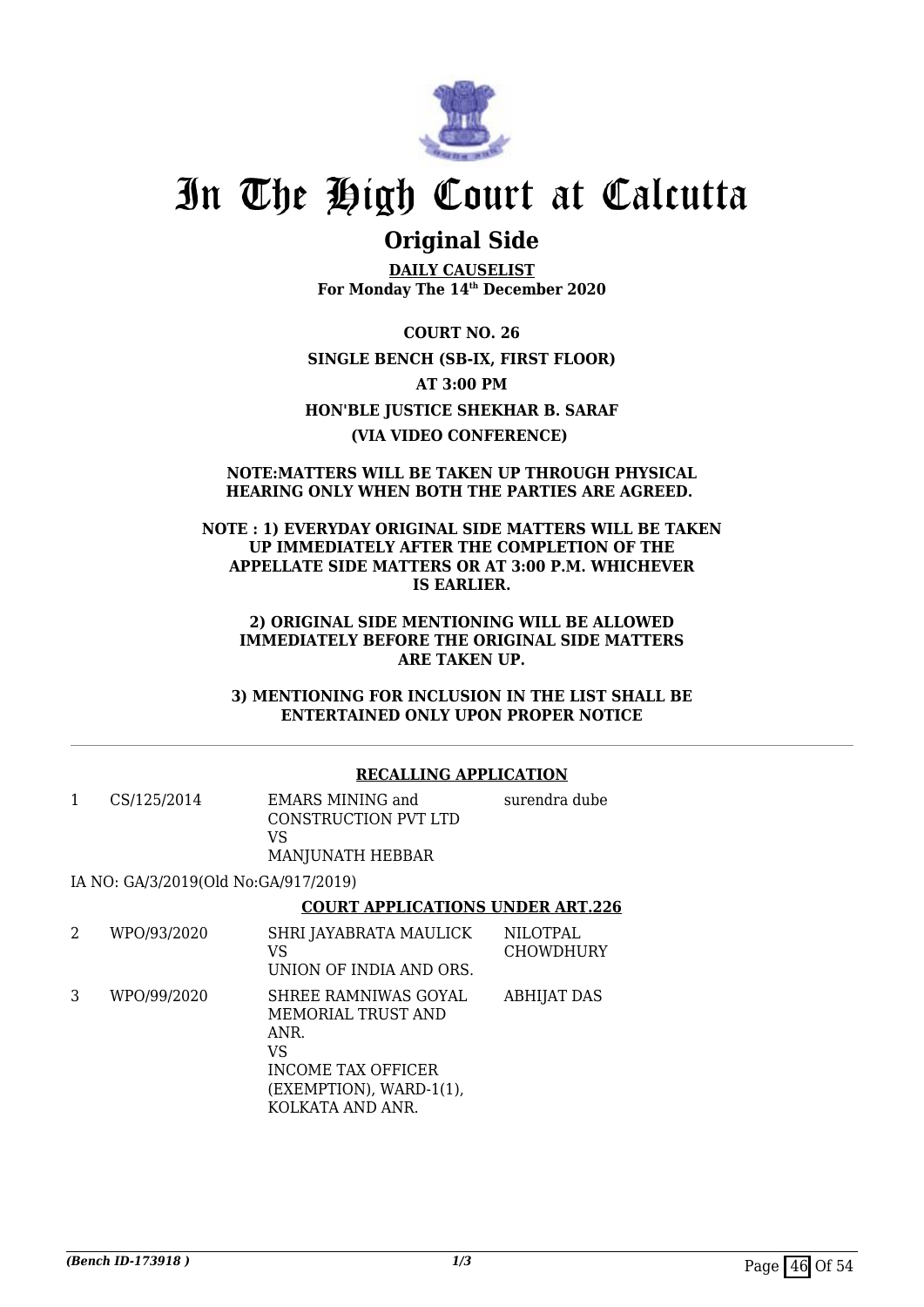# In The High Court at Calcutta

## Original Side

**DAILY CAUSELIST**
**For Monday The 14th December 2020**

**COURT NO. 26**

**SINGLE BENCH (SB-IX, FIRST FLOOR)**

**AT 3:00 PM**

**HON'BLE JUSTICE SHEKHAR B. SARAF**

**(VIA VIDEO CONFERENCE)**

**NOTE:MATTERS WILL BE TAKEN UP THROUGH PHYSICAL HEARING ONLY WHEN BOTH THE PARTIES ARE AGREED.**

**NOTE : 1) EVERYDAY ORIGINAL SIDE MATTERS WILL BE TAKEN UP IMMEDIATELY AFTER THE COMPLETION OF THE APPELLATE SIDE MATTERS OR AT 3:00 P.M. WHICHEVER IS EARLIER.**

**2) ORIGINAL SIDE MENTIONING WILL BE ALLOWED IMMEDIATELY BEFORE THE ORIGINAL SIDE MATTERS ARE TAKEN UP.**

**3) MENTIONING FOR INCLUSION IN THE LIST SHALL BE ENTERTAINED ONLY UPON PROPER NOTICE**

---

**RECALLING APPLICATION**

| | | | |
|---|---|---|---|
| 1 | CS/125/2014 | EMARS MINING and CONSTRUCTION PVT LTD VS MANJUNATH HEBBAR | surendra dube |

IA NO: GA/3/2019(Old No:GA/917/2019)

**COURT APPLICATIONS UNDER ART.226**

| | | | |
|---|---|---|---|
| 2 | WPO/93/2020 | SHRI JAYABRATA MAULICK VS UNION OF INDIA AND ORS. | NILOTPAL CHOWDHURY |
| 3 | WPO/99/2020 | SHREE RAMNIWAS GOYAL MEMORIAL TRUST AND ANR. VS INCOME TAX OFFICER (EXEMPTION), WARD-1(1), KOLKATA AND ANR. | ABHIJAT DAS |

*(Bench ID-173918 )*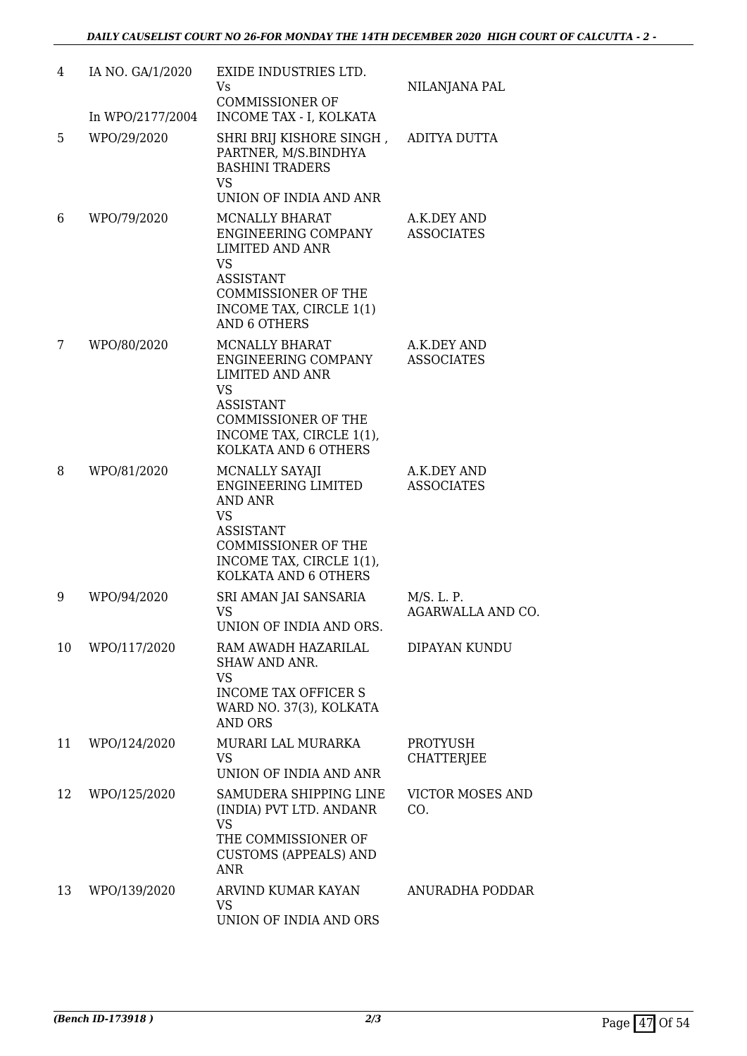| | | | |
|---|---|---|---|
| 4 | IA NO. GA/1/2020<br><br>In WPO/2177/2004 | EXIDE INDUSTRIES LTD.<br>Vs<br>COMMISSIONER OF INCOME TAX - I, KOLKATA | NILANJANA PAL |
| 5 | WPO/29/2020 | SHRI BRIJ KISHORE SINGH , PARTNER, M/S.BINDHYA BASHINI TRADERS<br>VS<br>UNION OF INDIA AND ANR | ADITYA DUTTA |
| 6 | WPO/79/2020 | MCNALLY BHARAT ENGINEERING COMPANY LIMITED AND ANR<br>VS<br>ASSISTANT COMMISSIONER OF THE INCOME TAX, CIRCLE 1(1) AND 6 OTHERS | A.K.DEY AND ASSOCIATES |
| 7 | WPO/80/2020 | MCNALLY BHARAT ENGINEERING COMPANY LIMITED AND ANR<br>VS<br>ASSISTANT COMMISSIONER OF THE INCOME TAX, CIRCLE 1(1), KOLKATA AND 6 OTHERS | A.K.DEY AND ASSOCIATES |
| 8 | WPO/81/2020 | MCNALLY SAYAJI ENGINEERING LIMITED AND ANR<br>VS<br>ASSISTANT COMMISSIONER OF THE INCOME TAX, CIRCLE 1(1), KOLKATA AND 6 OTHERS | A.K.DEY AND ASSOCIATES |
| 9 | WPO/94/2020 | SRI AMAN JAI SANSARIA<br>VS<br>UNION OF INDIA AND ORS. | M/S. L. P. AGARWALLA AND CO. |
| 10 | WPO/117/2020 | RAM AWADH HAZARILAL SHAW AND ANR.<br>VS<br>INCOME TAX OFFICER S WARD NO. 37(3), KOLKATA AND ORS | DIPAYAN KUNDU |
| 11 | WPO/124/2020 | MURARI LAL MURARKA<br>VS<br>UNION OF INDIA AND ANR | PROTYUSH CHATTERJEE |
| 12 | WPO/125/2020 | SAMUDERA SHIPPING LINE (INDIA) PVT LTD. ANDANR<br>VS<br>THE COMMISSIONER OF CUSTOMS (APPEALS) AND ANR | VICTOR MOSES AND CO. |
| 13 | WPO/139/2020 | ARVIND KUMAR KAYAN<br>VS<br>UNION OF INDIA AND ORS | ANURADHA PODDAR |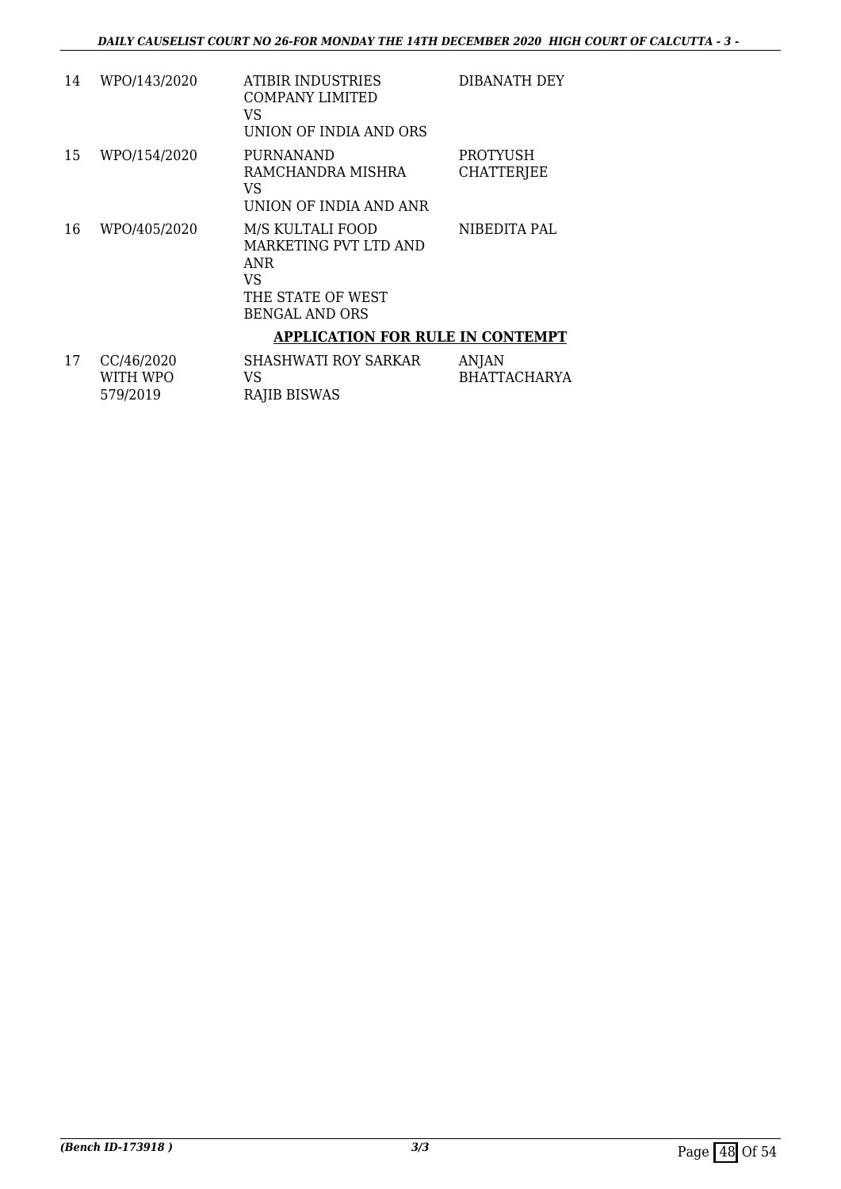| | | | |
|---|---|---|---|
| 14 | WPO/143/2020 | ATIBIR INDUSTRIES COMPANY LIMITED VS UNION OF INDIA AND ORS | DIBANATH DEY |
| 15 | WPO/154/2020 | PURNANAND RAMCHANDRA MISHRA VS UNION OF INDIA AND ANR | PROTYUSH CHATTERJEE |
| 16 | WPO/405/2020 | M/S KULTALI FOOD MARKETING PVT LTD AND ANR VS THE STATE OF WEST BENGAL AND ORS | NIBEDITA PAL |

**APPLICATION FOR RULE IN CONTEMPT**

| | | | |
|---|---|---|---|
| 17 | CC/46/2020 WITH WPO 579/2019 | SHASHWATI ROY SARKAR VS RAJIB BISWAS | ANJAN BHATTACHARYA |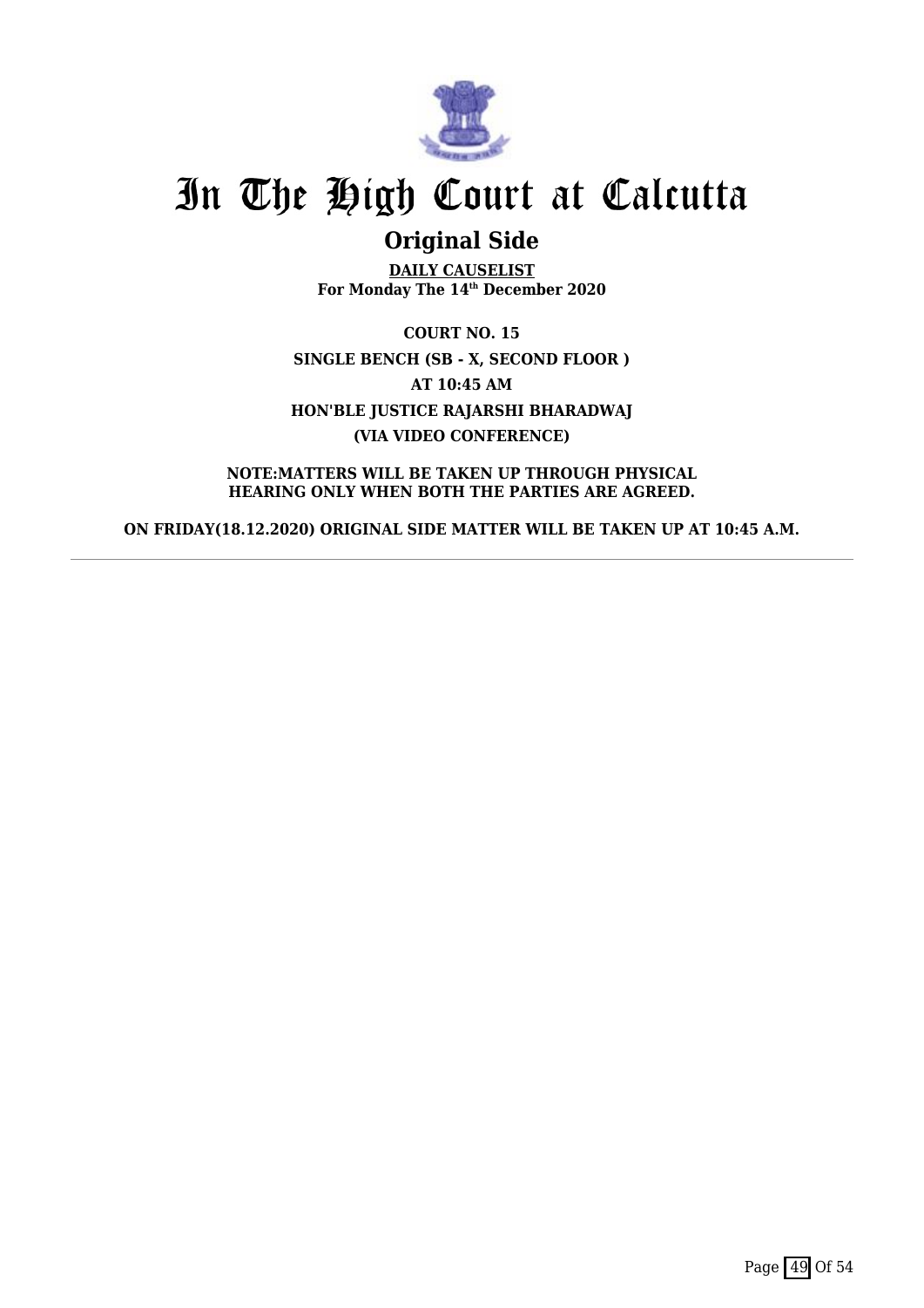# In The High Court at Calcutta

## Original Side

**DAILY CAUSELIST**
**For Monday The 14th December 2020**

**COURT NO. 15**

**SINGLE BENCH (SB - X, SECOND FLOOR )**

**AT 10:45 AM**

**HON'BLE JUSTICE RAJARSHI BHARADWAJ**

**(VIA VIDEO CONFERENCE)**

**NOTE:MATTERS WILL BE TAKEN UP THROUGH PHYSICAL HEARING ONLY WHEN BOTH THE PARTIES ARE AGREED.**

**ON FRIDAY(18.12.2020) ORIGINAL SIDE MATTER WILL BE TAKEN UP AT 10:45 A.M.**

---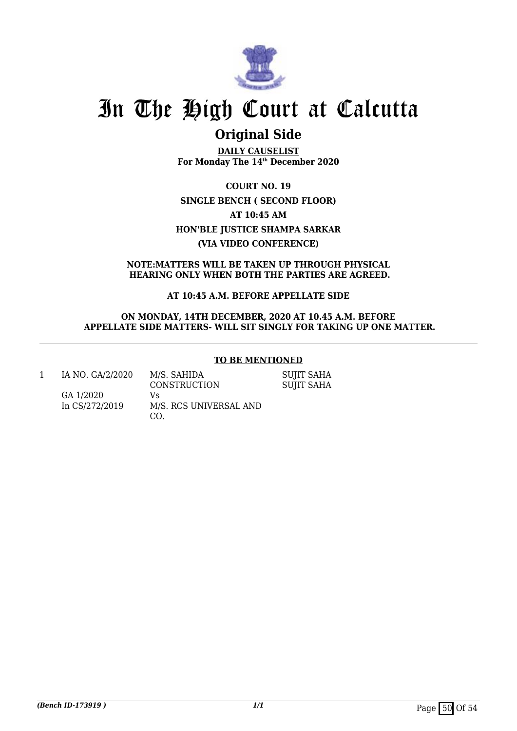# In The High Court at Calcutta

## Original Side

**DAILY CAUSELIST**
**For Monday The 14th December 2020**

**COURT NO. 19**
**SINGLE BENCH ( SECOND FLOOR)**
**AT 10:45 AM**
**HON'BLE JUSTICE SHAMPA SARKAR**
**(VIA VIDEO CONFERENCE)**

**NOTE:MATTERS WILL BE TAKEN UP THROUGH PHYSICAL HEARING ONLY WHEN BOTH THE PARTIES ARE AGREED.**

**AT 10:45 A.M. BEFORE APPELLATE SIDE**

**ON MONDAY, 14TH DECEMBER, 2020 AT 10.45 A.M. BEFORE APPELLATE SIDE MATTERS- WILL SIT SINGLY FOR TAKING UP ONE MATTER.**

**TO BE MENTIONED**

| | | | |
|---|---|---|---|
| 1 | IA NO. GA/2/2020<br>GA 1/2020<br>In CS/272/2019 | M/S. SAHIDA CONSTRUCTION<br>Vs<br>M/S. RCS UNIVERSAL AND CO. | SUJIT SAHA<br>SUJIT SAHA |

*(Bench ID-173919 )*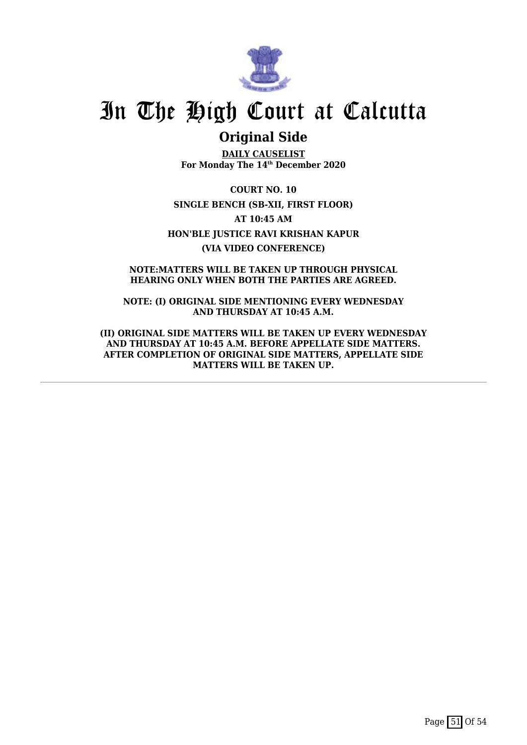# In The High Court at Calcutta

## Original Side

**DAILY CAUSELIST**
**For Monday The 14th December 2020**

**COURT NO. 10**

**SINGLE BENCH (SB-XII, FIRST FLOOR)**

**AT 10:45 AM**

**HON'BLE JUSTICE RAVI KRISHAN KAPUR**

**(VIA VIDEO CONFERENCE)**

**NOTE:MATTERS WILL BE TAKEN UP THROUGH PHYSICAL HEARING ONLY WHEN BOTH THE PARTIES ARE AGREED.**

**NOTE: (I) ORIGINAL SIDE MENTIONING EVERY WEDNESDAY AND THURSDAY AT 10:45 A.M.**

**(II) ORIGINAL SIDE MATTERS WILL BE TAKEN UP EVERY WEDNESDAY AND THURSDAY AT 10:45 A.M. BEFORE APPELLATE SIDE MATTERS. AFTER COMPLETION OF ORIGINAL SIDE MATTERS, APPELLATE SIDE MATTERS WILL BE TAKEN UP.**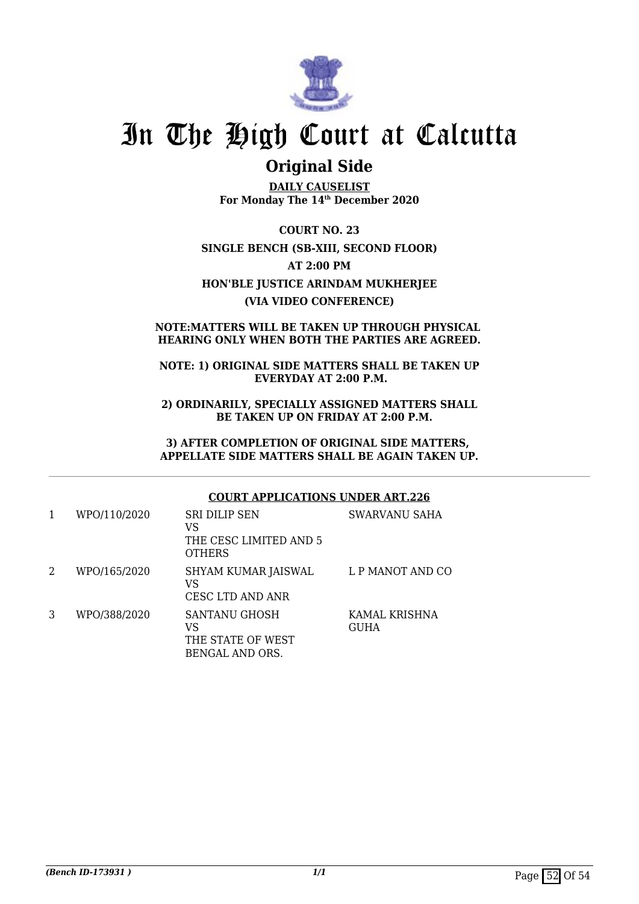# In The High Court at Calcutta

## Original Side

**DAILY CAUSELIST**
**For Monday The 14th December 2020**

**COURT NO. 23**
**SINGLE BENCH (SB-XIII, SECOND FLOOR)**
**AT 2:00 PM**
**HON'BLE JUSTICE ARINDAM MUKHERJEE**
**(VIA VIDEO CONFERENCE)**

**NOTE:MATTERS WILL BE TAKEN UP THROUGH PHYSICAL HEARING ONLY WHEN BOTH THE PARTIES ARE AGREED.**

**NOTE: 1) ORIGINAL SIDE MATTERS SHALL BE TAKEN UP EVERYDAY AT 2:00 P.M.**

**2) ORDINARILY, SPECIALLY ASSIGNED MATTERS SHALL BE TAKEN UP ON FRIDAY AT 2:00 P.M.**

**3) AFTER COMPLETION OF ORIGINAL SIDE MATTERS, APPELLATE SIDE MATTERS SHALL BE AGAIN TAKEN UP.**

**COURT APPLICATIONS UNDER ART.226**

| | | | |
|---|---|---|---|
| 1 | WPO/110/2020 | SRI DILIP SEN<br>VS<br>THE CESC LIMITED AND 5 OTHERS | SWARVANU SAHA |
| 2 | WPO/165/2020 | SHYAM KUMAR JAISWAL<br>VS<br>CESC LTD AND ANR | L P MANOT AND CO |
| 3 | WPO/388/2020 | SANTANU GHOSH<br>VS<br>THE STATE OF WEST BENGAL AND ORS. | KAMAL KRISHNA GUHA |

*(Bench ID-173931 )*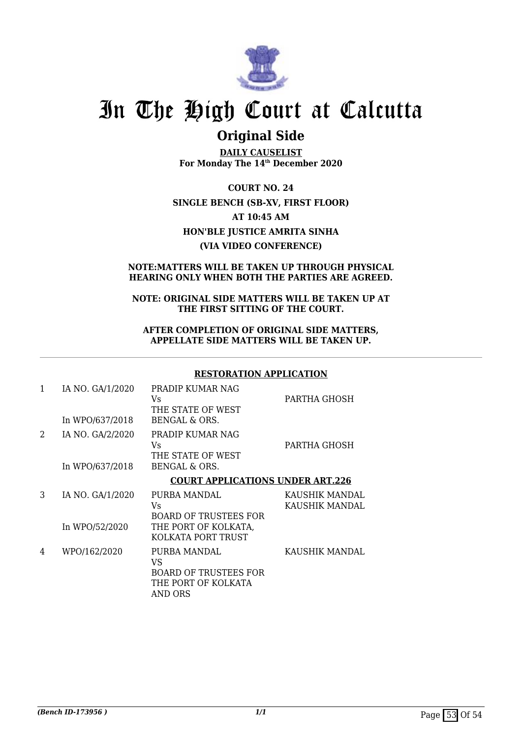# In The High Court at Calcutta

## Original Side

**DAILY CAUSELIST**
**For Monday The 14th December 2020**

**COURT NO. 24**
**SINGLE BENCH (SB-XV, FIRST FLOOR)**
**AT 10:45 AM**
**HON'BLE JUSTICE AMRITA SINHA**
**(VIA VIDEO CONFERENCE)**

**NOTE:MATTERS WILL BE TAKEN UP THROUGH PHYSICAL HEARING ONLY WHEN BOTH THE PARTIES ARE AGREED.**

**NOTE: ORIGINAL SIDE MATTERS WILL BE TAKEN UP AT THE FIRST SITTING OF THE COURT.**

**AFTER COMPLETION OF ORIGINAL SIDE MATTERS, APPELLATE SIDE MATTERS WILL BE TAKEN UP.**

### RESTORATION APPLICATION

| | | | |
|---|---|---|---|
| 1 | IA NO. GA/1/2020<br>In WPO/637/2018 | PRADIP KUMAR NAG<br>Vs<br>THE STATE OF WEST BENGAL & ORS. | PARTHA GHOSH |
| 2 | IA NO. GA/2/2020<br>In WPO/637/2018 | PRADIP KUMAR NAG<br>Vs<br>THE STATE OF WEST BENGAL & ORS. | PARTHA GHOSH |

### COURT APPLICATIONS UNDER ART.226

| | | | |
|---|---|---|---|
| 3 | IA NO. GA/1/2020<br>In WPO/52/2020 | PURBA MANDAL<br>Vs<br>BOARD OF TRUSTEES FOR THE PORT OF KOLKATA, KOLKATA PORT TRUST | KAUSHIK MANDAL<br>KAUSHIK MANDAL |
| 4 | WPO/162/2020 | PURBA MANDAL<br>VS<br>BOARD OF TRUSTEES FOR THE PORT OF KOLKATA AND ORS | KAUSHIK MANDAL |

*(Bench ID-173956 )*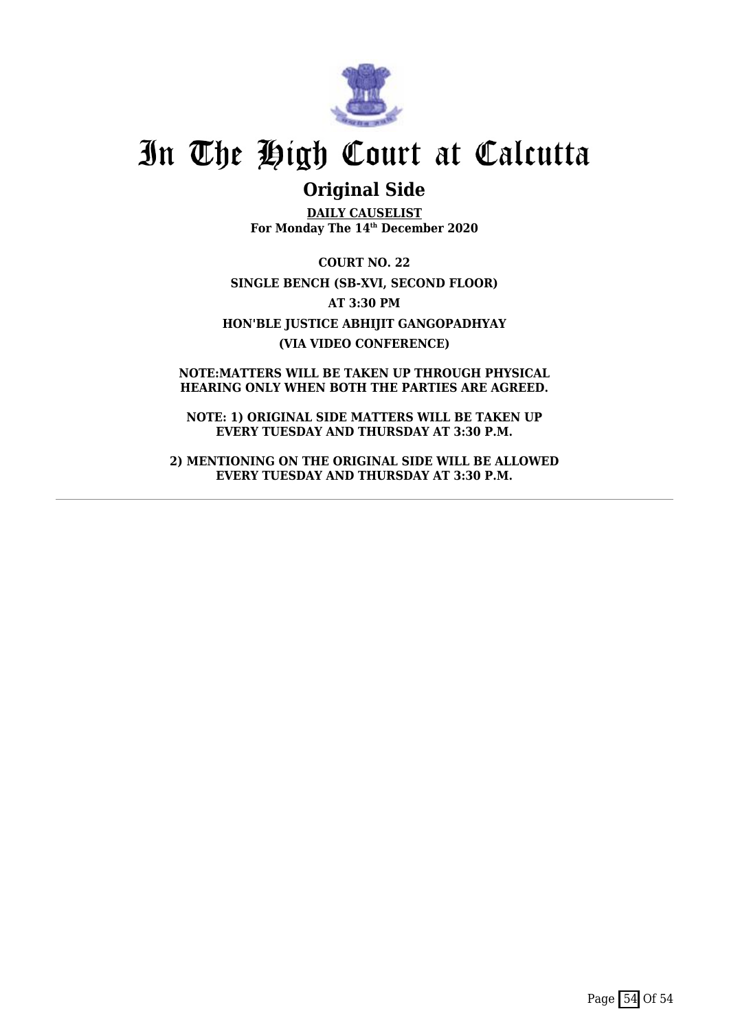# In The High Court at Calcutta

## Original Side

**DAILY CAUSELIST**
**For Monday The 14th December 2020**

**COURT NO. 22**

**SINGLE BENCH (SB-XVI, SECOND FLOOR)**

**AT 3:30 PM**

**HON'BLE JUSTICE ABHIJIT GANGOPADHYAY**

**(VIA VIDEO CONFERENCE)**

**NOTE:MATTERS WILL BE TAKEN UP THROUGH PHYSICAL HEARING ONLY WHEN BOTH THE PARTIES ARE AGREED.**

**NOTE: 1) ORIGINAL SIDE MATTERS WILL BE TAKEN UP EVERY TUESDAY AND THURSDAY AT 3:30 P.M.**

**2) MENTIONING ON THE ORIGINAL SIDE WILL BE ALLOWED EVERY TUESDAY AND THURSDAY AT 3:30 P.M.**